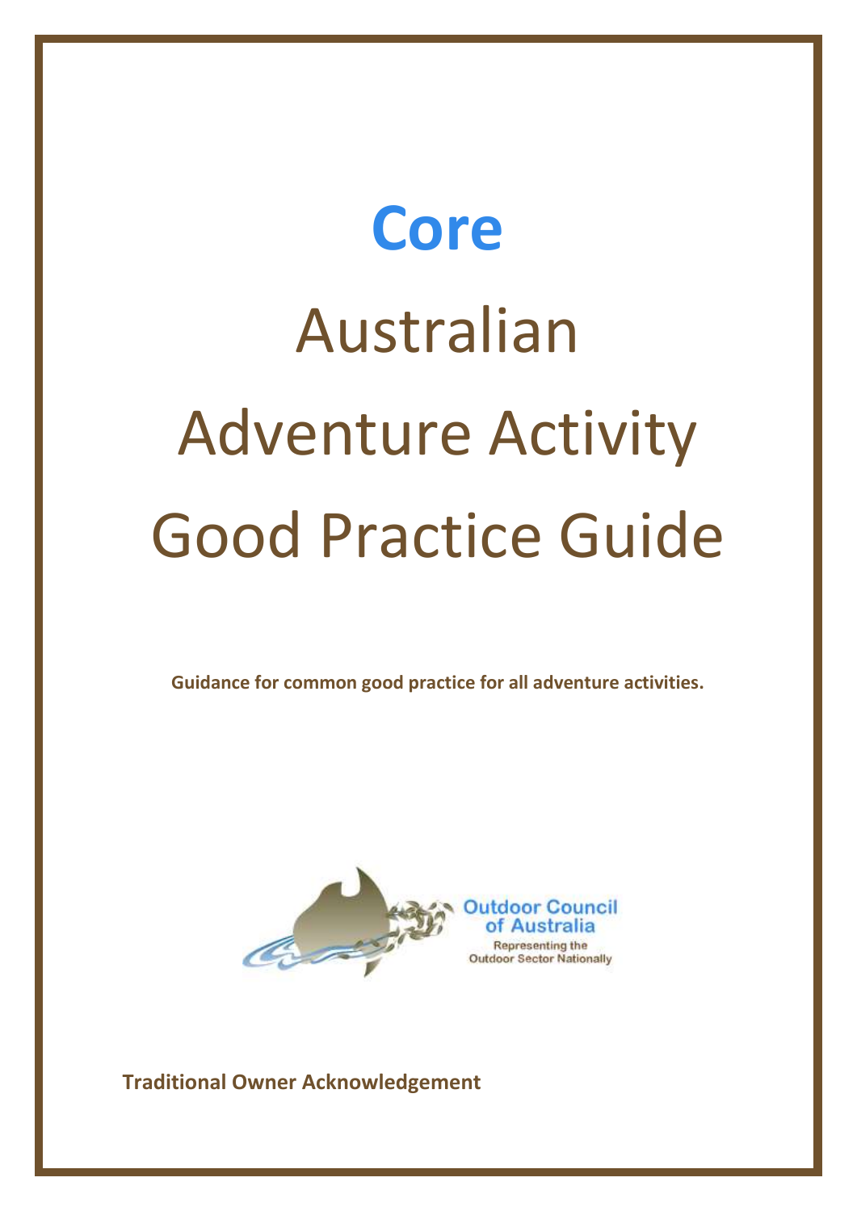# Core

# Australian Adventure Activity Good Practice Guide

**Guidance for common good practice for all adventure activities.**

Outdoor Council of Australia

Representing the Outdoor Sector Nationally

**Traditional Owner Acknowledgement**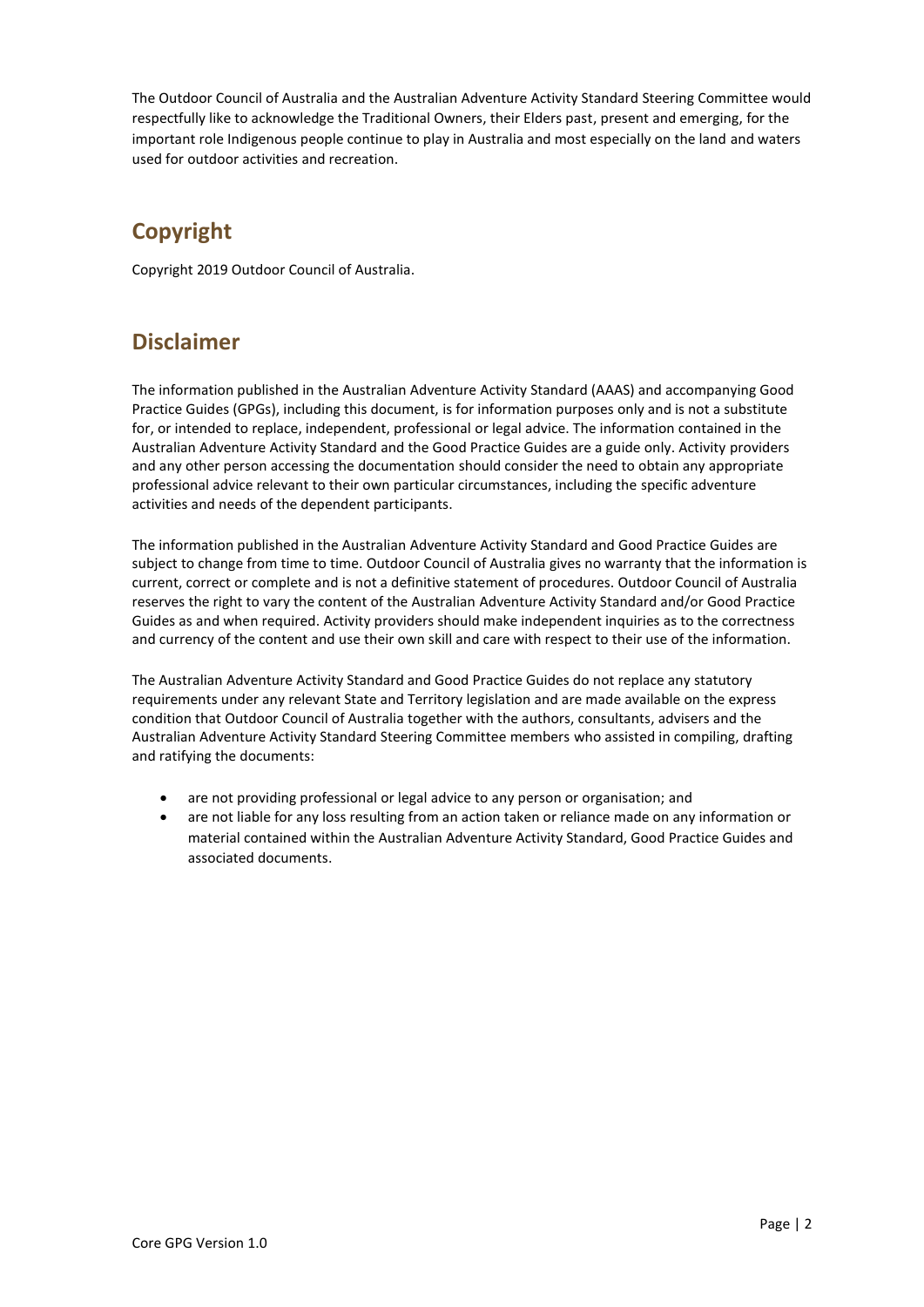The Outdoor Council of Australia and the Australian Adventure Activity Standard Steering Committee would respectfully like to acknowledge the Traditional Owners, their Elders past, present and emerging, for the important role Indigenous people continue to play in Australia and most especially on the land and waters used for outdoor activities and recreation.

## Copyright

Copyright 2019 Outdoor Council of Australia.

## Disclaimer

The information published in the Australian Adventure Activity Standard (AAAS) and accompanying Good Practice Guides (GPGs), including this document, is for information purposes only and is not a substitute for, or intended to replace, independent, professional or legal advice. The information contained in the Australian Adventure Activity Standard and the Good Practice Guides are a guide only. Activity providers and any other person accessing the documentation should consider the need to obtain any appropriate professional advice relevant to their own particular circumstances, including the specific adventure activities and needs of the dependent participants.

The information published in the Australian Adventure Activity Standard and Good Practice Guides are subject to change from time to time. Outdoor Council of Australia gives no warranty that the information is current, correct or complete and is not a definitive statement of procedures. Outdoor Council of Australia reserves the right to vary the content of the Australian Adventure Activity Standard and/or Good Practice Guides as and when required. Activity providers should make independent inquiries as to the correctness and currency of the content and use their own skill and care with respect to their use of the information.

The Australian Adventure Activity Standard and Good Practice Guides do not replace any statutory requirements under any relevant State and Territory legislation and are made available on the express condition that Outdoor Council of Australia together with the authors, consultants, advisers and the Australian Adventure Activity Standard Steering Committee members who assisted in compiling, drafting and ratifying the documents:

- are not providing professional or legal advice to any person or organisation; and
- are not liable for any loss resulting from an action taken or reliance made on any information or material contained within the Australian Adventure Activity Standard, Good Practice Guides and associated documents.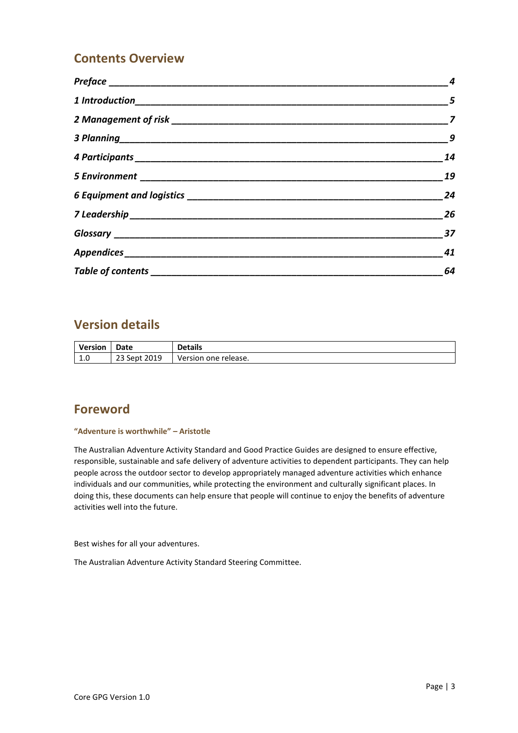## Contents Overview

| | |
|---|---|
| *Preface* | *4* |
| *1 Introduction* | *5* |
| *2 Management of risk* | *7* |
| *3 Planning* | *9* |
| *4 Participants* | *14* |
| *5 Environment* | *19* |
| *6 Equipment and logistics* | *24* |
| *7 Leadership* | *26* |
| *Glossary* | *37* |
| *Appendices* | *41* |
| *Table of contents* | *64* |

## Version details

| Version | Date | Details |
|---|---|---|
| 1.0 | 23 Sept 2019 | Version one release. |

## Foreword

**"Adventure is worthwhile" – Aristotle**

The Australian Adventure Activity Standard and Good Practice Guides are designed to ensure effective, responsible, sustainable and safe delivery of adventure activities to dependent participants. They can help people across the outdoor sector to develop appropriately managed adventure activities which enhance individuals and our communities, while protecting the environment and culturally significant places. In doing this, these documents can help ensure that people will continue to enjoy the benefits of adventure activities well into the future.

Best wishes for all your adventures.

The Australian Adventure Activity Standard Steering Committee.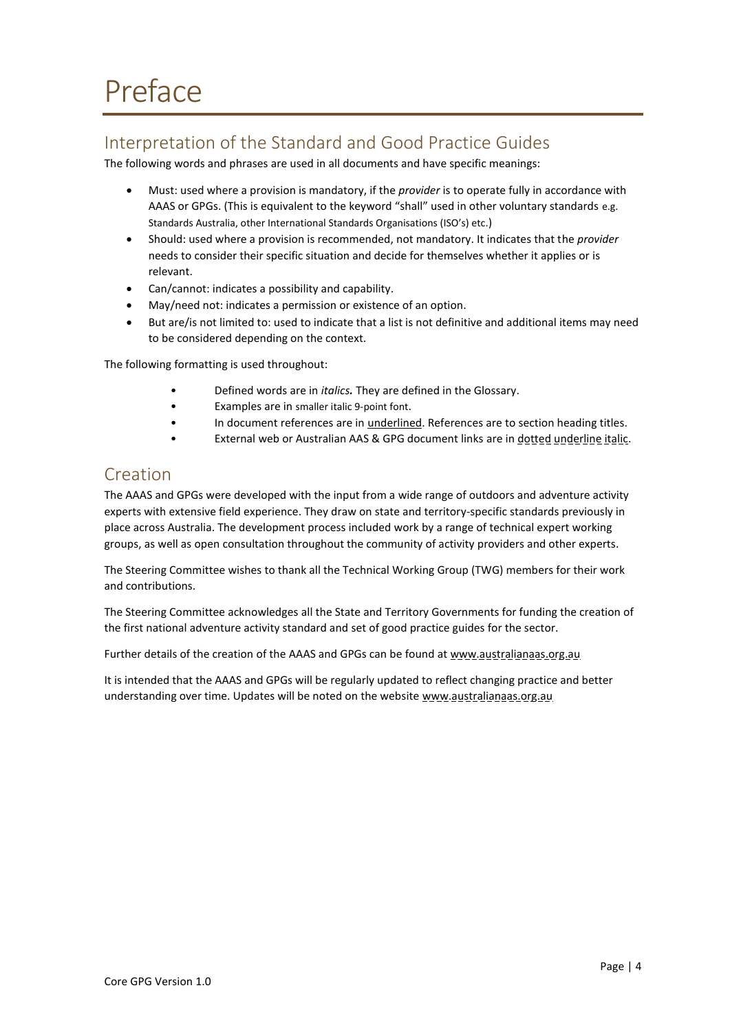# Preface

## Interpretation of the Standard and Good Practice Guides

The following words and phrases are used in all documents and have specific meanings:

- Must: used where a provision is mandatory, if the *provider* is to operate fully in accordance with AAAS or GPGs. (This is equivalent to the keyword "shall" used in other voluntary standards e.g. Standards Australia, other International Standards Organisations (ISO's) etc.)
- Should: used where a provision is recommended, not mandatory. It indicates that the *provider* needs to consider their specific situation and decide for themselves whether it applies or is relevant.
- Can/cannot: indicates a possibility and capability.
- May/need not: indicates a permission or existence of an option.
- But are/is not limited to: used to indicate that a list is not definitive and additional items may need to be considered depending on the context.

The following formatting is used throughout:

- Defined words are in *italics.* They are defined in the Glossary.
- Examples are in smaller italic 9-point font.
- In document references are in underlined. References are to section heading titles.
- External web or Australian AAS & GPG document links are in dotted underline italic.

## Creation

The AAAS and GPGs were developed with the input from a wide range of outdoors and adventure activity experts with extensive field experience. They draw on state and territory-specific standards previously in place across Australia. The development process included work by a range of technical expert working groups, as well as open consultation throughout the community of activity providers and other experts.

The Steering Committee wishes to thank all the Technical Working Group (TWG) members for their work and contributions.

The Steering Committee acknowledges all the State and Territory Governments for funding the creation of the first national adventure activity standard and set of good practice guides for the sector.

Further details of the creation of the AAAS and GPGs can be found at www.australianaas.org.au

It is intended that the AAAS and GPGs will be regularly updated to reflect changing practice and better understanding over time. Updates will be noted on the website www.australianaas.org.au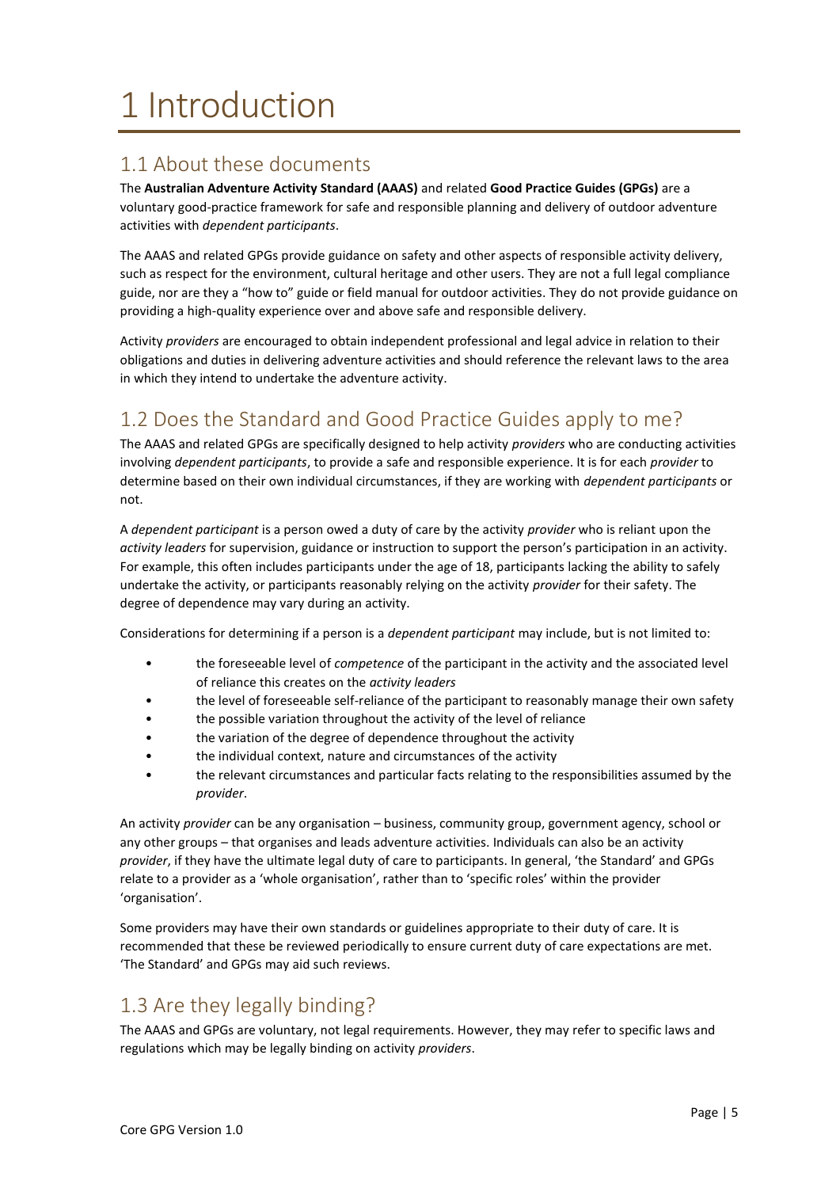# 1 Introduction

## 1.1 About these documents

The **Australian Adventure Activity Standard (AAAS)** and related **Good Practice Guides (GPGs)** are a voluntary good-practice framework for safe and responsible planning and delivery of outdoor adventure activities with *dependent participants*.

The AAAS and related GPGs provide guidance on safety and other aspects of responsible activity delivery, such as respect for the environment, cultural heritage and other users. They are not a full legal compliance guide, nor are they a "how to" guide or field manual for outdoor activities. They do not provide guidance on providing a high-quality experience over and above safe and responsible delivery.

Activity *providers* are encouraged to obtain independent professional and legal advice in relation to their obligations and duties in delivering adventure activities and should reference the relevant laws to the area in which they intend to undertake the adventure activity.

## 1.2 Does the Standard and Good Practice Guides apply to me?

The AAAS and related GPGs are specifically designed to help activity *providers* who are conducting activities involving *dependent participants*, to provide a safe and responsible experience. It is for each *provider* to determine based on their own individual circumstances, if they are working with *dependent participants* or not.

A *dependent participant* is a person owed a duty of care by the activity *provider* who is reliant upon the *activity leaders* for supervision, guidance or instruction to support the person's participation in an activity. For example, this often includes participants under the age of 18, participants lacking the ability to safely undertake the activity, or participants reasonably relying on the activity *provider* for their safety. The degree of dependence may vary during an activity.

Considerations for determining if a person is a *dependent participant* may include, but is not limited to:

- the foreseeable level of *competence* of the participant in the activity and the associated level of reliance this creates on the *activity leaders*
- the level of foreseeable self-reliance of the participant to reasonably manage their own safety
- the possible variation throughout the activity of the level of reliance
- the variation of the degree of dependence throughout the activity
- the individual context, nature and circumstances of the activity
- the relevant circumstances and particular facts relating to the responsibilities assumed by the *provider*.

An activity *provider* can be any organisation – business, community group, government agency, school or any other groups – that organises and leads adventure activities. Individuals can also be an activity *provider*, if they have the ultimate legal duty of care to participants. In general, 'the Standard' and GPGs relate to a provider as a 'whole organisation', rather than to 'specific roles' within the provider 'organisation'.

Some providers may have their own standards or guidelines appropriate to their duty of care. It is recommended that these be reviewed periodically to ensure current duty of care expectations are met. 'The Standard' and GPGs may aid such reviews.

## 1.3 Are they legally binding?

The AAAS and GPGs are voluntary, not legal requirements. However, they may refer to specific laws and regulations which may be legally binding on activity *providers*.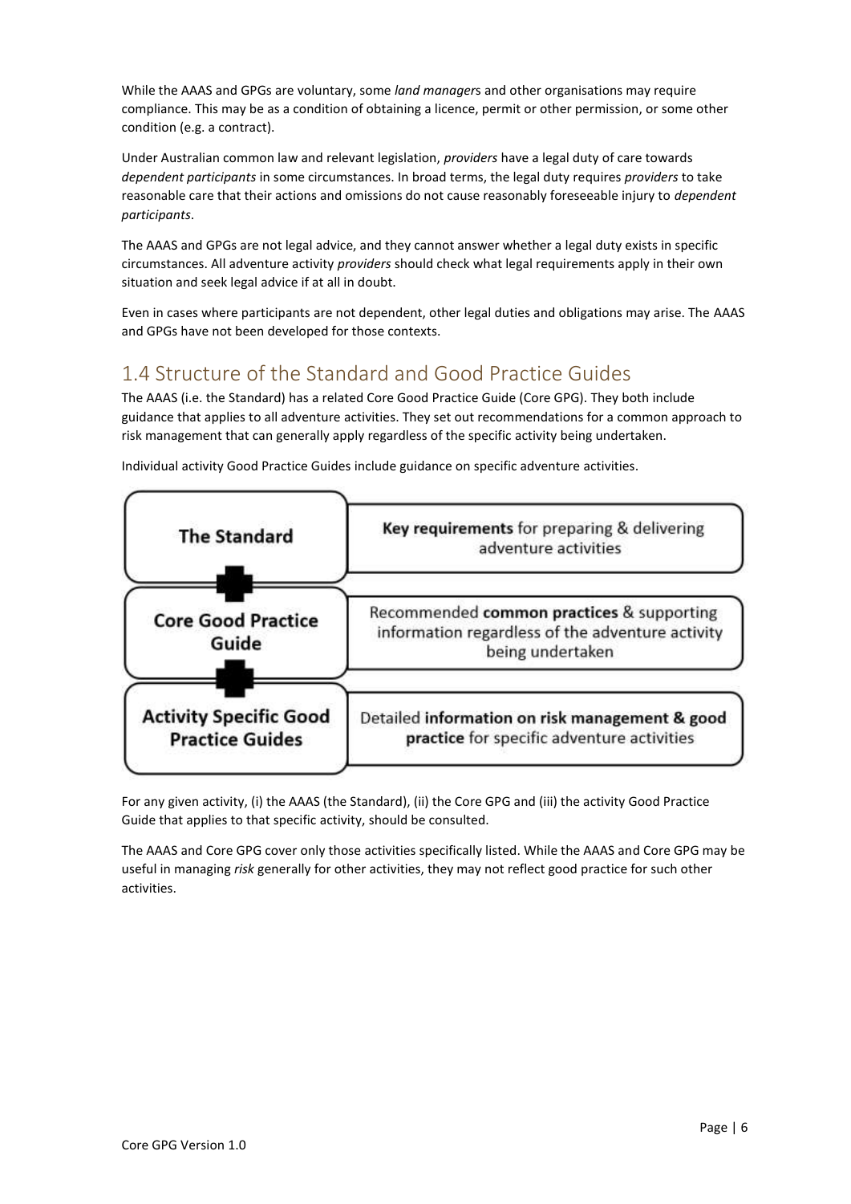While the AAAS and GPGs are voluntary, some *land managers* and other organisations may require compliance. This may be as a condition of obtaining a licence, permit or other permission, or some other condition (e.g. a contract).

Under Australian common law and relevant legislation, *providers* have a legal duty of care towards *dependent participants* in some circumstances. In broad terms, the legal duty requires *providers* to take reasonable care that their actions and omissions do not cause reasonably foreseeable injury to *dependent participants*.

The AAAS and GPGs are not legal advice, and they cannot answer whether a legal duty exists in specific circumstances. All adventure activity *providers* should check what legal requirements apply in their own situation and seek legal advice if at all in doubt.

Even in cases where participants are not dependent, other legal duties and obligations may arise. The AAAS and GPGs have not been developed for those contexts.

## 1.4 Structure of the Standard and Good Practice Guides

The AAAS (i.e. the Standard) has a related Core Good Practice Guide (Core GPG). They both include guidance that applies to all adventure activities. They set out recommendations for a common approach to risk management that can generally apply regardless of the specific activity being undertaken.

Individual activity Good Practice Guides include guidance on specific adventure activities.

| | |
|---|---|
| **The Standard** | **Key requirements** for preparing & delivering adventure activities |
| + | |
| **Core Good Practice Guide** | Recommended **common practices** & supporting information regardless of the adventure activity being undertaken |
| + | |
| **Activity Specific Good Practice Guides** | Detailed **information on risk management & good practice** for specific adventure activities |

For any given activity, (i) the AAAS (the Standard), (ii) the Core GPG and (iii) the activity Good Practice Guide that applies to that specific activity, should be consulted.

The AAAS and Core GPG cover only those activities specifically listed. While the AAAS and Core GPG may be useful in managing *risk* generally for other activities, they may not reflect good practice for such other activities.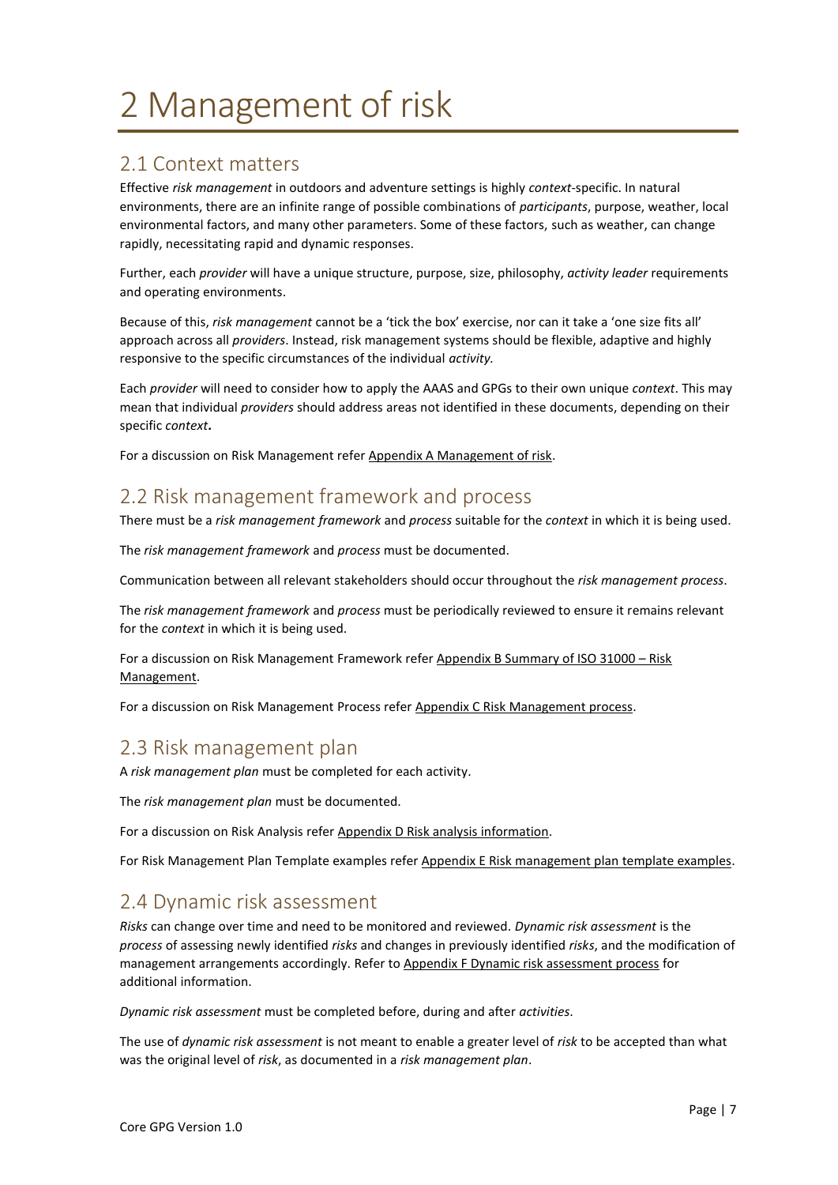# 2 Management of risk

## 2.1 Context matters

Effective *risk management* in outdoors and adventure settings is highly *context*-specific. In natural environments, there are an infinite range of possible combinations of *participants*, purpose, weather, local environmental factors, and many other parameters. Some of these factors, such as weather, can change rapidly, necessitating rapid and dynamic responses.

Further, each *provider* will have a unique structure, purpose, size, philosophy, *activity leader* requirements and operating environments.

Because of this, *risk management* cannot be a 'tick the box' exercise, nor can it take a 'one size fits all' approach across all *providers*. Instead, risk management systems should be flexible, adaptive and highly responsive to the specific circumstances of the individual *activity.*

Each *provider* will need to consider how to apply the AAAS and GPGs to their own unique *context*. This may mean that individual *providers* should address areas not identified in these documents, depending on their specific *context***.**

For a discussion on Risk Management refer Appendix A Management of risk.

## 2.2 Risk management framework and process

There must be a *risk management framework* and *process* suitable for the *context* in which it is being used.

The *risk management framework* and *process* must be documented.

Communication between all relevant stakeholders should occur throughout the *risk management process*.

The *risk management framework* and *process* must be periodically reviewed to ensure it remains relevant for the *context* in which it is being used.

For a discussion on Risk Management Framework refer Appendix B Summary of ISO 31000 – Risk Management.

For a discussion on Risk Management Process refer Appendix C Risk Management process.

## 2.3 Risk management plan

A *risk management plan* must be completed for each activity.

The *risk management plan* must be documented.

For a discussion on Risk Analysis refer Appendix D Risk analysis information.

For Risk Management Plan Template examples refer Appendix E Risk management plan template examples.

## 2.4 Dynamic risk assessment

*Risks* can change over time and need to be monitored and reviewed. *Dynamic risk assessment* is the *process* of assessing newly identified *risks* and changes in previously identified *risks*, and the modification of management arrangements accordingly. Refer to Appendix F Dynamic risk assessment process for additional information.

*Dynamic risk assessment* must be completed before, during and after *activities*.

The use of *dynamic risk assessment* is not meant to enable a greater level of *risk* to be accepted than what was the original level of *risk*, as documented in a *risk management plan*.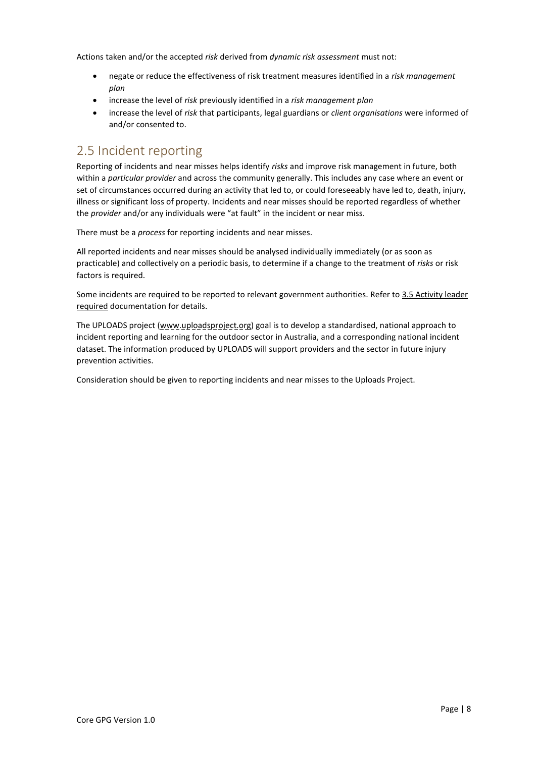Actions taken and/or the accepted *risk* derived from *dynamic risk assessment* must not:

- negate or reduce the effectiveness of risk treatment measures identified in a *risk management plan*
- increase the level of *risk* previously identified in a *risk management plan*
- increase the level of *risk* that participants, legal guardians or *client organisations* were informed of and/or consented to.

## 2.5 Incident reporting

Reporting of incidents and near misses helps identify *risks* and improve risk management in future, both within a *particular provider* and across the community generally. This includes any case where an event or set of circumstances occurred during an activity that led to, or could foreseeably have led to, death, injury, illness or significant loss of property. Incidents and near misses should be reported regardless of whether the *provider* and/or any individuals were "at fault" in the incident or near miss.

There must be a *process* for reporting incidents and near misses.

All reported incidents and near misses should be analysed individually immediately (or as soon as practicable) and collectively on a periodic basis, to determine if a change to the treatment of *risks* or risk factors is required.

Some incidents are required to be reported to relevant government authorities. Refer to 3.5 Activity leader required documentation for details.

The UPLOADS project (www.uploadsproject.org) goal is to develop a standardised, national approach to incident reporting and learning for the outdoor sector in Australia, and a corresponding national incident dataset. The information produced by UPLOADS will support providers and the sector in future injury prevention activities.

Consideration should be given to reporting incidents and near misses to the Uploads Project.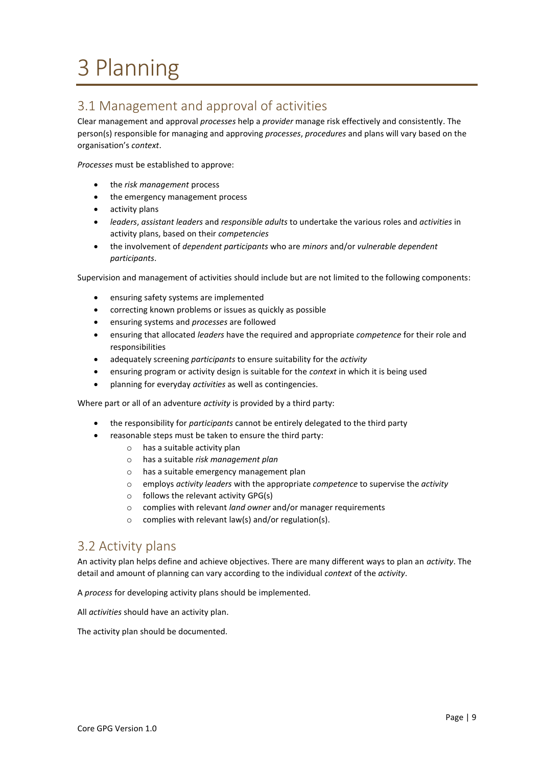# 3 Planning

## 3.1 Management and approval of activities

Clear management and approval *processes* help a *provider* manage risk effectively and consistently. The person(s) responsible for managing and approving *processes*, *procedures* and plans will vary based on the organisation's *context*.

*Processes* must be established to approve:

- the *risk management* process
- the emergency management process
- activity plans
- *leaders*, *assistant leaders* and *responsible adults* to undertake the various roles and *activities* in activity plans, based on their *competencies*
- the involvement of *dependent participants* who are *minors* and/or *vulnerable dependent participants*.

Supervision and management of activities should include but are not limited to the following components:

- ensuring safety systems are implemented
- correcting known problems or issues as quickly as possible
- ensuring systems and *processes* are followed
- ensuring that allocated *leaders* have the required and appropriate *competence* for their role and responsibilities
- adequately screening *participants* to ensure suitability for the *activity*
- ensuring program or activity design is suitable for the *context* in which it is being used
- planning for everyday *activities* as well as contingencies.

Where part or all of an adventure *activity* is provided by a third party:

- the responsibility for *participants* cannot be entirely delegated to the third party
- reasonable steps must be taken to ensure the third party:
  - has a suitable activity plan
  - has a suitable *risk management plan*
  - has a suitable emergency management plan
  - employs *activity leaders* with the appropriate *competence* to supervise the *activity*
  - follows the relevant activity GPG(s)
  - complies with relevant *land owner* and/or manager requirements
  - complies with relevant law(s) and/or regulation(s).

## 3.2 Activity plans

An activity plan helps define and achieve objectives. There are many different ways to plan an *activity*. The detail and amount of planning can vary according to the individual *context* of the *activity*.

A *process* for developing activity plans should be implemented.

All *activities* should have an activity plan.

The activity plan should be documented.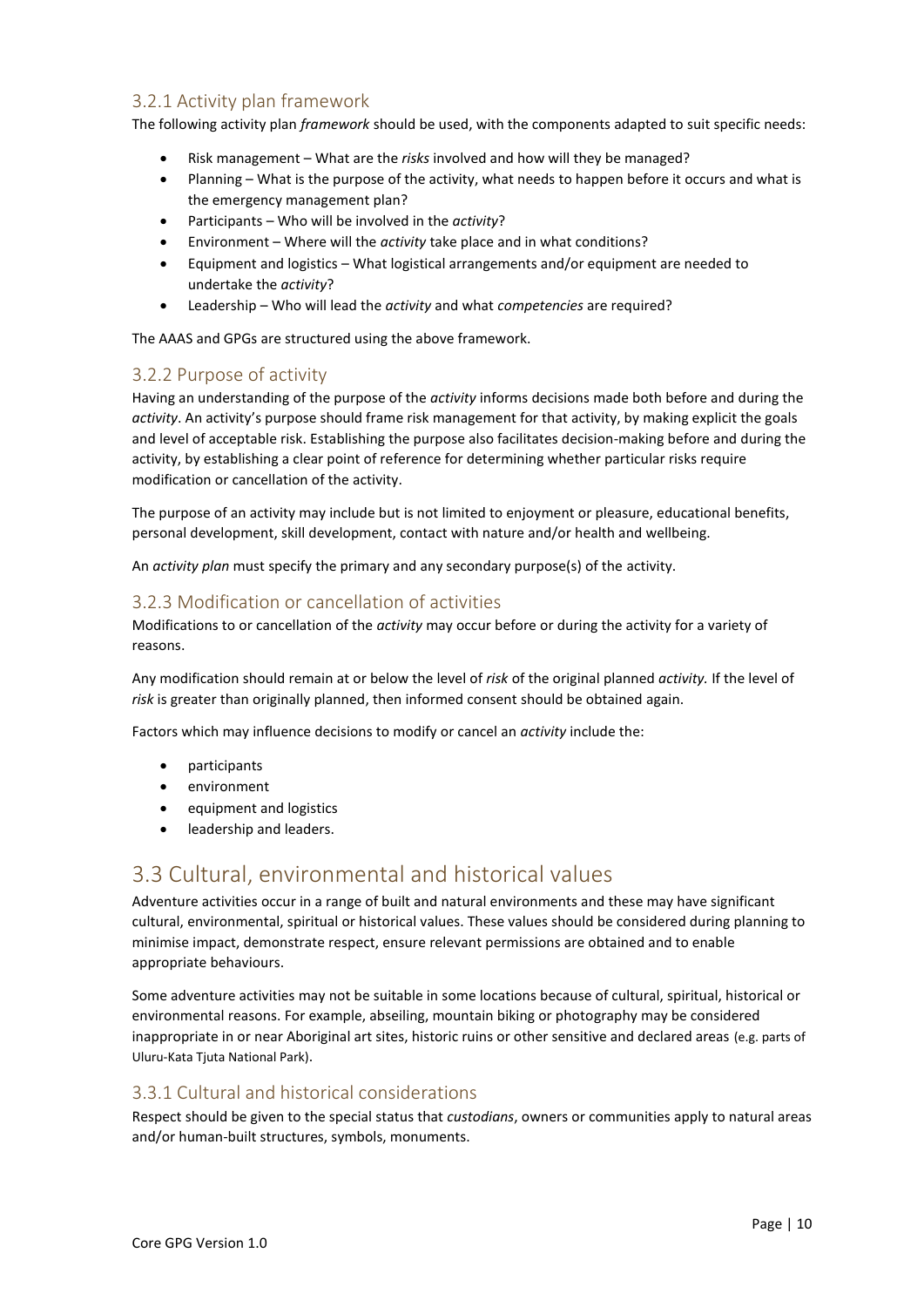### 3.2.1 Activity plan framework

The following activity plan *framework* should be used, with the components adapted to suit specific needs:

- Risk management – What are the *risks* involved and how will they be managed?
- Planning – What is the purpose of the activity, what needs to happen before it occurs and what is the emergency management plan?
- Participants – Who will be involved in the *activity*?
- Environment – Where will the *activity* take place and in what conditions?
- Equipment and logistics – What logistical arrangements and/or equipment are needed to undertake the *activity*?
- Leadership – Who will lead the *activity* and what *competencies* are required?

The AAAS and GPGs are structured using the above framework.

### 3.2.2 Purpose of activity

Having an understanding of the purpose of the *activity* informs decisions made both before and during the *activity*. An activity's purpose should frame risk management for that activity, by making explicit the goals and level of acceptable risk. Establishing the purpose also facilitates decision-making before and during the activity, by establishing a clear point of reference for determining whether particular risks require modification or cancellation of the activity.

The purpose of an activity may include but is not limited to enjoyment or pleasure, educational benefits, personal development, skill development, contact with nature and/or health and wellbeing.

An *activity plan* must specify the primary and any secondary purpose(s) of the activity.

### 3.2.3 Modification or cancellation of activities

Modifications to or cancellation of the *activity* may occur before or during the activity for a variety of reasons.

Any modification should remain at or below the level of *risk* of the original planned *activity.* If the level of *risk* is greater than originally planned, then informed consent should be obtained again.

Factors which may influence decisions to modify or cancel an *activity* include the:

- participants
- environment
- equipment and logistics
- leadership and leaders.

## 3.3 Cultural, environmental and historical values

Adventure activities occur in a range of built and natural environments and these may have significant cultural, environmental, spiritual or historical values. These values should be considered during planning to minimise impact, demonstrate respect, ensure relevant permissions are obtained and to enable appropriate behaviours.

Some adventure activities may not be suitable in some locations because of cultural, spiritual, historical or environmental reasons. For example, abseiling, mountain biking or photography may be considered inappropriate in or near Aboriginal art sites, historic ruins or other sensitive and declared areas (e.g. parts of Uluru-Kata Tjuta National Park).

### 3.3.1 Cultural and historical considerations

Respect should be given to the special status that *custodians*, owners or communities apply to natural areas and/or human-built structures, symbols, monuments.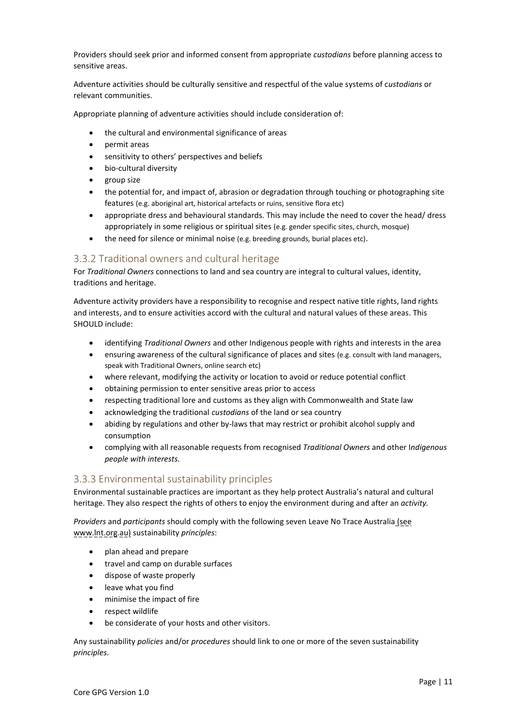Providers should seek prior and informed consent from appropriate *custodians* before planning access to sensitive areas.

Adventure activities should be culturally sensitive and respectful of the value systems of c*ustodians* or relevant communities.

Appropriate planning of adventure activities should include consideration of:

- the cultural and environmental significance of areas
- permit areas
- sensitivity to others' perspectives and beliefs
- bio-cultural diversity
- group size
- the potential for, and impact of, abrasion or degradation through touching or photographing site features (e.g. aboriginal art, historical artefacts or ruins, sensitive flora etc)
- appropriate dress and behavioural standards. This may include the need to cover the head/ dress appropriately in some religious or spiritual sites (e.g. gender specific sites, church, mosque)
- the need for silence or minimal noise (e.g. breeding grounds, burial places etc).

### 3.3.2 Traditional owners and cultural heritage

For *Traditional Owners* connections to land and sea country are integral to cultural values, identity, traditions and heritage.

Adventure activity providers have a responsibility to recognise and respect native title rights, land rights and interests, and to ensure activities accord with the cultural and natural values of these areas. This SHOULD include:

- identifying *Traditional Owners* and other Indigenous people with rights and interests in the area
- ensuring awareness of the cultural significance of places and sites (e.g. consult with land managers, speak with Traditional Owners, online search etc)
- where relevant, modifying the activity or location to avoid or reduce potential conflict
- obtaining permission to enter sensitive areas prior to access
- respecting traditional lore and customs as they align with Commonwealth and State law
- acknowledging the traditional *custodians* of the land or sea country
- abiding by regulations and other by-laws that may restrict or prohibit alcohol supply and consumption
- complying with all reasonable requests from recognised *Traditional Owners* and other I*ndigenous people with interests.*

### 3.3.3 Environmental sustainability principles

Environmental sustainable practices are important as they help protect Australia's natural and cultural heritage. They also respect the rights of others to enjoy the environment during and after an *activity.*

*Providers* and *participants* should comply with the following seven Leave No Trace Australia (see www.lnt.org.au) sustainability *principles*:

- plan ahead and prepare
- travel and camp on durable surfaces
- dispose of waste properly
- leave what you find
- minimise the impact of fire
- respect wildlife
- be considerate of your hosts and other visitors.

Any sustainability *policies* and/or *procedures* should link to one or more of the seven sustainability *principles*.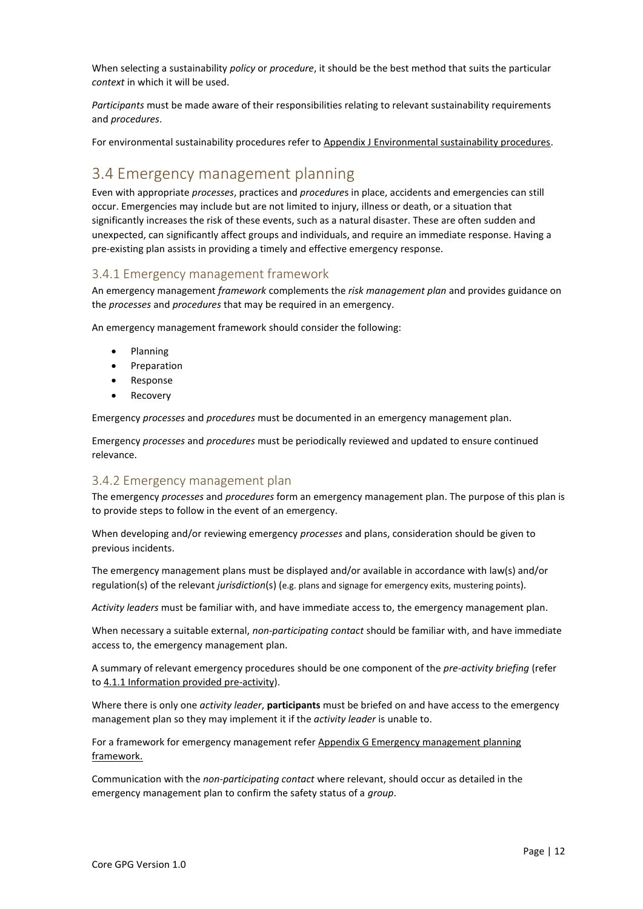When selecting a sustainability *policy* or *procedure*, it should be the best method that suits the particular *context* in which it will be used.

*Participants* must be made aware of their responsibilities relating to relevant sustainability requirements and *procedures*.

For environmental sustainability procedures refer to Appendix J Environmental sustainability procedures.

## 3.4 Emergency management planning

Even with appropriate *processes*, practices and *procedures* in place, accidents and emergencies can still occur. Emergencies may include but are not limited to injury, illness or death, or a situation that significantly increases the risk of these events, such as a natural disaster. These are often sudden and unexpected, can significantly affect groups and individuals, and require an immediate response. Having a pre-existing plan assists in providing a timely and effective emergency response.

### 3.4.1 Emergency management framework

An emergency management *framework* complements the *risk management plan* and provides guidance on the *processes* and *procedures* that may be required in an emergency.

An emergency management framework should consider the following:

- Planning
- Preparation
- Response
- Recovery

Emergency *processes* and *procedures* must be documented in an emergency management plan.

Emergency *processes* and *procedures* must be periodically reviewed and updated to ensure continued relevance.

### 3.4.2 Emergency management plan

The emergency *processes* and *procedures* form an emergency management plan. The purpose of this plan is to provide steps to follow in the event of an emergency.

When developing and/or reviewing emergency *processes* and plans, consideration should be given to previous incidents.

The emergency management plans must be displayed and/or available in accordance with law(s) and/or regulation(s) of the relevant *jurisdiction*(s) (e.g. plans and signage for emergency exits, mustering points).

*Activity leaders* must be familiar with, and have immediate access to, the emergency management plan.

When necessary a suitable external, *non-participating contact* should be familiar with, and have immediate access to, the emergency management plan.

A summary of relevant emergency procedures should be one component of the *pre-activity briefing* (refer to 4.1.1 Information provided pre-activity).

Where there is only one *activity leader*, **participants** must be briefed on and have access to the emergency management plan so they may implement it if the *activity leader* is unable to.

For a framework for emergency management refer Appendix G Emergency management planning framework.

Communication with the *non-participating contact* where relevant, should occur as detailed in the emergency management plan to confirm the safety status of a *group*.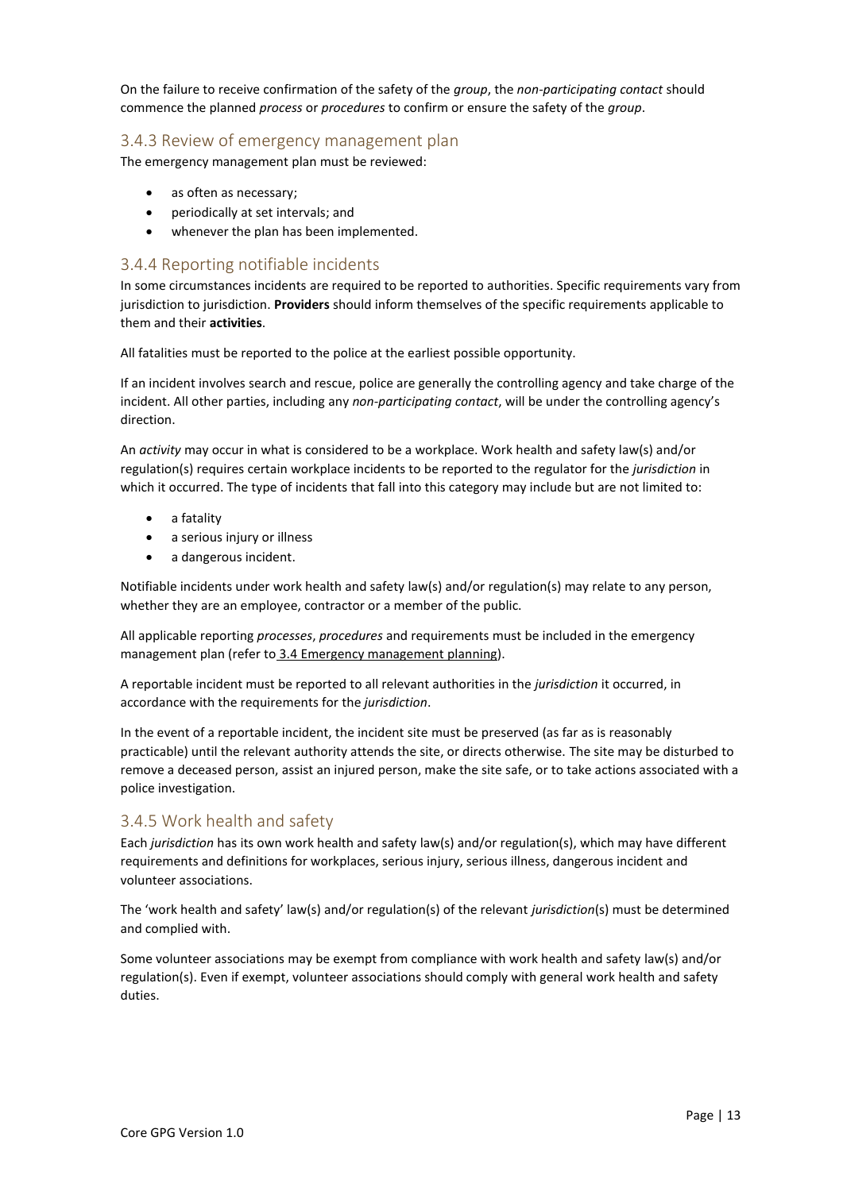On the failure to receive confirmation of the safety of the *group*, the *non-participating contact* should commence the planned *process* or *procedures* to confirm or ensure the safety of the *group*.

### 3.4.3 Review of emergency management plan

The emergency management plan must be reviewed:

- as often as necessary;
- periodically at set intervals; and
- whenever the plan has been implemented.

### 3.4.4 Reporting notifiable incidents

In some circumstances incidents are required to be reported to authorities. Specific requirements vary from jurisdiction to jurisdiction. **Providers** should inform themselves of the specific requirements applicable to them and their **activities**.

All fatalities must be reported to the police at the earliest possible opportunity.

If an incident involves search and rescue, police are generally the controlling agency and take charge of the incident. All other parties, including any *non-participating contact*, will be under the controlling agency's direction.

An *activity* may occur in what is considered to be a workplace. Work health and safety law(s) and/or regulation(s) requires certain workplace incidents to be reported to the regulator for the *jurisdiction* in which it occurred. The type of incidents that fall into this category may include but are not limited to:

- a fatality
- a serious injury or illness
- a dangerous incident.

Notifiable incidents under work health and safety law(s) and/or regulation(s) may relate to any person, whether they are an employee, contractor or a member of the public.

All applicable reporting *processes*, *procedures* and requirements must be included in the emergency management plan (refer to 3.4 Emergency management planning).

A reportable incident must be reported to all relevant authorities in the *jurisdiction* it occurred, in accordance with the requirements for the *jurisdiction*.

In the event of a reportable incident, the incident site must be preserved (as far as is reasonably practicable) until the relevant authority attends the site, or directs otherwise. The site may be disturbed to remove a deceased person, assist an injured person, make the site safe, or to take actions associated with a police investigation.

### 3.4.5 Work health and safety

Each *jurisdiction* has its own work health and safety law(s) and/or regulation(s), which may have different requirements and definitions for workplaces, serious injury, serious illness, dangerous incident and volunteer associations.

The 'work health and safety' law(s) and/or regulation(s) of the relevant *jurisdiction*(s) must be determined and complied with.

Some volunteer associations may be exempt from compliance with work health and safety law(s) and/or regulation(s). Even if exempt, volunteer associations should comply with general work health and safety duties.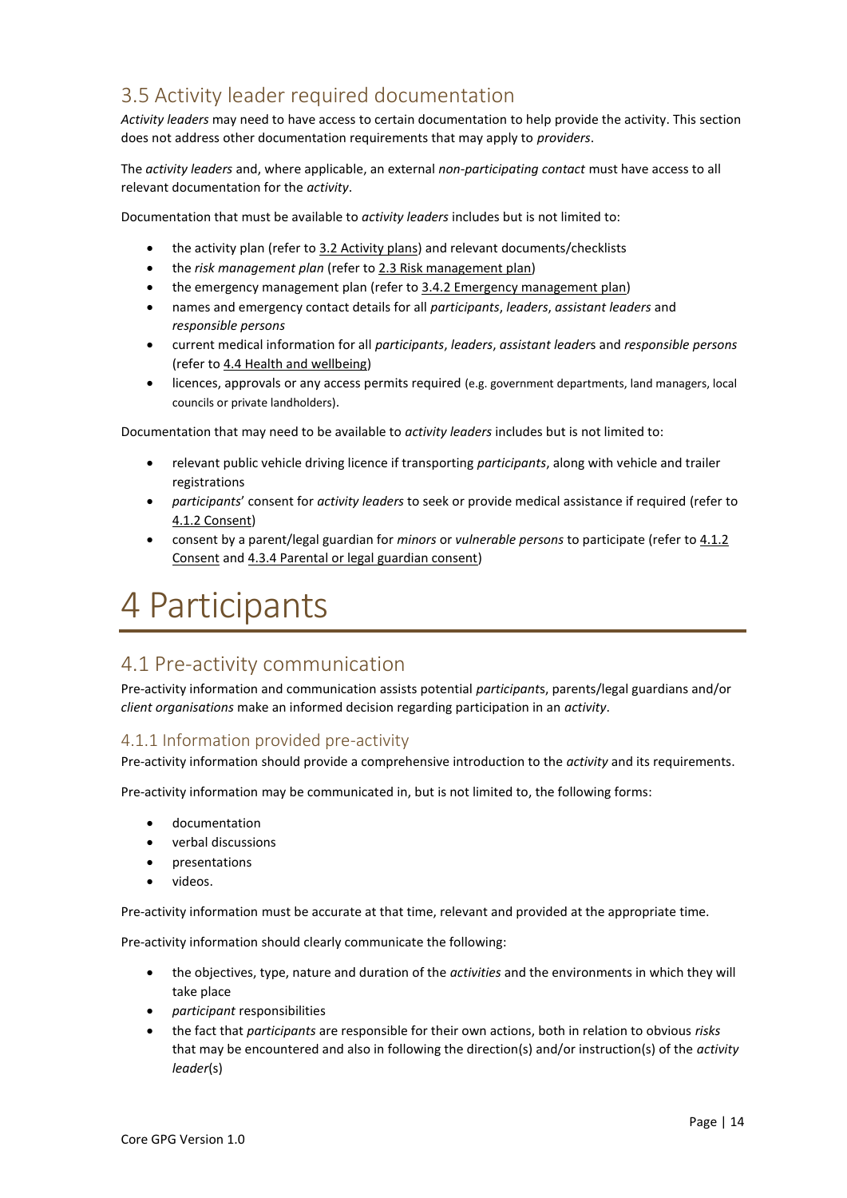## 3.5 Activity leader required documentation

*Activity leaders* may need to have access to certain documentation to help provide the activity. This section does not address other documentation requirements that may apply to *providers*.

The *activity leaders* and, where applicable, an external *non-participating contact* must have access to all relevant documentation for the *activity*.

Documentation that must be available to *activity leaders* includes but is not limited to:

- the activity plan (refer to 3.2 Activity plans) and relevant documents/checklists
- the *risk management plan* (refer to 2.3 Risk management plan)
- the emergency management plan (refer to 3.4.2 Emergency management plan)
- names and emergency contact details for all *participants*, *leaders*, *assistant leaders* and *responsible persons*
- current medical information for all *participants*, *leaders*, *assistant leader*s and *responsible persons* (refer to 4.4 Health and wellbeing)
- licences, approvals or any access permits required (e.g. government departments, land managers, local councils or private landholders).

Documentation that may need to be available to *activity leaders* includes but is not limited to:

- relevant public vehicle driving licence if transporting *participants*, along with vehicle and trailer registrations
- *participants*' consent for *activity leaders* to seek or provide medical assistance if required (refer to 4.1.2 Consent)
- consent by a parent/legal guardian for *minors* or *vulnerable persons* to participate (refer to 4.1.2 Consent and 4.3.4 Parental or legal guardian consent)

# 4 Participants

## 4.1 Pre-activity communication

Pre-activity information and communication assists potential *participant*s, parents/legal guardians and/or *client organisations* make an informed decision regarding participation in an *activity*.

### 4.1.1 Information provided pre-activity

Pre-activity information should provide a comprehensive introduction to the *activity* and its requirements.

Pre-activity information may be communicated in, but is not limited to, the following forms:

- documentation
- verbal discussions
- presentations
- videos.

Pre-activity information must be accurate at that time, relevant and provided at the appropriate time.

Pre-activity information should clearly communicate the following:

- the objectives, type, nature and duration of the *activities* and the environments in which they will take place
- *participant* responsibilities
- the fact that *participants* are responsible for their own actions, both in relation to obvious *risks* that may be encountered and also in following the direction(s) and/or instruction(s) of the *activity leader*(s)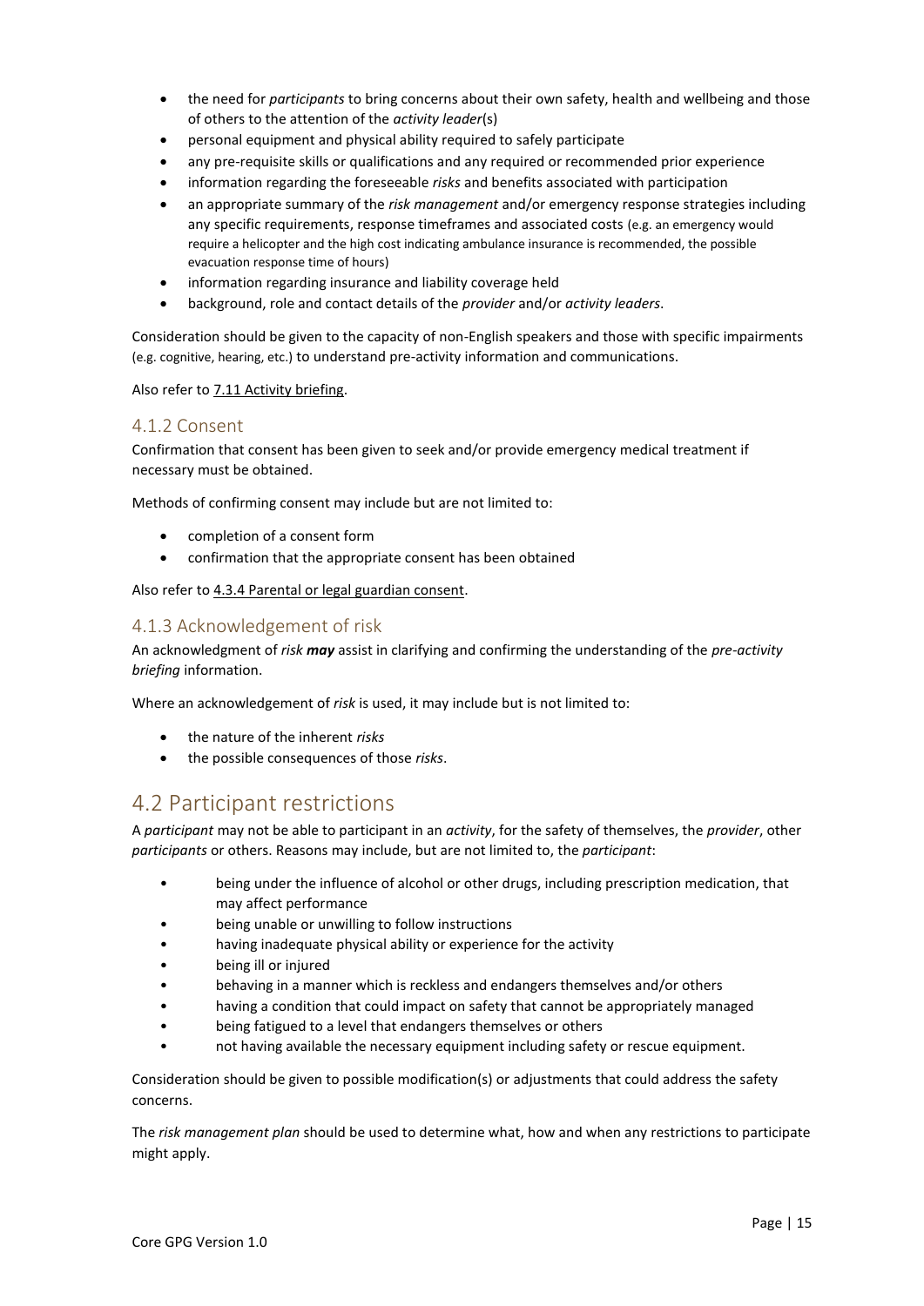- the need for *participants* to bring concerns about their own safety, health and wellbeing and those of others to the attention of the *activity leader*(s)
- personal equipment and physical ability required to safely participate
- any pre-requisite skills or qualifications and any required or recommended prior experience
- information regarding the foreseeable *risks* and benefits associated with participation
- an appropriate summary of the *risk management* and/or emergency response strategies including any specific requirements, response timeframes and associated costs (e.g. an emergency would require a helicopter and the high cost indicating ambulance insurance is recommended, the possible evacuation response time of hours)
- information regarding insurance and liability coverage held
- background, role and contact details of the *provider* and/or *activity leaders*.

Consideration should be given to the capacity of non-English speakers and those with specific impairments (e.g. cognitive, hearing, etc.) to understand pre-activity information and communications.

Also refer to 7.11 Activity briefing.

### 4.1.2 Consent

Confirmation that consent has been given to seek and/or provide emergency medical treatment if necessary must be obtained.

Methods of confirming consent may include but are not limited to:

- completion of a consent form
- confirmation that the appropriate consent has been obtained

Also refer to 4.3.4 Parental or legal guardian consent.

### 4.1.3 Acknowledgement of risk

An acknowledgment of *risk* ***may*** assist in clarifying and confirming the understanding of the *pre-activity briefing* information.

Where an acknowledgement of *risk* is used, it may include but is not limited to:

- the nature of the inherent *risks*
- the possible consequences of those *risks*.

## 4.2 Participant restrictions

A *participant* may not be able to participant in an *activity*, for the safety of themselves, the *provider*, other *participants* or others. Reasons may include, but are not limited to, the *participant*:

- being under the influence of alcohol or other drugs, including prescription medication, that may affect performance
- being unable or unwilling to follow instructions
- having inadequate physical ability or experience for the activity
- being ill or injured
- behaving in a manner which is reckless and endangers themselves and/or others
- having a condition that could impact on safety that cannot be appropriately managed
- being fatigued to a level that endangers themselves or others
- not having available the necessary equipment including safety or rescue equipment.

Consideration should be given to possible modification(s) or adjustments that could address the safety concerns.

The *risk management plan* should be used to determine what, how and when any restrictions to participate might apply.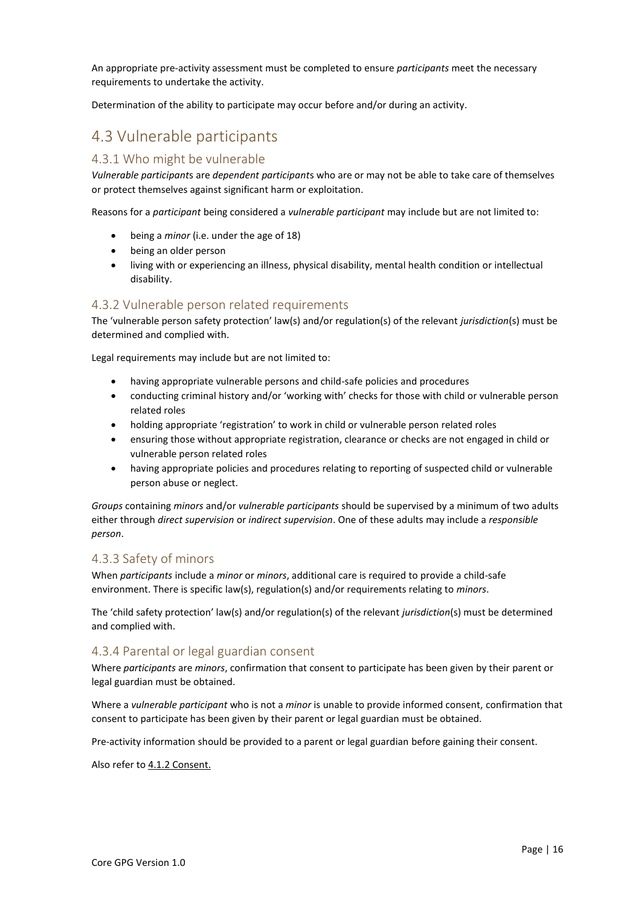An appropriate pre-activity assessment must be completed to ensure *participants* meet the necessary requirements to undertake the activity.

Determination of the ability to participate may occur before and/or during an activity.

## 4.3 Vulnerable participants

### 4.3.1 Who might be vulnerable

*Vulnerable participant*s are *dependent participant*s who are or may not be able to take care of themselves or protect themselves against significant harm or exploitation.

Reasons for a *participant* being considered a *vulnerable participant* may include but are not limited to:

- being a *minor* (i.e. under the age of 18)
- being an older person
- living with or experiencing an illness, physical disability, mental health condition or intellectual disability.

### 4.3.2 Vulnerable person related requirements

The 'vulnerable person safety protection' law(s) and/or regulation(s) of the relevant *jurisdiction*(s) must be determined and complied with.

Legal requirements may include but are not limited to:

- having appropriate vulnerable persons and child-safe policies and procedures
- conducting criminal history and/or 'working with' checks for those with child or vulnerable person related roles
- holding appropriate 'registration' to work in child or vulnerable person related roles
- ensuring those without appropriate registration, clearance or checks are not engaged in child or vulnerable person related roles
- having appropriate policies and procedures relating to reporting of suspected child or vulnerable person abuse or neglect.

*Groups* containing *minors* and/or *vulnerable participants* should be supervised by a minimum of two adults either through *direct supervision* or *indirect supervision*. One of these adults may include a *responsible person*.

### 4.3.3 Safety of minors

When *participants* include a *minor* or *minors*, additional care is required to provide a child-safe environment. There is specific law(s), regulation(s) and/or requirements relating to *minors*.

The 'child safety protection' law(s) and/or regulation(s) of the relevant *jurisdiction*(s) must be determined and complied with.

### 4.3.4 Parental or legal guardian consent

Where *participants* are *minors*, confirmation that consent to participate has been given by their parent or legal guardian must be obtained.

Where a *vulnerable participant* who is not a *minor* is unable to provide informed consent, confirmation that consent to participate has been given by their parent or legal guardian must be obtained.

Pre-activity information should be provided to a parent or legal guardian before gaining their consent.

Also refer to 4.1.2 Consent.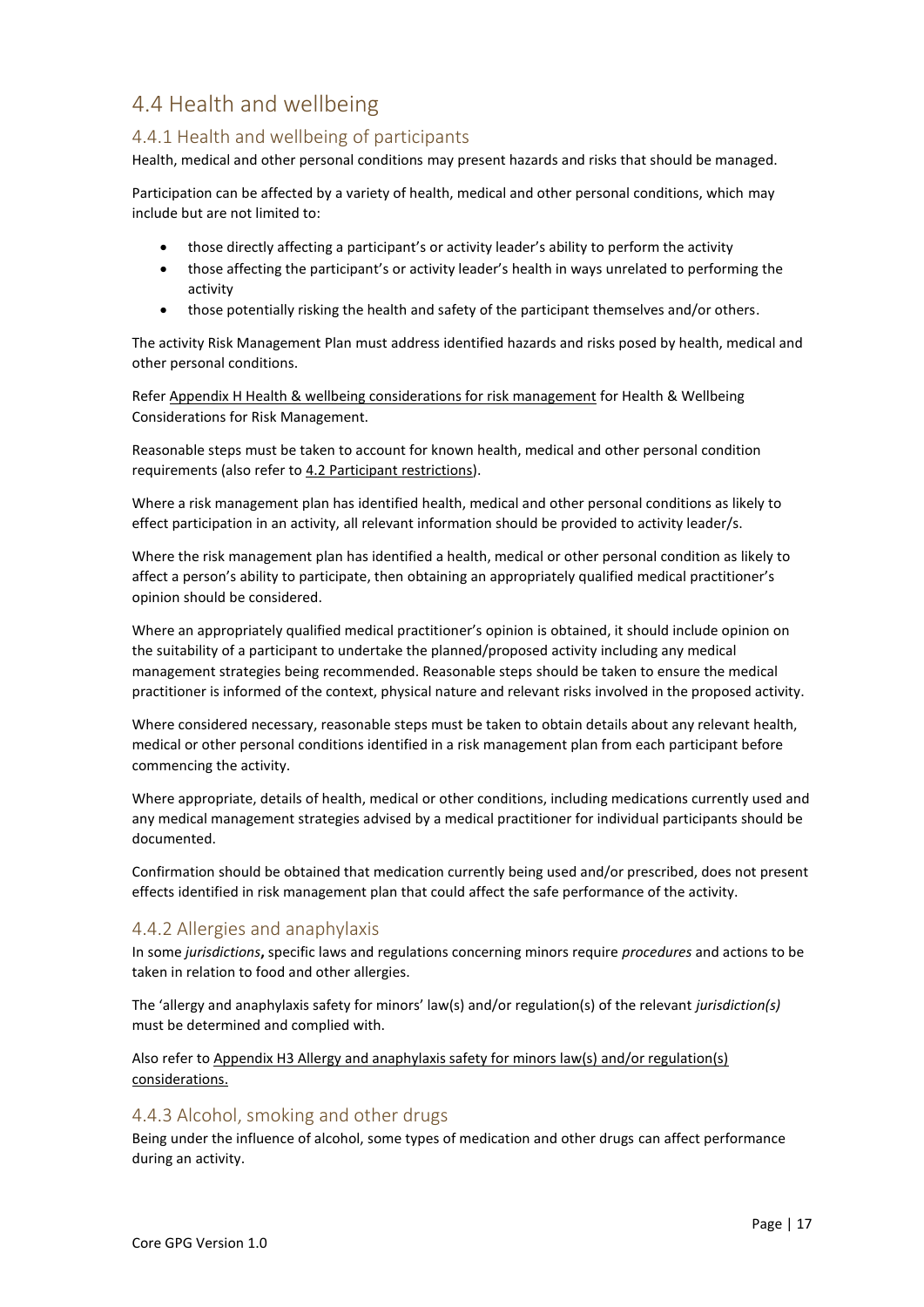## 4.4 Health and wellbeing

### 4.4.1 Health and wellbeing of participants

Health, medical and other personal conditions may present hazards and risks that should be managed.

Participation can be affected by a variety of health, medical and other personal conditions, which may include but are not limited to:

- those directly affecting a participant's or activity leader's ability to perform the activity
- those affecting the participant's or activity leader's health in ways unrelated to performing the activity
- those potentially risking the health and safety of the participant themselves and/or others.

The activity Risk Management Plan must address identified hazards and risks posed by health, medical and other personal conditions.

Refer Appendix H Health & wellbeing considerations for risk management for Health & Wellbeing Considerations for Risk Management.

Reasonable steps must be taken to account for known health, medical and other personal condition requirements (also refer to 4.2 Participant restrictions).

Where a risk management plan has identified health, medical and other personal conditions as likely to effect participation in an activity, all relevant information should be provided to activity leader/s.

Where the risk management plan has identified a health, medical or other personal condition as likely to affect a person's ability to participate, then obtaining an appropriately qualified medical practitioner's opinion should be considered.

Where an appropriately qualified medical practitioner's opinion is obtained, it should include opinion on the suitability of a participant to undertake the planned/proposed activity including any medical management strategies being recommended. Reasonable steps should be taken to ensure the medical practitioner is informed of the context, physical nature and relevant risks involved in the proposed activity.

Where considered necessary, reasonable steps must be taken to obtain details about any relevant health, medical or other personal conditions identified in a risk management plan from each participant before commencing the activity.

Where appropriate, details of health, medical or other conditions, including medications currently used and any medical management strategies advised by a medical practitioner for individual participants should be documented.

Confirmation should be obtained that medication currently being used and/or prescribed, does not present effects identified in risk management plan that could affect the safe performance of the activity.

### 4.4.2 Allergies and anaphylaxis

In some *jurisdictions***,** specific laws and regulations concerning minors require *procedures* and actions to be taken in relation to food and other allergies.

The 'allergy and anaphylaxis safety for minors' law(s) and/or regulation(s) of the relevant *jurisdiction(s)* must be determined and complied with.

Also refer to Appendix H3 Allergy and anaphylaxis safety for minors law(s) and/or regulation(s) considerations.

### 4.4.3 Alcohol, smoking and other drugs

Being under the influence of alcohol, some types of medication and other drugs can affect performance during an activity.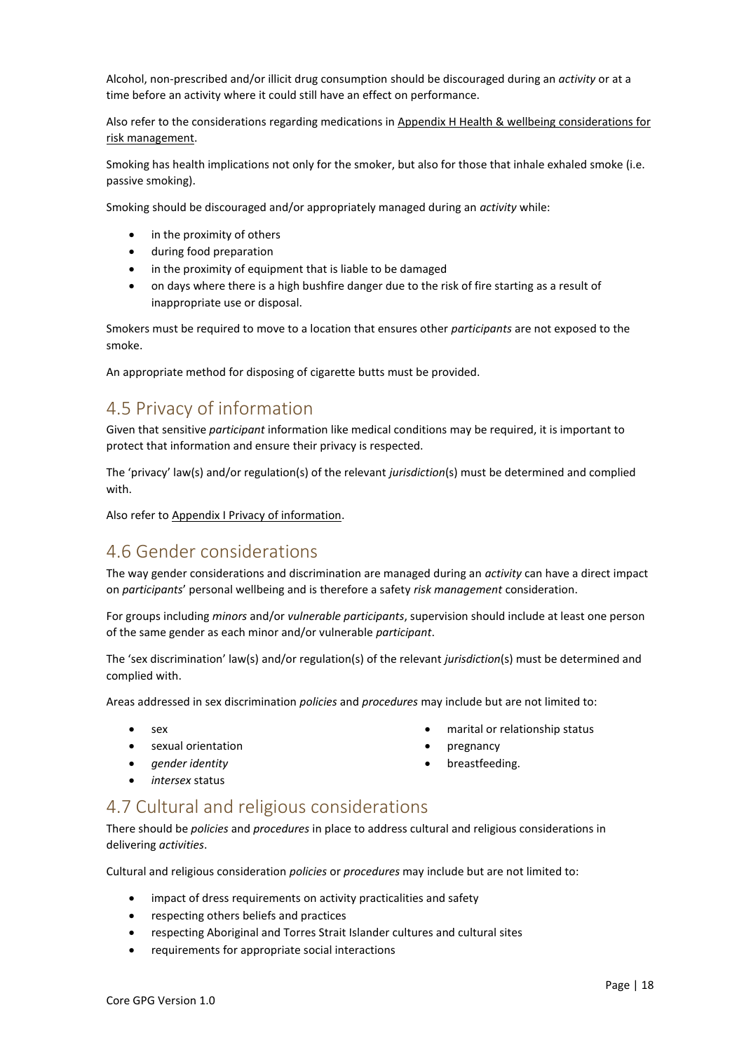Alcohol, non-prescribed and/or illicit drug consumption should be discouraged during an *activity* or at a time before an activity where it could still have an effect on performance.

Also refer to the considerations regarding medications in Appendix H Health & wellbeing considerations for risk management.

Smoking has health implications not only for the smoker, but also for those that inhale exhaled smoke (i.e. passive smoking).

Smoking should be discouraged and/or appropriately managed during an *activity* while:

- in the proximity of others
- during food preparation
- in the proximity of equipment that is liable to be damaged
- on days where there is a high bushfire danger due to the risk of fire starting as a result of inappropriate use or disposal.

Smokers must be required to move to a location that ensures other *participants* are not exposed to the smoke.

An appropriate method for disposing of cigarette butts must be provided.

## 4.5 Privacy of information

Given that sensitive *participant* information like medical conditions may be required, it is important to protect that information and ensure their privacy is respected.

The 'privacy' law(s) and/or regulation(s) of the relevant *jurisdiction*(s) must be determined and complied with.

Also refer to Appendix I Privacy of information.

## 4.6 Gender considerations

The way gender considerations and discrimination are managed during an *activity* can have a direct impact on *participants*' personal wellbeing and is therefore a safety *risk management* consideration.

For groups including *minors* and/or *vulnerable participants*, supervision should include at least one person of the same gender as each minor and/or vulnerable *participant*.

The 'sex discrimination' law(s) and/or regulation(s) of the relevant *jurisdiction*(s) must be determined and complied with.

Areas addressed in sex discrimination *policies* and *procedures* may include but are not limited to:

- sex
- sexual orientation
- *gender identity*
- *intersex* status
- marital or relationship status
- pregnancy
- breastfeeding.

## 4.7 Cultural and religious considerations

There should be *policies* and *procedures* in place to address cultural and religious considerations in delivering *activities*.

Cultural and religious consideration *policies* or *procedures* may include but are not limited to:

- impact of dress requirements on activity practicalities and safety
- respecting others beliefs and practices
- respecting Aboriginal and Torres Strait Islander cultures and cultural sites
- requirements for appropriate social interactions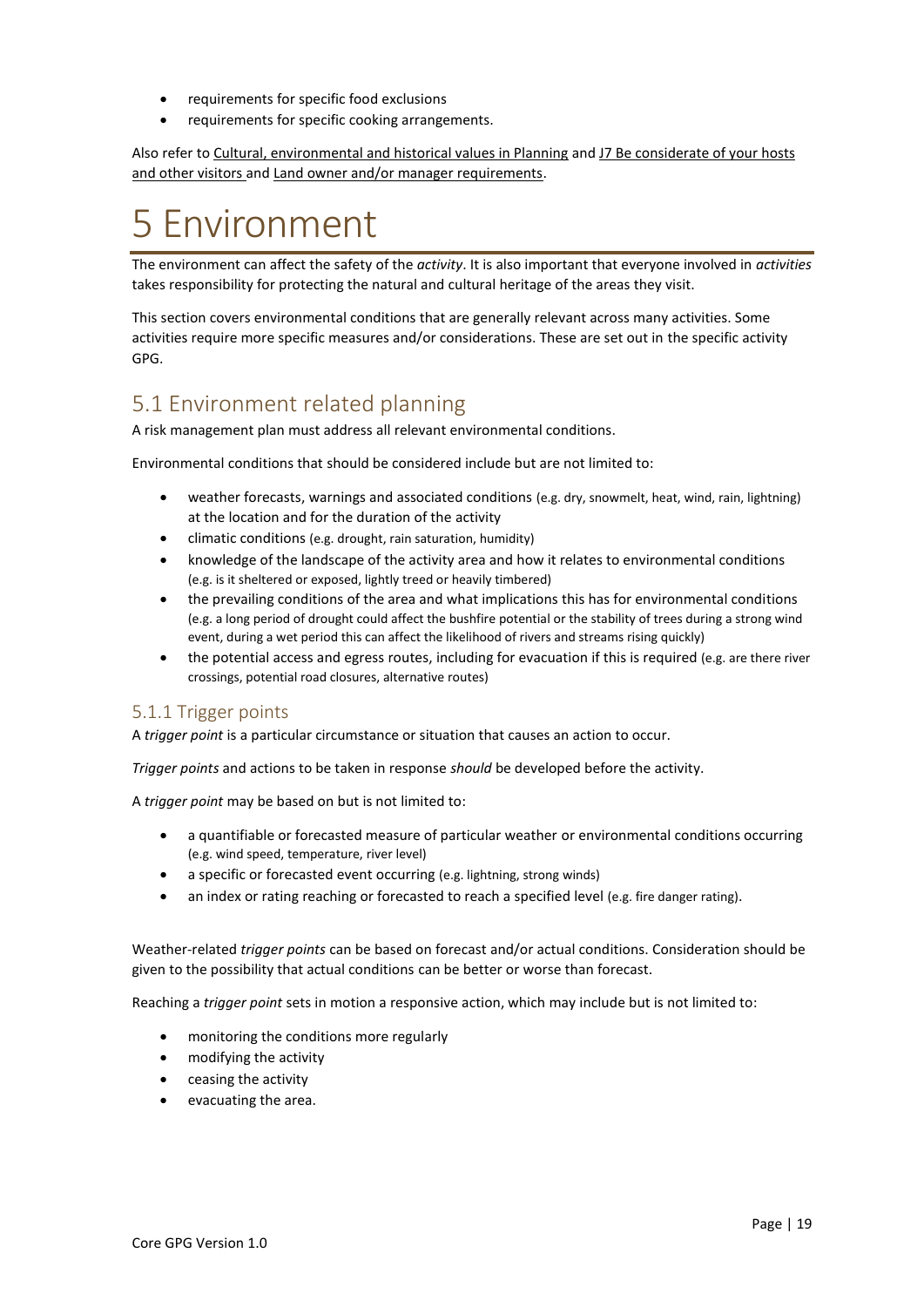- requirements for specific food exclusions
- requirements for specific cooking arrangements.

Also refer to Cultural, environmental and historical values in Planning and J7 Be considerate of your hosts and other visitors and Land owner and/or manager requirements.

# 5 Environment

The environment can affect the safety of the *activity*. It is also important that everyone involved in *activities* takes responsibility for protecting the natural and cultural heritage of the areas they visit.

This section covers environmental conditions that are generally relevant across many activities. Some activities require more specific measures and/or considerations. These are set out in the specific activity GPG.

## 5.1 Environment related planning

A risk management plan must address all relevant environmental conditions.

Environmental conditions that should be considered include but are not limited to:

- weather forecasts, warnings and associated conditions (e.g. dry, snowmelt, heat, wind, rain, lightning) at the location and for the duration of the activity
- climatic conditions (e.g. drought, rain saturation, humidity)
- knowledge of the landscape of the activity area and how it relates to environmental conditions (e.g. is it sheltered or exposed, lightly treed or heavily timbered)
- the prevailing conditions of the area and what implications this has for environmental conditions (e.g. a long period of drought could affect the bushfire potential or the stability of trees during a strong wind event, during a wet period this can affect the likelihood of rivers and streams rising quickly)
- the potential access and egress routes, including for evacuation if this is required (e.g. are there river crossings, potential road closures, alternative routes)

### 5.1.1 Trigger points

A *trigger point* is a particular circumstance or situation that causes an action to occur.

*Trigger points* and actions to be taken in response *should* be developed before the activity.

A *trigger point* may be based on but is not limited to:

- a quantifiable or forecasted measure of particular weather or environmental conditions occurring (e.g. wind speed, temperature, river level)
- a specific or forecasted event occurring (e.g. lightning, strong winds)
- an index or rating reaching or forecasted to reach a specified level (e.g. fire danger rating).

Weather-related *trigger points* can be based on forecast and/or actual conditions. Consideration should be given to the possibility that actual conditions can be better or worse than forecast.

Reaching a *trigger point* sets in motion a responsive action, which may include but is not limited to:

- monitoring the conditions more regularly
- modifying the activity
- ceasing the activity
- evacuating the area.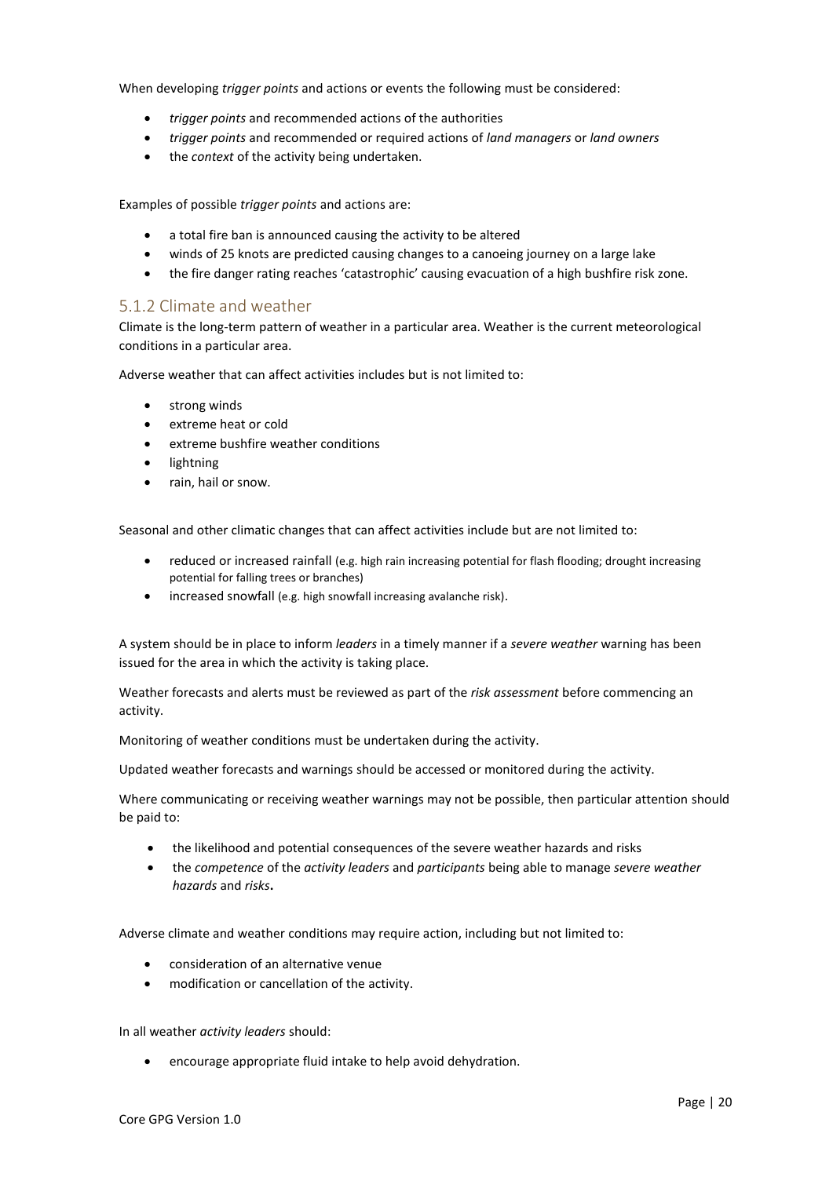When developing *trigger points* and actions or events the following must be considered:

- *trigger points* and recommended actions of the authorities
- *trigger points* and recommended or required actions of *land managers* or *land owners*
- the *context* of the activity being undertaken.

Examples of possible *trigger points* and actions are:

- a total fire ban is announced causing the activity to be altered
- winds of 25 knots are predicted causing changes to a canoeing journey on a large lake
- the fire danger rating reaches 'catastrophic' causing evacuation of a high bushfire risk zone.

### 5.1.2 Climate and weather

Climate is the long-term pattern of weather in a particular area. Weather is the current meteorological conditions in a particular area.

Adverse weather that can affect activities includes but is not limited to:

- strong winds
- extreme heat or cold
- extreme bushfire weather conditions
- lightning
- rain, hail or snow.

Seasonal and other climatic changes that can affect activities include but are not limited to:

- reduced or increased rainfall (e.g. high rain increasing potential for flash flooding; drought increasing potential for falling trees or branches)
- increased snowfall (e.g. high snowfall increasing avalanche risk).

A system should be in place to inform *leaders* in a timely manner if a *severe weather* warning has been issued for the area in which the activity is taking place.

Weather forecasts and alerts must be reviewed as part of the *risk assessment* before commencing an activity.

Monitoring of weather conditions must be undertaken during the activity.

Updated weather forecasts and warnings should be accessed or monitored during the activity.

Where communicating or receiving weather warnings may not be possible, then particular attention should be paid to:

- the likelihood and potential consequences of the severe weather hazards and risks
- the *competence* of the *activity leaders* and *participants* being able to manage *severe weather hazards* and *risks*.

Adverse climate and weather conditions may require action, including but not limited to:

- consideration of an alternative venue
- modification or cancellation of the activity.

In all weather *activity leaders* should:

- encourage appropriate fluid intake to help avoid dehydration.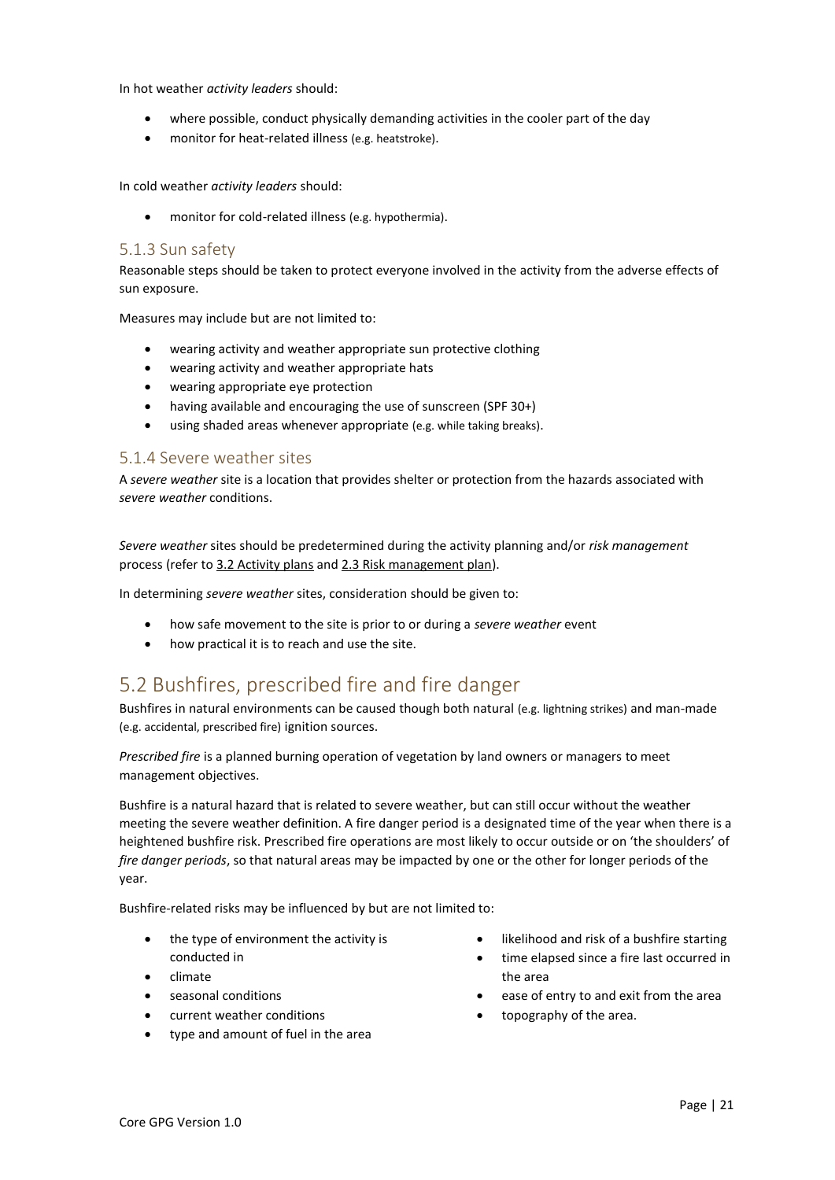In hot weather *activity leaders* should:

- where possible, conduct physically demanding activities in the cooler part of the day
- monitor for heat-related illness (e.g. heatstroke).

In cold weather *activity leaders* should:

- monitor for cold-related illness (e.g. hypothermia).

### 5.1.3 Sun safety

Reasonable steps should be taken to protect everyone involved in the activity from the adverse effects of sun exposure.

Measures may include but are not limited to:

- wearing activity and weather appropriate sun protective clothing
- wearing activity and weather appropriate hats
- wearing appropriate eye protection
- having available and encouraging the use of sunscreen (SPF 30+)
- using shaded areas whenever appropriate (e.g. while taking breaks).

### 5.1.4 Severe weather sites

A *severe weather* site is a location that provides shelter or protection from the hazards associated with *severe weather* conditions.

*Severe weather* sites should be predetermined during the activity planning and/or *risk management* process (refer to 3.2 Activity plans and 2.3 Risk management plan).

In determining *severe weather* sites, consideration should be given to:

- how safe movement to the site is prior to or during a *severe weather* event
- how practical it is to reach and use the site.

## 5.2 Bushfires, prescribed fire and fire danger

Bushfires in natural environments can be caused though both natural (e.g. lightning strikes) and man-made (e.g. accidental, prescribed fire) ignition sources.

*Prescribed fire* is a planned burning operation of vegetation by land owners or managers to meet management objectives.

Bushfire is a natural hazard that is related to severe weather, but can still occur without the weather meeting the severe weather definition. A fire danger period is a designated time of the year when there is a heightened bushfire risk. Prescribed fire operations are most likely to occur outside or on 'the shoulders' of *fire danger periods*, so that natural areas may be impacted by one or the other for longer periods of the year.

Bushfire-related risks may be influenced by but are not limited to:

- the type of environment the activity is conducted in
- climate
- seasonal conditions
- current weather conditions
- type and amount of fuel in the area
- likelihood and risk of a bushfire starting
- time elapsed since a fire last occurred in the area
- ease of entry to and exit from the area
- topography of the area.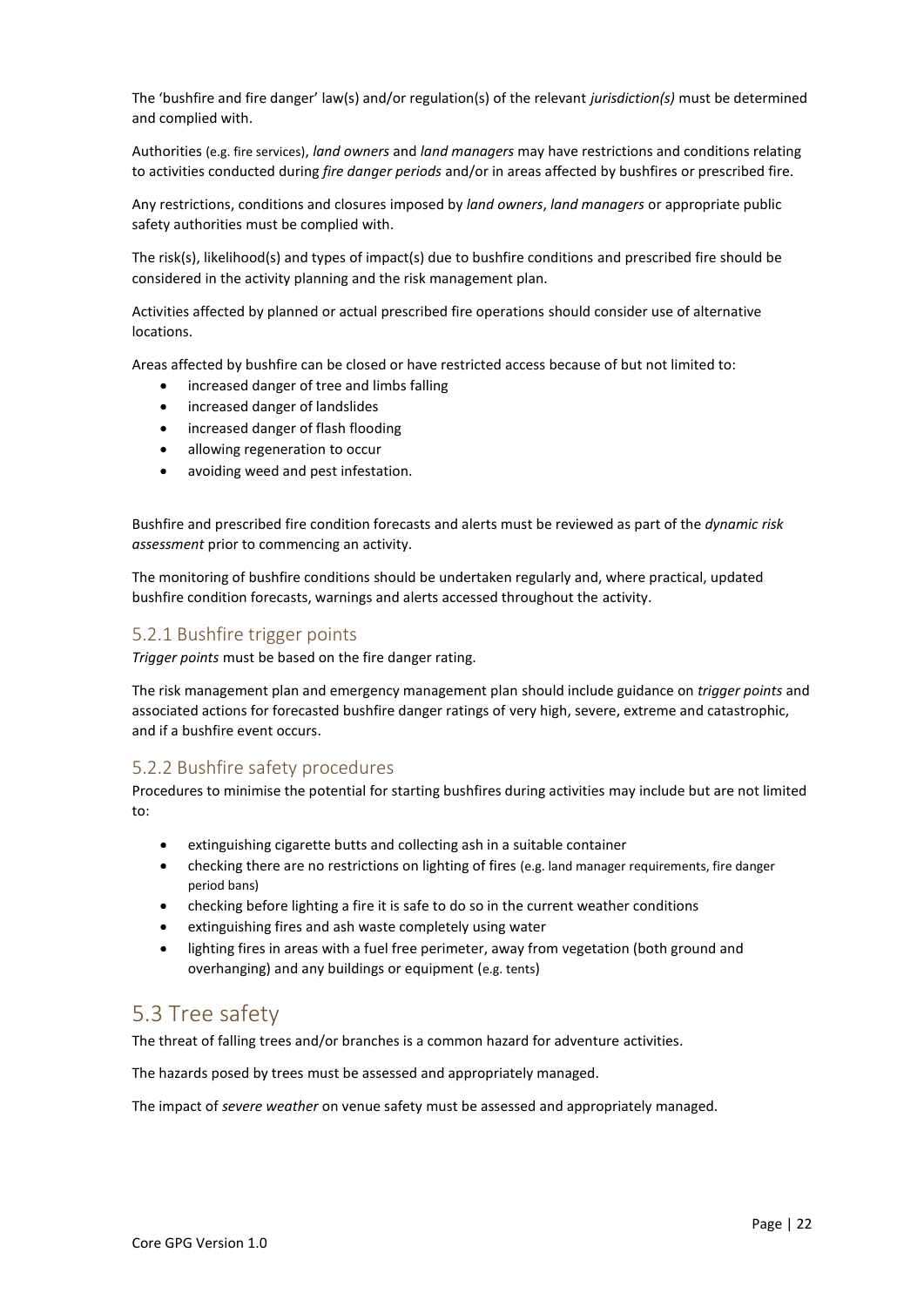The 'bushfire and fire danger' law(s) and/or regulation(s) of the relevant *jurisdiction(s)* must be determined and complied with.

Authorities (e.g. fire services), *land owners* and *land managers* may have restrictions and conditions relating to activities conducted during *fire danger periods* and/or in areas affected by bushfires or prescribed fire.

Any restrictions, conditions and closures imposed by *land owners*, *land managers* or appropriate public safety authorities must be complied with.

The risk(s), likelihood(s) and types of impact(s) due to bushfire conditions and prescribed fire should be considered in the activity planning and the risk management plan.

Activities affected by planned or actual prescribed fire operations should consider use of alternative locations.

Areas affected by bushfire can be closed or have restricted access because of but not limited to:

- increased danger of tree and limbs falling
- increased danger of landslides
- increased danger of flash flooding
- allowing regeneration to occur
- avoiding weed and pest infestation.

Bushfire and prescribed fire condition forecasts and alerts must be reviewed as part of the *dynamic risk assessment* prior to commencing an activity.

The monitoring of bushfire conditions should be undertaken regularly and, where practical, updated bushfire condition forecasts, warnings and alerts accessed throughout the activity.

### 5.2.1 Bushfire trigger points

*Trigger points* must be based on the fire danger rating.

The risk management plan and emergency management plan should include guidance on *trigger points* and associated actions for forecasted bushfire danger ratings of very high, severe, extreme and catastrophic, and if a bushfire event occurs.

### 5.2.2 Bushfire safety procedures

Procedures to minimise the potential for starting bushfires during activities may include but are not limited to:

- extinguishing cigarette butts and collecting ash in a suitable container
- checking there are no restrictions on lighting of fires (e.g. land manager requirements, fire danger period bans)
- checking before lighting a fire it is safe to do so in the current weather conditions
- extinguishing fires and ash waste completely using water
- lighting fires in areas with a fuel free perimeter, away from vegetation (both ground and overhanging) and any buildings or equipment (e.g. tents)

## 5.3 Tree safety

The threat of falling trees and/or branches is a common hazard for adventure activities.

The hazards posed by trees must be assessed and appropriately managed.

The impact of *severe weather* on venue safety must be assessed and appropriately managed.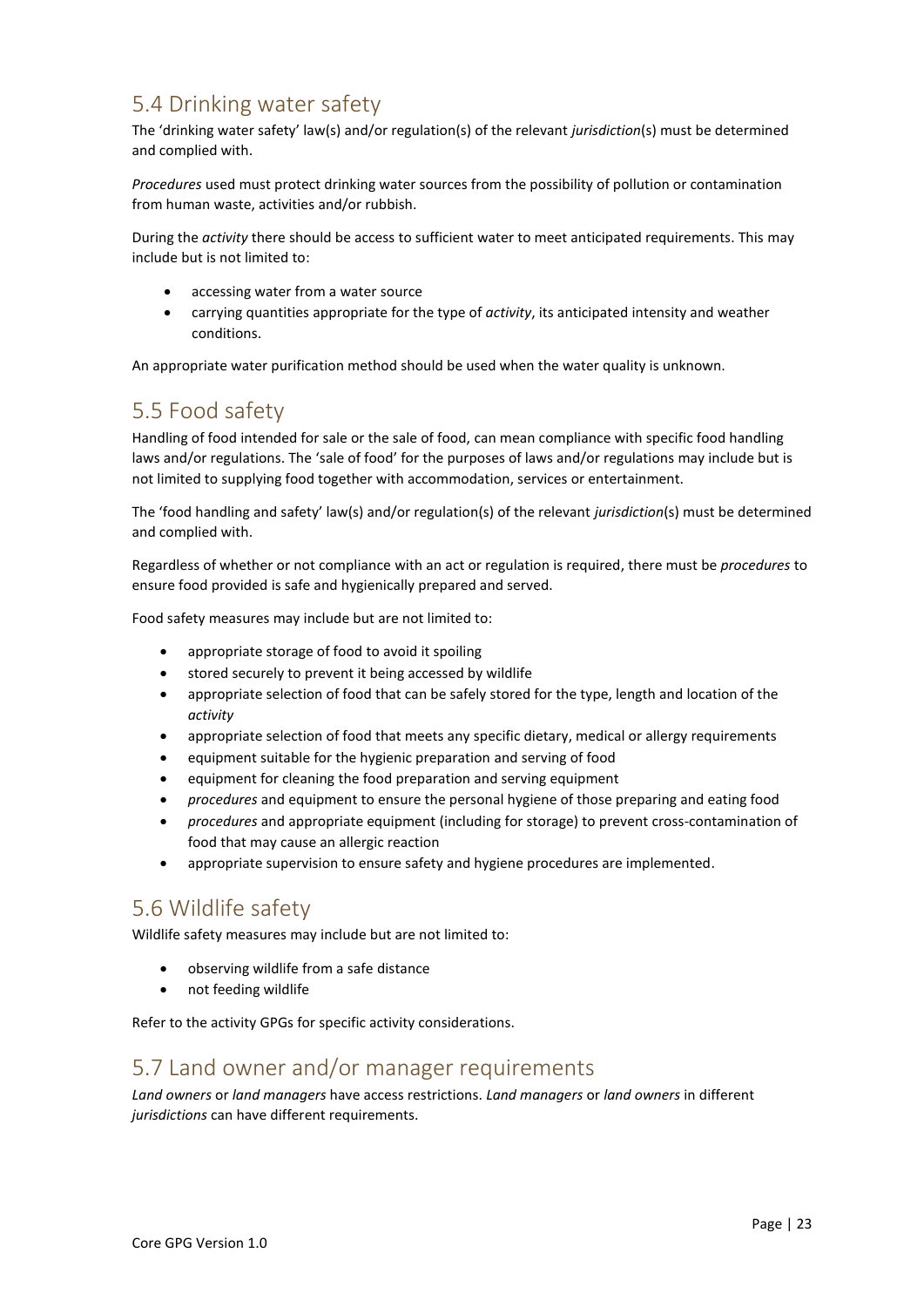## 5.4 Drinking water safety

The 'drinking water safety' law(s) and/or regulation(s) of the relevant *jurisdiction*(s) must be determined and complied with.

*Procedures* used must protect drinking water sources from the possibility of pollution or contamination from human waste, activities and/or rubbish.

During the *activity* there should be access to sufficient water to meet anticipated requirements. This may include but is not limited to:

- accessing water from a water source
- carrying quantities appropriate for the type of *activity*, its anticipated intensity and weather conditions.

An appropriate water purification method should be used when the water quality is unknown.

## 5.5 Food safety

Handling of food intended for sale or the sale of food, can mean compliance with specific food handling laws and/or regulations. The 'sale of food' for the purposes of laws and/or regulations may include but is not limited to supplying food together with accommodation, services or entertainment.

The 'food handling and safety' law(s) and/or regulation(s) of the relevant *jurisdiction*(s) must be determined and complied with.

Regardless of whether or not compliance with an act or regulation is required, there must be *procedures* to ensure food provided is safe and hygienically prepared and served.

Food safety measures may include but are not limited to:

- appropriate storage of food to avoid it spoiling
- stored securely to prevent it being accessed by wildlife
- appropriate selection of food that can be safely stored for the type, length and location of the *activity*
- appropriate selection of food that meets any specific dietary, medical or allergy requirements
- equipment suitable for the hygienic preparation and serving of food
- equipment for cleaning the food preparation and serving equipment
- *procedures* and equipment to ensure the personal hygiene of those preparing and eating food
- *procedures* and appropriate equipment (including for storage) to prevent cross-contamination of food that may cause an allergic reaction
- appropriate supervision to ensure safety and hygiene procedures are implemented.

## 5.6 Wildlife safety

Wildlife safety measures may include but are not limited to:

- observing wildlife from a safe distance
- not feeding wildlife

Refer to the activity GPGs for specific activity considerations.

## 5.7 Land owner and/or manager requirements

*Land owners* or *land managers* have access restrictions. *Land managers* or *land owners* in different *jurisdictions* can have different requirements.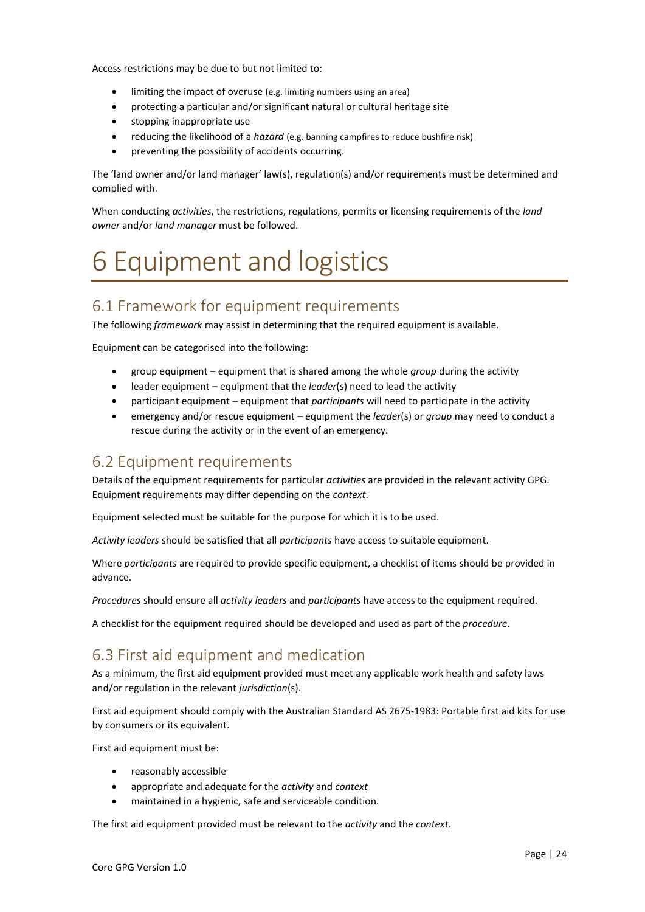Access restrictions may be due to but not limited to:

- limiting the impact of overuse (e.g. limiting numbers using an area)
- protecting a particular and/or significant natural or cultural heritage site
- stopping inappropriate use
- reducing the likelihood of a *hazard* (e.g. banning campfires to reduce bushfire risk)
- preventing the possibility of accidents occurring.

The 'land owner and/or land manager' law(s), regulation(s) and/or requirements must be determined and complied with.

When conducting *activities*, the restrictions, regulations, permits or licensing requirements of the *land owner* and/or *land manager* must be followed.

# 6 Equipment and logistics

## 6.1 Framework for equipment requirements

The following *framework* may assist in determining that the required equipment is available.

Equipment can be categorised into the following:

- group equipment – equipment that is shared among the whole *group* during the activity
- leader equipment – equipment that the *leader*(s) need to lead the activity
- participant equipment – equipment that *participants* will need to participate in the activity
- emergency and/or rescue equipment – equipment the *leader*(s) or *group* may need to conduct a rescue during the activity or in the event of an emergency.

## 6.2 Equipment requirements

Details of the equipment requirements for particular *activities* are provided in the relevant activity GPG. Equipment requirements may differ depending on the *context*.

Equipment selected must be suitable for the purpose for which it is to be used.

*Activity leaders* should be satisfied that all *participants* have access to suitable equipment.

Where *participants* are required to provide specific equipment, a checklist of items should be provided in advance.

*Procedures* should ensure all *activity leaders* and *participants* have access to the equipment required.

A checklist for the equipment required should be developed and used as part of the *procedure*.

## 6.3 First aid equipment and medication

As a minimum, the first aid equipment provided must meet any applicable work health and safety laws and/or regulation in the relevant *jurisdiction*(s).

First aid equipment should comply with the Australian Standard AS 2675-1983: Portable first aid kits for use by consumers or its equivalent.

First aid equipment must be:

- reasonably accessible
- appropriate and adequate for the *activity* and *context*
- maintained in a hygienic, safe and serviceable condition.

The first aid equipment provided must be relevant to the *activity* and the *context*.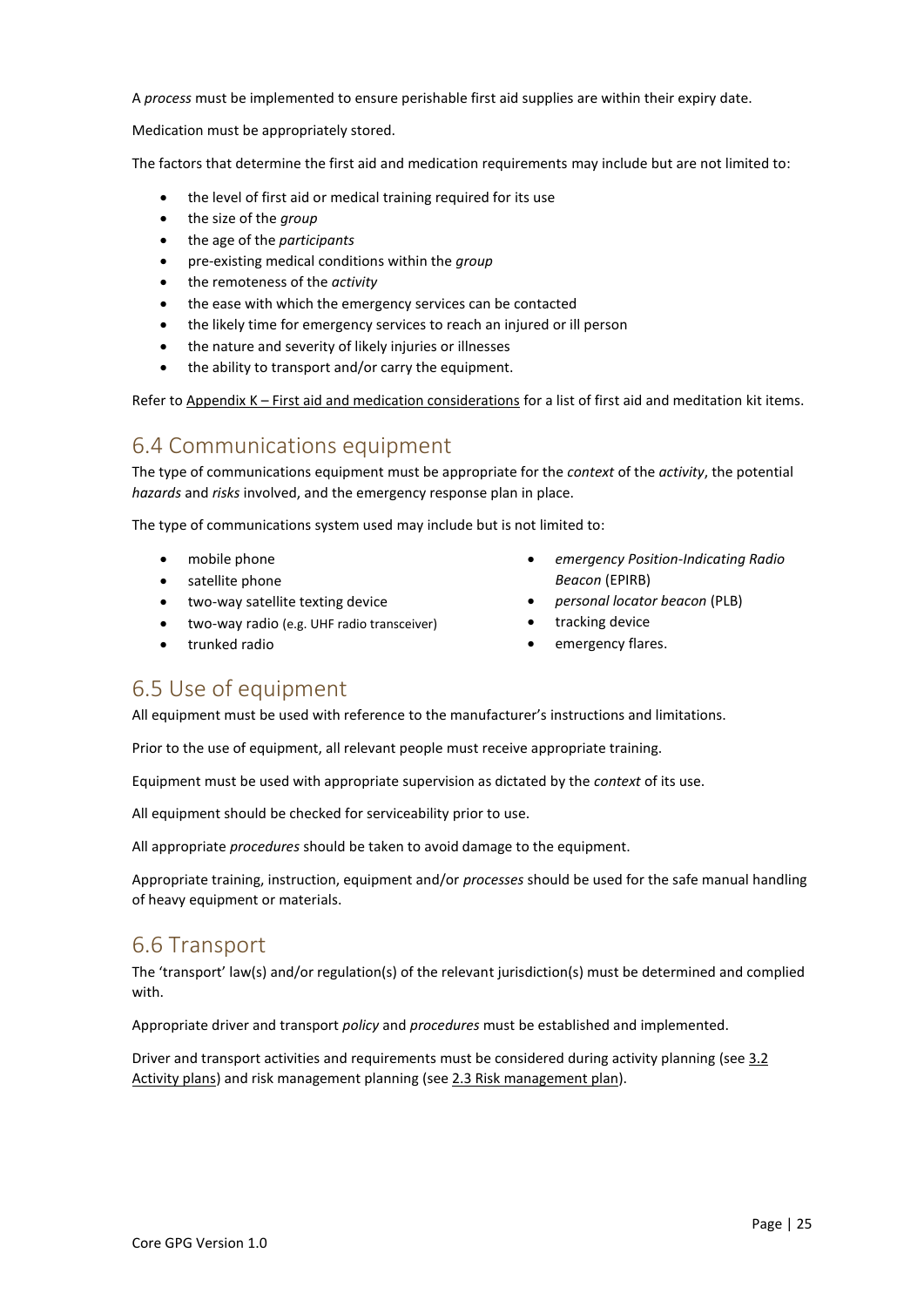A *process* must be implemented to ensure perishable first aid supplies are within their expiry date.

Medication must be appropriately stored.

The factors that determine the first aid and medication requirements may include but are not limited to:

- the level of first aid or medical training required for its use
- the size of the *group*
- the age of the *participants*
- pre-existing medical conditions within the *group*
- the remoteness of the *activity*
- the ease with which the emergency services can be contacted
- the likely time for emergency services to reach an injured or ill person
- the nature and severity of likely injuries or illnesses
- the ability to transport and/or carry the equipment.

Refer to Appendix K – First aid and medication considerations for a list of first aid and meditation kit items.

## 6.4 Communications equipment

The type of communications equipment must be appropriate for the *context* of the *activity*, the potential *hazards* and *risks* involved, and the emergency response plan in place.

The type of communications system used may include but is not limited to:

- mobile phone
- satellite phone
- two-way satellite texting device
- two-way radio (e.g. UHF radio transceiver)
- trunked radio
- *emergency Position-Indicating Radio Beacon* (EPIRB)
- *personal locator beacon* (PLB)
- tracking device
- emergency flares.

## 6.5 Use of equipment

All equipment must be used with reference to the manufacturer's instructions and limitations.

Prior to the use of equipment, all relevant people must receive appropriate training.

Equipment must be used with appropriate supervision as dictated by the *context* of its use.

All equipment should be checked for serviceability prior to use.

All appropriate *procedures* should be taken to avoid damage to the equipment.

Appropriate training, instruction, equipment and/or *processes* should be used for the safe manual handling of heavy equipment or materials.

## 6.6 Transport

The 'transport' law(s) and/or regulation(s) of the relevant jurisdiction(s) must be determined and complied with.

Appropriate driver and transport *policy* and *procedures* must be established and implemented.

Driver and transport activities and requirements must be considered during activity planning (see 3.2 Activity plans) and risk management planning (see 2.3 Risk management plan).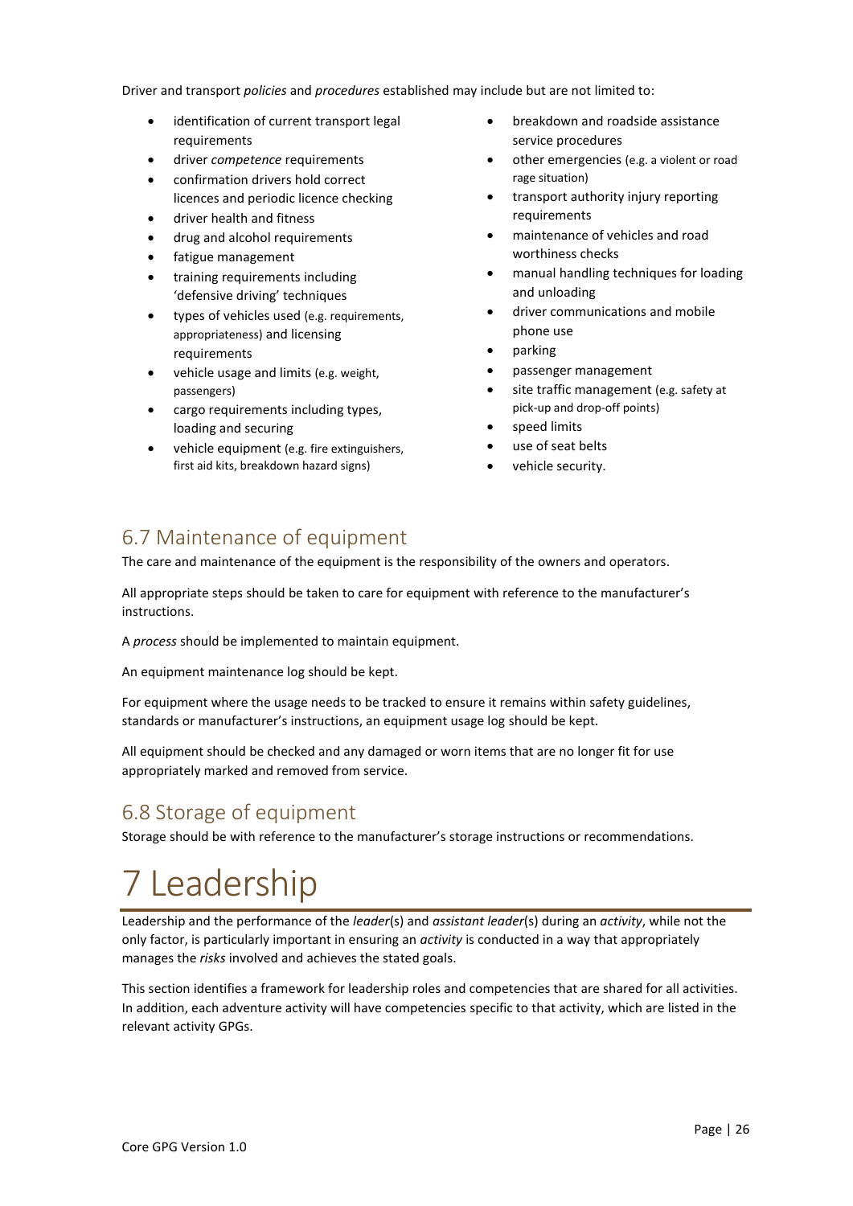Driver and transport *policies* and *procedures* established may include but are not limited to:

- identification of current transport legal requirements
- driver *competence* requirements
- confirmation drivers hold correct licences and periodic licence checking
- driver health and fitness
- drug and alcohol requirements
- fatigue management
- training requirements including 'defensive driving' techniques
- types of vehicles used (e.g. requirements, appropriateness) and licensing requirements
- vehicle usage and limits (e.g. weight, passengers)
- cargo requirements including types, loading and securing
- vehicle equipment (e.g. fire extinguishers, first aid kits, breakdown hazard signs)
- breakdown and roadside assistance service procedures
- other emergencies (e.g. a violent or road rage situation)
- transport authority injury reporting requirements
- maintenance of vehicles and road worthiness checks
- manual handling techniques for loading and unloading
- driver communications and mobile phone use
- parking
- passenger management
- site traffic management (e.g. safety at pick-up and drop-off points)
- speed limits
- use of seat belts
- vehicle security.

## 6.7 Maintenance of equipment

The care and maintenance of the equipment is the responsibility of the owners and operators.

All appropriate steps should be taken to care for equipment with reference to the manufacturer's instructions.

A *process* should be implemented to maintain equipment.

An equipment maintenance log should be kept.

For equipment where the usage needs to be tracked to ensure it remains within safety guidelines, standards or manufacturer's instructions, an equipment usage log should be kept.

All equipment should be checked and any damaged or worn items that are no longer fit for use appropriately marked and removed from service.

## 6.8 Storage of equipment

Storage should be with reference to the manufacturer's storage instructions or recommendations.

# 7 Leadership

Leadership and the performance of the *leader*(s) and *assistant leader*(s) during an *activity*, while not the only factor, is particularly important in ensuring an *activity* is conducted in a way that appropriately manages the *risks* involved and achieves the stated goals.

This section identifies a framework for leadership roles and competencies that are shared for all activities. In addition, each adventure activity will have competencies specific to that activity, which are listed in the relevant activity GPGs.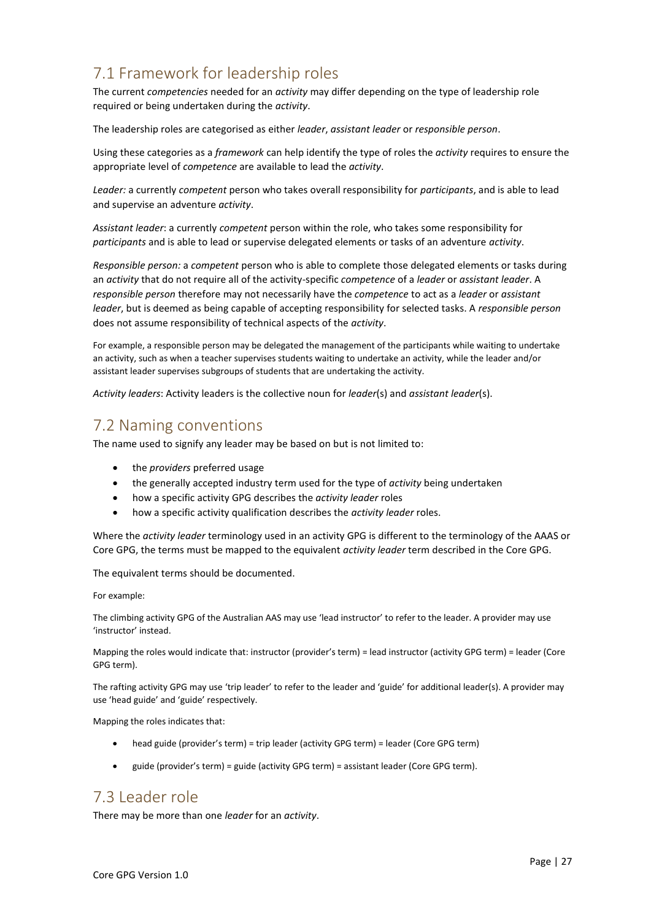## 7.1 Framework for leadership roles

The current *competencies* needed for an *activity* may differ depending on the type of leadership role required or being undertaken during the *activity*.

The leadership roles are categorised as either *leader*, *assistant leader* or *responsible person*.

Using these categories as a *framework* can help identify the type of roles the *activity* requires to ensure the appropriate level of *competence* are available to lead the *activity*.

*Leader:* a currently *competent* person who takes overall responsibility for *participants*, and is able to lead and supervise an adventure *activity*.

*Assistant leader*: a currently *competent* person within the role, who takes some responsibility for *participants* and is able to lead or supervise delegated elements or tasks of an adventure *activity*.

*Responsible person:* a *competent* person who is able to complete those delegated elements or tasks during an *activity* that do not require all of the activity-specific *competence* of a *leader* or *assistant leader*. A *responsible person* therefore may not necessarily have the *competence* to act as a *leader* or *assistant leader*, but is deemed as being capable of accepting responsibility for selected tasks. A *responsible person* does not assume responsibility of technical aspects of the *activity*.

For example, a responsible person may be delegated the management of the participants while waiting to undertake an activity, such as when a teacher supervises students waiting to undertake an activity, while the leader and/or assistant leader supervises subgroups of students that are undertaking the activity.

*Activity leaders*: Activity leaders is the collective noun for *leader*(s) and *assistant leader*(s).

## 7.2 Naming conventions

The name used to signify any leader may be based on but is not limited to:

- the *providers* preferred usage
- the generally accepted industry term used for the type of *activity* being undertaken
- how a specific activity GPG describes the *activity leader* roles
- how a specific activity qualification describes the *activity leader* roles.

Where the *activity leader* terminology used in an activity GPG is different to the terminology of the AAAS or Core GPG, the terms must be mapped to the equivalent *activity leader* term described in the Core GPG.

The equivalent terms should be documented.

For example:

The climbing activity GPG of the Australian AAS may use 'lead instructor' to refer to the leader. A provider may use 'instructor' instead.

Mapping the roles would indicate that: instructor (provider's term) = lead instructor (activity GPG term) = leader (Core GPG term).

The rafting activity GPG may use 'trip leader' to refer to the leader and 'guide' for additional leader(s). A provider may use 'head guide' and 'guide' respectively.

Mapping the roles indicates that:

- head guide (provider's term) = trip leader (activity GPG term) = leader (Core GPG term)
- guide (provider's term) = guide (activity GPG term) = assistant leader (Core GPG term).

## 7.3 Leader role

There may be more than one *leader* for an *activity*.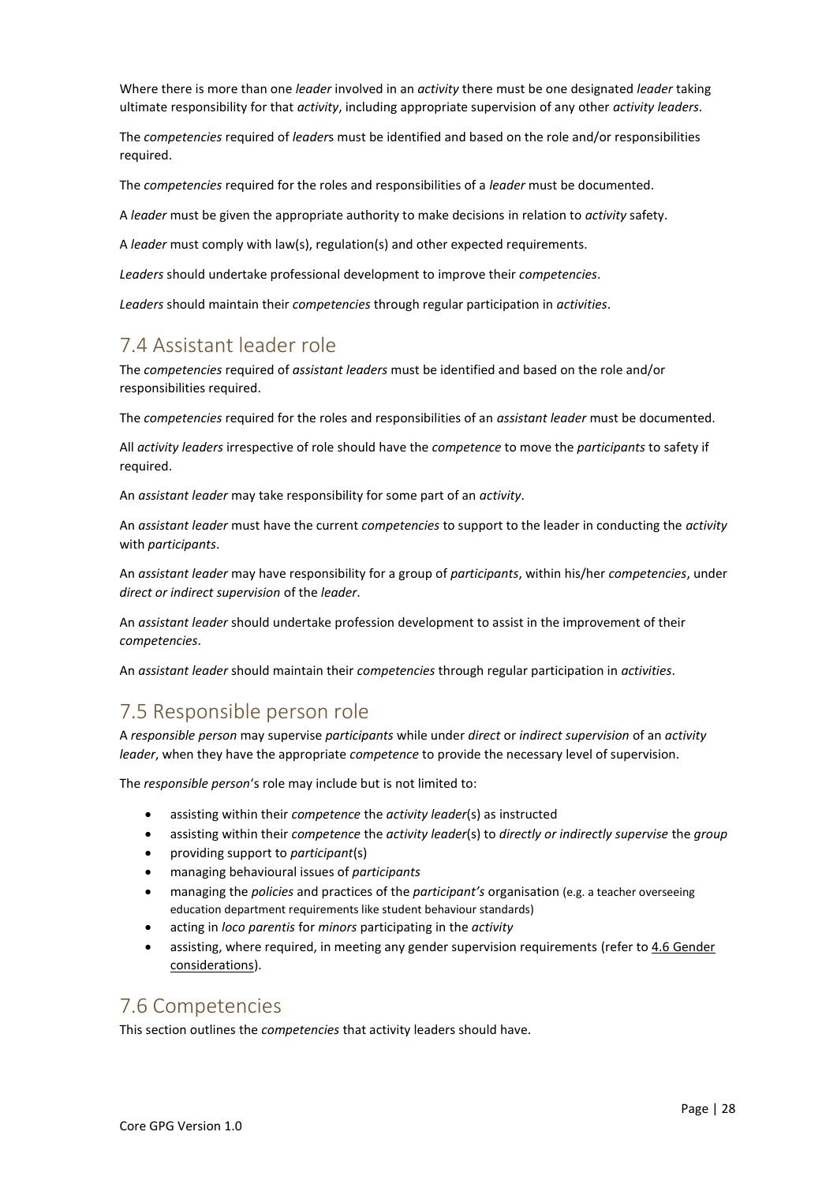Where there is more than one *leader* involved in an *activity* there must be one designated *leader* taking ultimate responsibility for that *activity*, including appropriate supervision of any other *activity leaders*.

The *competencies* required of *leader*s must be identified and based on the role and/or responsibilities required.

The *competencies* required for the roles and responsibilities of a *leader* must be documented.

A *leader* must be given the appropriate authority to make decisions in relation to *activity* safety.

A *leader* must comply with law(s), regulation(s) and other expected requirements.

*Leaders* should undertake professional development to improve their *competencies*.

*Leaders* should maintain their *competencies* through regular participation in *activities*.

## 7.4 Assistant leader role

The *competencies* required of *assistant leaders* must be identified and based on the role and/or responsibilities required.

The *competencies* required for the roles and responsibilities of an *assistant leader* must be documented.

All *activity leaders* irrespective of role should have the *competence* to move the *participants* to safety if required.

An *assistant leader* may take responsibility for some part of an *activity*.

An *assistant leader* must have the current *competencies* to support to the leader in conducting the *activity* with *participants*.

An *assistant leader* may have responsibility for a group of *participants*, within his/her *competencies*, under *direct or indirect supervision* of the *leader*.

An *assistant leader* should undertake profession development to assist in the improvement of their *competencies*.

An *assistant leader* should maintain their *competencies* through regular participation in *activities*.

## 7.5 Responsible person role

A *responsible person* may supervise *participants* while under *direct* or *indirect supervision* of an *activity leader*, when they have the appropriate *competence* to provide the necessary level of supervision.

The *responsible person*'s role may include but is not limited to:

- assisting within their *competence* the *activity leader*(s) as instructed
- assisting within their *competence* the *activity leader*(s) to *directly or indirectly supervise* the *group*
- providing support to *participant*(s)
- managing behavioural issues of *participants*
- managing the *policies* and practices of the *participant's* organisation (e.g. a teacher overseeing education department requirements like student behaviour standards)
- acting in *loco parentis* for *minors* participating in the *activity*
- assisting, where required, in meeting any gender supervision requirements (refer to 4.6 Gender considerations).

## 7.6 Competencies

This section outlines the *competencies* that activity leaders should have.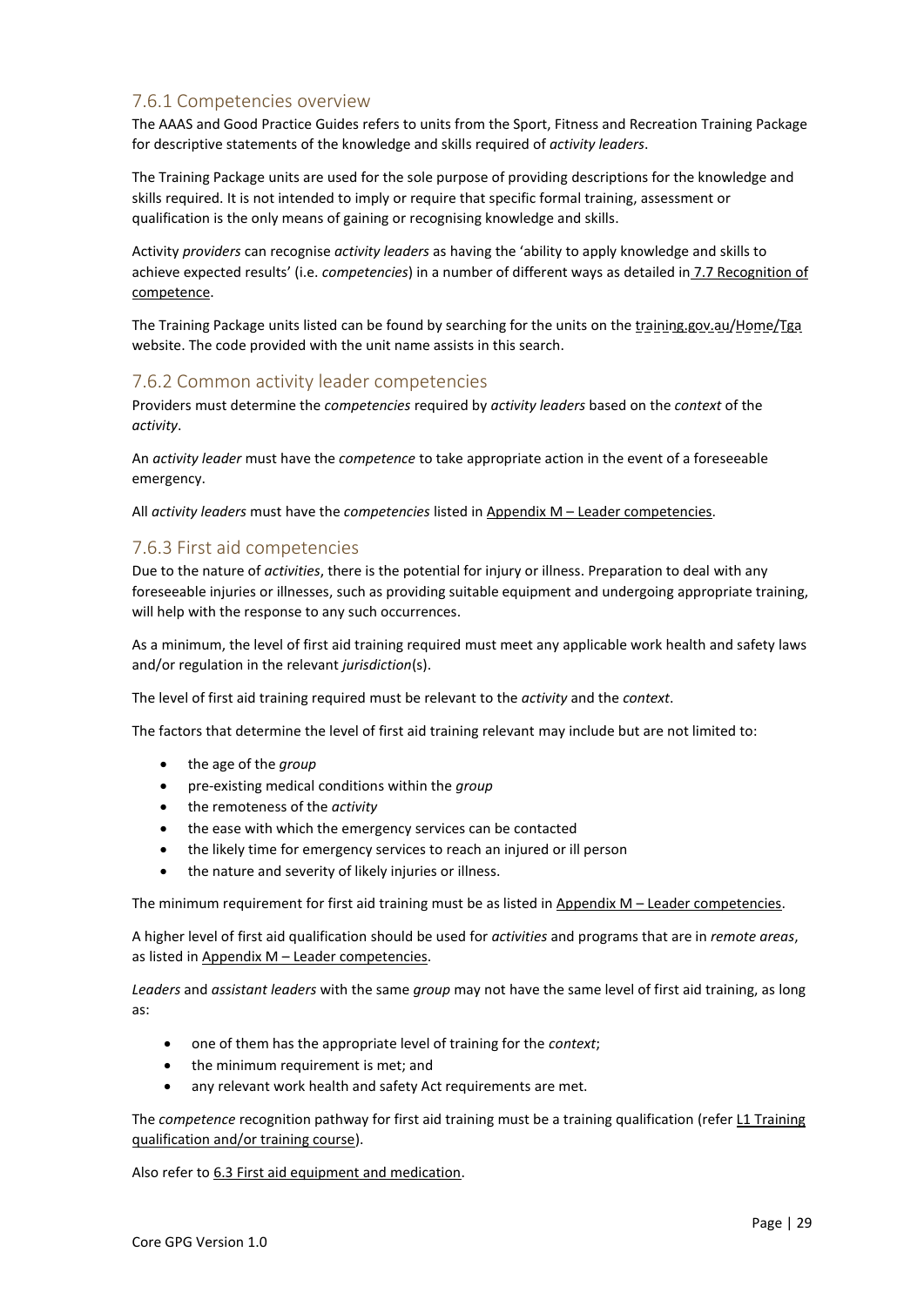### 7.6.1 Competencies overview

The AAAS and Good Practice Guides refers to units from the Sport, Fitness and Recreation Training Package for descriptive statements of the knowledge and skills required of *activity leaders*.

The Training Package units are used for the sole purpose of providing descriptions for the knowledge and skills required. It is not intended to imply or require that specific formal training, assessment or qualification is the only means of gaining or recognising knowledge and skills.

Activity *providers* can recognise *activity leaders* as having the 'ability to apply knowledge and skills to achieve expected results' (i.e. *competencies*) in a number of different ways as detailed in 7.7 Recognition of competence.

The Training Package units listed can be found by searching for the units on the training.gov.au/Home/Tga website. The code provided with the unit name assists in this search.

### 7.6.2 Common activity leader competencies

Providers must determine the *competencies* required by *activity leaders* based on the *context* of the *activity*.

An *activity leader* must have the *competence* to take appropriate action in the event of a foreseeable emergency.

All *activity leaders* must have the *competencies* listed in Appendix M – Leader competencies.

### 7.6.3 First aid competencies

Due to the nature of *activities*, there is the potential for injury or illness. Preparation to deal with any foreseeable injuries or illnesses, such as providing suitable equipment and undergoing appropriate training, will help with the response to any such occurrences.

As a minimum, the level of first aid training required must meet any applicable work health and safety laws and/or regulation in the relevant *jurisdiction*(s).

The level of first aid training required must be relevant to the *activity* and the *context*.

The factors that determine the level of first aid training relevant may include but are not limited to:

- the age of the *group*
- pre-existing medical conditions within the *group*
- the remoteness of the *activity*
- the ease with which the emergency services can be contacted
- the likely time for emergency services to reach an injured or ill person
- the nature and severity of likely injuries or illness.

The minimum requirement for first aid training must be as listed in Appendix M – Leader competencies.

A higher level of first aid qualification should be used for *activities* and programs that are in *remote areas*, as listed in Appendix M – Leader competencies.

*Leaders* and *assistant leaders* with the same *group* may not have the same level of first aid training, as long as:

- one of them has the appropriate level of training for the *context*;
- the minimum requirement is met; and
- any relevant work health and safety Act requirements are met.

The *competence* recognition pathway for first aid training must be a training qualification (refer L1 Training qualification and/or training course).

Also refer to 6.3 First aid equipment and medication.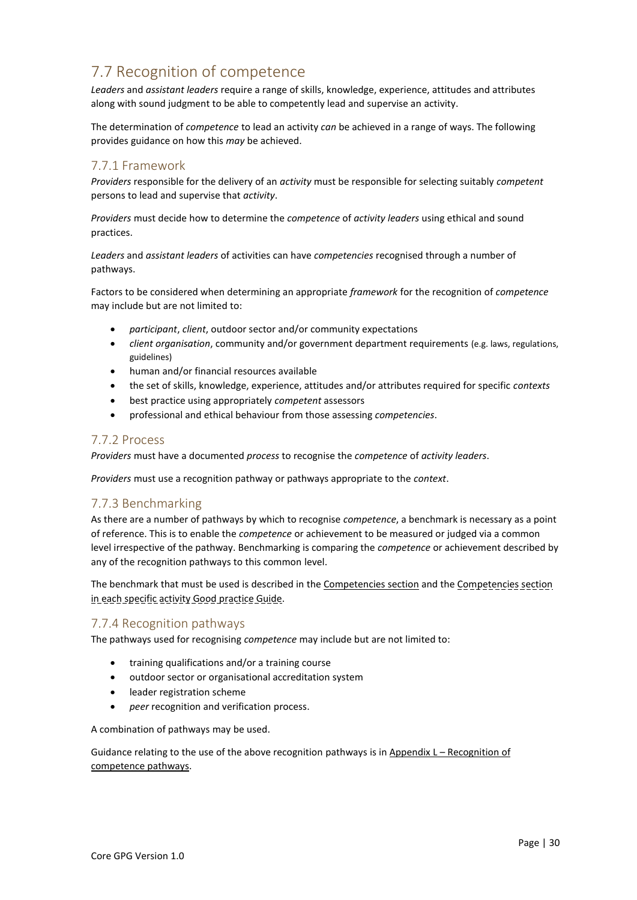## 7.7 Recognition of competence

*Leaders* and *assistant leaders* require a range of skills, knowledge, experience, attitudes and attributes along with sound judgment to be able to competently lead and supervise an activity.

The determination of *competence* to lead an activity *can* be achieved in a range of ways. The following provides guidance on how this *may* be achieved.

### 7.7.1 Framework

*Providers* responsible for the delivery of an *activity* must be responsible for selecting suitably *competent* persons to lead and supervise that *activity*.

*Providers* must decide how to determine the *competence* of *activity leaders* using ethical and sound practices.

*Leaders* and *assistant leaders* of activities can have *competencies* recognised through a number of pathways.

Factors to be considered when determining an appropriate *framework* for the recognition of *competence* may include but are not limited to:

- *participant*, *client*, outdoor sector and/or community expectations
- *client organisation*, community and/or government department requirements (e.g. laws, regulations, guidelines)
- human and/or financial resources available
- the set of skills, knowledge, experience, attitudes and/or attributes required for specific *contexts*
- best practice using appropriately *competent* assessors
- professional and ethical behaviour from those assessing *competencies*.

### 7.7.2 Process

*Providers* must have a documented *process* to recognise the *competence* of *activity leaders*.

*Providers* must use a recognition pathway or pathways appropriate to the *context*.

### 7.7.3 Benchmarking

As there are a number of pathways by which to recognise *competence*, a benchmark is necessary as a point of reference. This is to enable the *competence* or achievement to be measured or judged via a common level irrespective of the pathway. Benchmarking is comparing the *competence* or achievement described by any of the recognition pathways to this common level.

The benchmark that must be used is described in the Competencies section and the Competencies section in each specific activity Good practice Guide.

### 7.7.4 Recognition pathways

The pathways used for recognising *competence* may include but are not limited to:

- training qualifications and/or a training course
- outdoor sector or organisational accreditation system
- leader registration scheme
- *peer* recognition and verification process.

A combination of pathways may be used.

Guidance relating to the use of the above recognition pathways is in Appendix L – Recognition of competence pathways.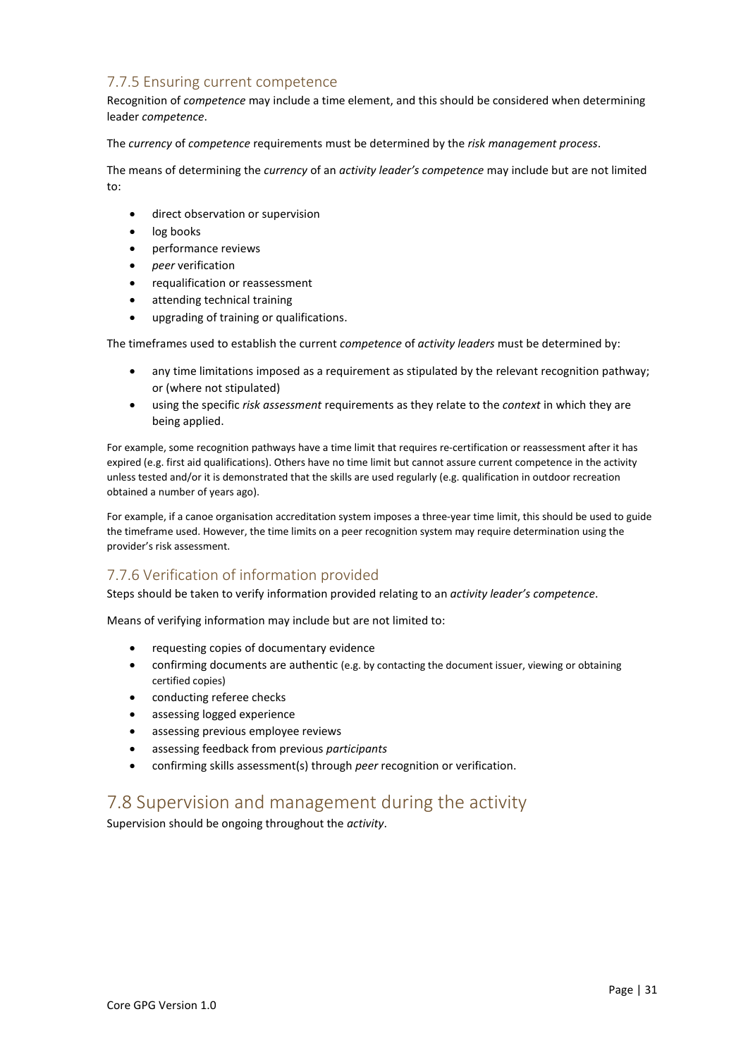### 7.7.5 Ensuring current competence

Recognition of *competence* may include a time element, and this should be considered when determining leader *competence*.

The *currency* of *competence* requirements must be determined by the *risk management process*.

The means of determining the *currency* of an *activity leader's competence* may include but are not limited to:

- direct observation or supervision
- log books
- performance reviews
- *peer* verification
- requalification or reassessment
- attending technical training
- upgrading of training or qualifications.

The timeframes used to establish the current *competence* of *activity leaders* must be determined by:

- any time limitations imposed as a requirement as stipulated by the relevant recognition pathway; or (where not stipulated)
- using the specific *risk assessment* requirements as they relate to the *context* in which they are being applied.

For example, some recognition pathways have a time limit that requires re-certification or reassessment after it has expired (e.g. first aid qualifications). Others have no time limit but cannot assure current competence in the activity unless tested and/or it is demonstrated that the skills are used regularly (e.g. qualification in outdoor recreation obtained a number of years ago).

For example, if a canoe organisation accreditation system imposes a three-year time limit, this should be used to guide the timeframe used. However, the time limits on a peer recognition system may require determination using the provider's risk assessment.

### 7.7.6 Verification of information provided

Steps should be taken to verify information provided relating to an *activity leader's competence*.

Means of verifying information may include but are not limited to:

- requesting copies of documentary evidence
- confirming documents are authentic (e.g. by contacting the document issuer, viewing or obtaining certified copies)
- conducting referee checks
- assessing logged experience
- assessing previous employee reviews
- assessing feedback from previous *participants*
- confirming skills assessment(s) through *peer* recognition or verification.

## 7.8 Supervision and management during the activity

Supervision should be ongoing throughout the *activity*.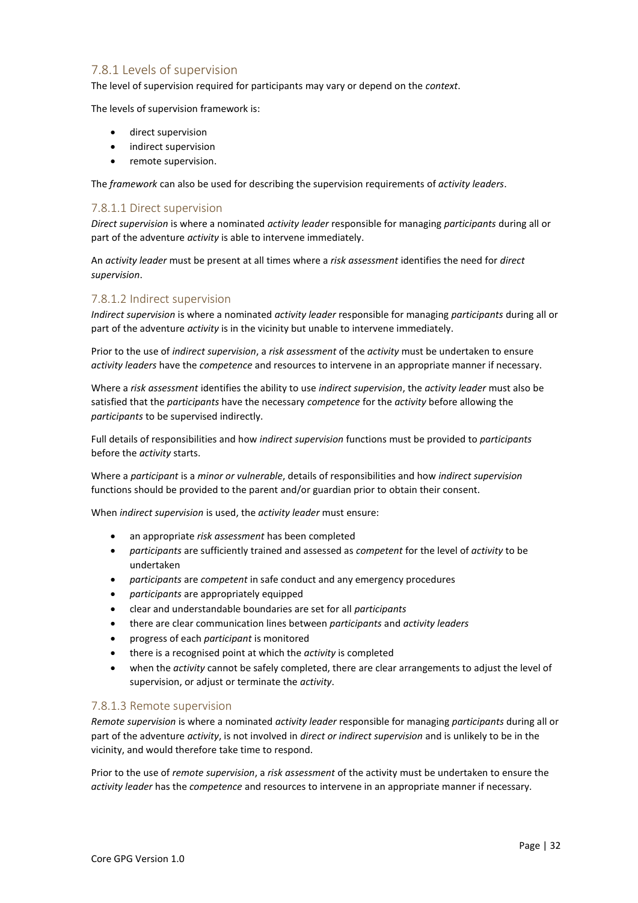### 7.8.1 Levels of supervision

The level of supervision required for participants may vary or depend on the *context*.

The levels of supervision framework is:

- direct supervision
- indirect supervision
- remote supervision.

The *framework* can also be used for describing the supervision requirements of *activity leaders*.

#### 7.8.1.1 Direct supervision

*Direct supervision* is where a nominated *activity leader* responsible for managing *participants* during all or part of the adventure *activity* is able to intervene immediately.

An *activity leader* must be present at all times where a *risk assessment* identifies the need for *direct supervision*.

#### 7.8.1.2 Indirect supervision

*Indirect supervision* is where a nominated *activity leader* responsible for managing *participants* during all or part of the adventure *activity* is in the vicinity but unable to intervene immediately.

Prior to the use of *indirect supervision*, a *risk assessment* of the *activity* must be undertaken to ensure *activity leaders* have the *competence* and resources to intervene in an appropriate manner if necessary.

Where a *risk assessment* identifies the ability to use *indirect supervision*, the *activity leader* must also be satisfied that the *participants* have the necessary *competence* for the *activity* before allowing the *participants* to be supervised indirectly.

Full details of responsibilities and how *indirect supervision* functions must be provided to *participants* before the *activity* starts.

Where a *participant* is a *minor or vulnerable*, details of responsibilities and how *indirect supervision* functions should be provided to the parent and/or guardian prior to obtain their consent.

When *indirect supervision* is used, the *activity leader* must ensure:

- an appropriate *risk assessment* has been completed
- *participants* are sufficiently trained and assessed as *competent* for the level of *activity* to be undertaken
- *participants* are *competent* in safe conduct and any emergency procedures
- *participants* are appropriately equipped
- clear and understandable boundaries are set for all *participants*
- there are clear communication lines between *participants* and *activity leaders*
- progress of each *participant* is monitored
- there is a recognised point at which the *activity* is completed
- when the *activity* cannot be safely completed, there are clear arrangements to adjust the level of supervision, or adjust or terminate the *activity*.

#### 7.8.1.3 Remote supervision

*Remote supervision* is where a nominated *activity leader* responsible for managing *participants* during all or part of the adventure *activity*, is not involved in *direct or indirect supervision* and is unlikely to be in the vicinity, and would therefore take time to respond.

Prior to the use of *remote supervision*, a *risk assessment* of the activity must be undertaken to ensure the *activity leader* has the *competence* and resources to intervene in an appropriate manner if necessary.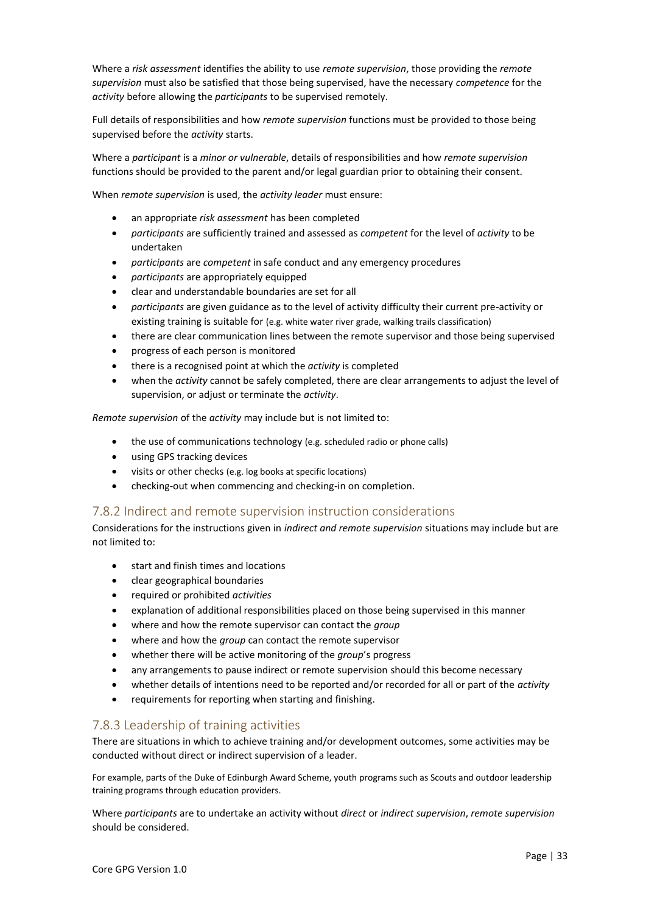Where a *risk assessment* identifies the ability to use *remote supervision*, those providing the *remote supervision* must also be satisfied that those being supervised, have the necessary *competence* for the *activity* before allowing the *participants* to be supervised remotely.

Full details of responsibilities and how *remote supervision* functions must be provided to those being supervised before the *activity* starts.

Where a *participant* is a *minor or vulnerable*, details of responsibilities and how *remote supervision* functions should be provided to the parent and/or legal guardian prior to obtaining their consent.

When *remote supervision* is used, the *activity leader* must ensure:

- an appropriate *risk assessment* has been completed
- *participants* are sufficiently trained and assessed as *competent* for the level of *activity* to be undertaken
- *participants* are *competent* in safe conduct and any emergency procedures
- *participants* are appropriately equipped
- clear and understandable boundaries are set for all
- *participants* are given guidance as to the level of activity difficulty their current pre-activity or existing training is suitable for (e.g. white water river grade, walking trails classification)
- there are clear communication lines between the remote supervisor and those being supervised
- progress of each person is monitored
- there is a recognised point at which the *activity* is completed
- when the *activity* cannot be safely completed, there are clear arrangements to adjust the level of supervision, or adjust or terminate the *activity*.

*Remote supervision* of the *activity* may include but is not limited to:

- the use of communications technology (e.g. scheduled radio or phone calls)
- using GPS tracking devices
- visits or other checks (e.g. log books at specific locations)
- checking-out when commencing and checking-in on completion.

### 7.8.2 Indirect and remote supervision instruction considerations

Considerations for the instructions given in *indirect and remote supervision* situations may include but are not limited to:

- start and finish times and locations
- clear geographical boundaries
- required or prohibited *activities*
- explanation of additional responsibilities placed on those being supervised in this manner
- where and how the remote supervisor can contact the *group*
- where and how the *group* can contact the remote supervisor
- whether there will be active monitoring of the *group*'s progress
- any arrangements to pause indirect or remote supervision should this become necessary
- whether details of intentions need to be reported and/or recorded for all or part of the *activity*
- requirements for reporting when starting and finishing.

### 7.8.3 Leadership of training activities

There are situations in which to achieve training and/or development outcomes, some activities may be conducted without direct or indirect supervision of a leader.

For example, parts of the Duke of Edinburgh Award Scheme, youth programs such as Scouts and outdoor leadership training programs through education providers.

Where *participants* are to undertake an activity without *direct* or *indirect supervision*, *remote supervision* should be considered.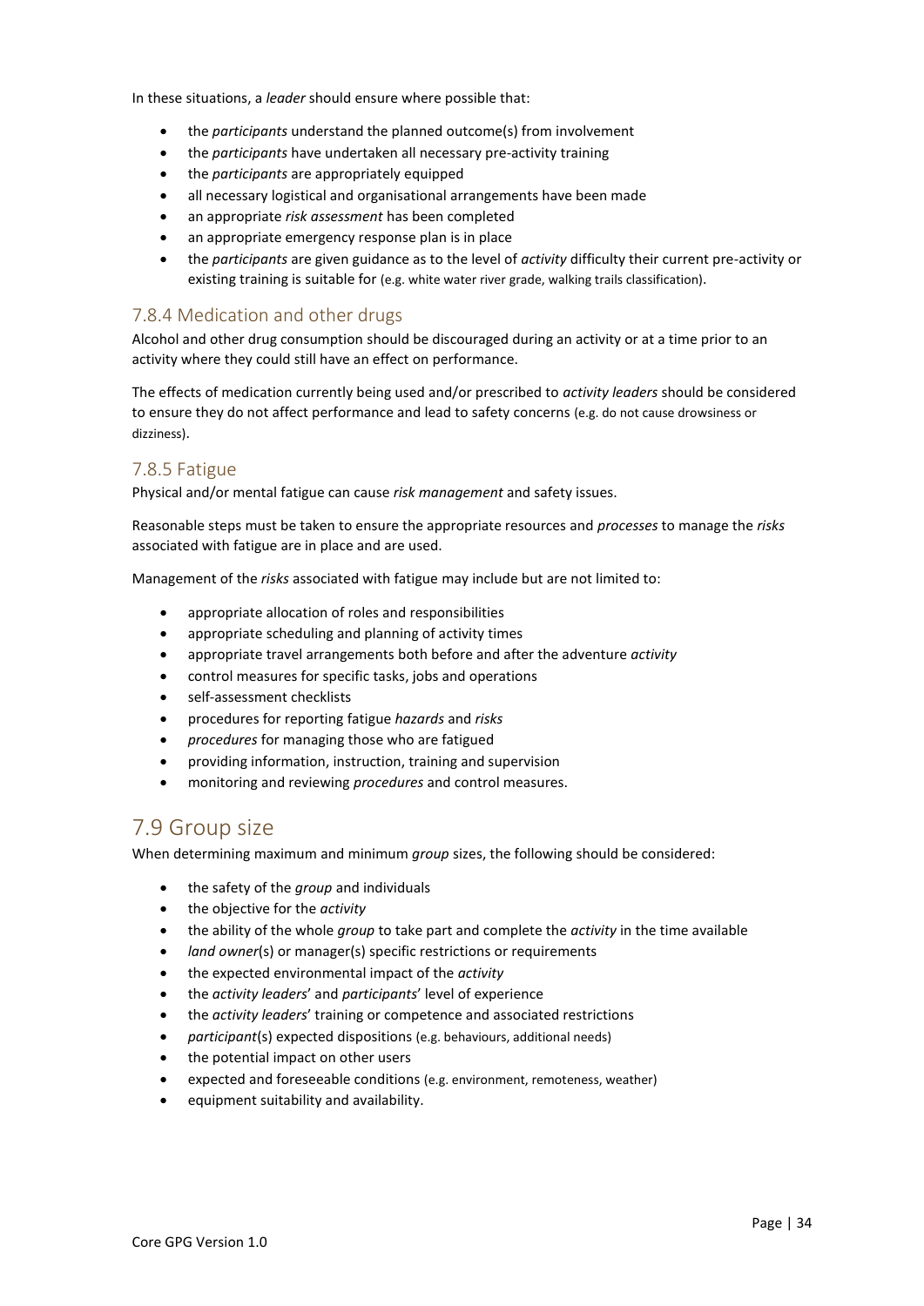In these situations, a *leader* should ensure where possible that:

- the *participants* understand the planned outcome(s) from involvement
- the *participants* have undertaken all necessary pre-activity training
- the *participants* are appropriately equipped
- all necessary logistical and organisational arrangements have been made
- an appropriate *risk assessment* has been completed
- an appropriate emergency response plan is in place
- the *participants* are given guidance as to the level of *activity* difficulty their current pre-activity or existing training is suitable for (e.g. white water river grade, walking trails classification).

### 7.8.4 Medication and other drugs

Alcohol and other drug consumption should be discouraged during an activity or at a time prior to an activity where they could still have an effect on performance.

The effects of medication currently being used and/or prescribed to *activity leaders* should be considered to ensure they do not affect performance and lead to safety concerns (e.g. do not cause drowsiness or dizziness).

### 7.8.5 Fatigue

Physical and/or mental fatigue can cause *risk management* and safety issues.

Reasonable steps must be taken to ensure the appropriate resources and *processes* to manage the *risks* associated with fatigue are in place and are used.

Management of the *risks* associated with fatigue may include but are not limited to:

- appropriate allocation of roles and responsibilities
- appropriate scheduling and planning of activity times
- appropriate travel arrangements both before and after the adventure *activity*
- control measures for specific tasks, jobs and operations
- self-assessment checklists
- procedures for reporting fatigue *hazards* and *risks*
- *procedures* for managing those who are fatigued
- providing information, instruction, training and supervision
- monitoring and reviewing *procedures* and control measures.

## 7.9 Group size

When determining maximum and minimum *group* sizes, the following should be considered:

- the safety of the *group* and individuals
- the objective for the *activity*
- the ability of the whole *group* to take part and complete the *activity* in the time available
- *land owner*(s) or manager(s) specific restrictions or requirements
- the expected environmental impact of the *activity*
- the *activity leaders*' and *participants*' level of experience
- the *activity leaders*' training or competence and associated restrictions
- *participant*(s) expected dispositions (e.g. behaviours, additional needs)
- the potential impact on other users
- expected and foreseeable conditions (e.g. environment, remoteness, weather)
- equipment suitability and availability.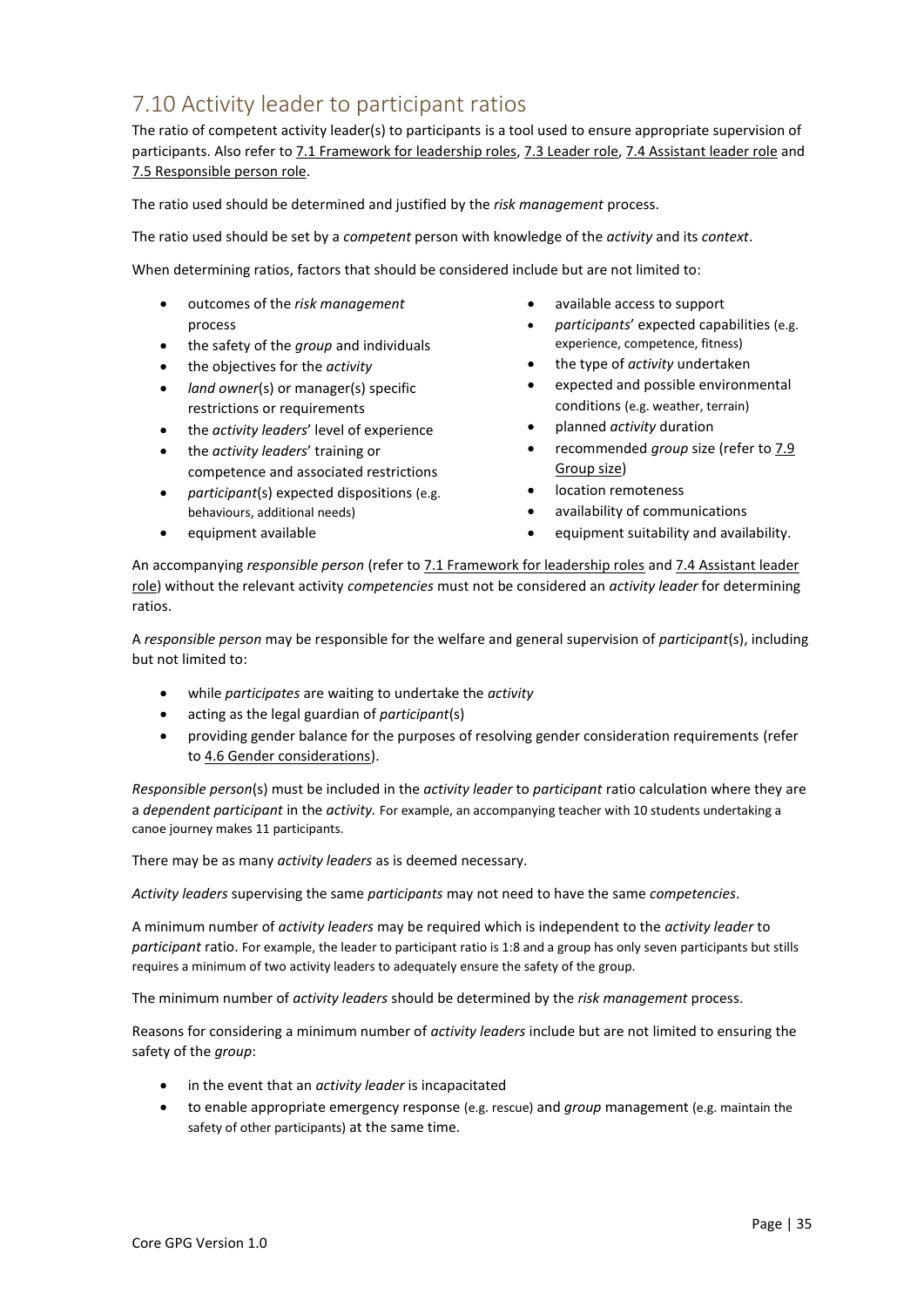## 7.10 Activity leader to participant ratios

The ratio of competent activity leader(s) to participants is a tool used to ensure appropriate supervision of participants. Also refer to 7.1 Framework for leadership roles, 7.3 Leader role, 7.4 Assistant leader role and 7.5 Responsible person role.

The ratio used should be determined and justified by the *risk management* process.

The ratio used should be set by a *competent* person with knowledge of the *activity* and its *context*.

When determining ratios, factors that should be considered include but are not limited to:

- outcomes of the *risk management* process
- the safety of the *group* and individuals
- the objectives for the *activity*
- *land owner*(s) or manager(s) specific restrictions or requirements
- the *activity leaders*' level of experience
- the *activity leaders*' training or competence and associated restrictions
- *participant*(s) expected dispositions (e.g. behaviours, additional needs)
- equipment available
- available access to support
- *participants*' expected capabilities (e.g. experience, competence, fitness)
- the type of *activity* undertaken
- expected and possible environmental conditions (e.g. weather, terrain)
- planned *activity* duration
- recommended *group* size (refer to 7.9 Group size)
- location remoteness
- availability of communications
- equipment suitability and availability.

An accompanying *responsible person* (refer to 7.1 Framework for leadership roles and 7.4 Assistant leader role) without the relevant activity *competencies* must not be considered an *activity leader* for determining ratios.

A *responsible person* may be responsible for the welfare and general supervision of *participant*(s), including but not limited to:

- while *participates* are waiting to undertake the *activity*
- acting as the legal guardian of *participant*(s)
- providing gender balance for the purposes of resolving gender consideration requirements (refer to 4.6 Gender considerations).

*Responsible person*(s) must be included in the *activity leader* to *participant* ratio calculation where they are a *dependent participant* in the *activity.* For example, an accompanying teacher with 10 students undertaking a canoe journey makes 11 participants.

There may be as many *activity leaders* as is deemed necessary.

*Activity leaders* supervising the same *participants* may not need to have the same *competencies*.

A minimum number of *activity leaders* may be required which is independent to the *activity leader* to *participant* ratio. For example, the leader to participant ratio is 1:8 and a group has only seven participants but stills requires a minimum of two activity leaders to adequately ensure the safety of the group.

The minimum number of *activity leaders* should be determined by the *risk management* process.

Reasons for considering a minimum number of *activity leaders* include but are not limited to ensuring the safety of the *group*:

- in the event that an *activity leader* is incapacitated
- to enable appropriate emergency response (e.g. rescue) and *group* management (e.g. maintain the safety of other participants) at the same time.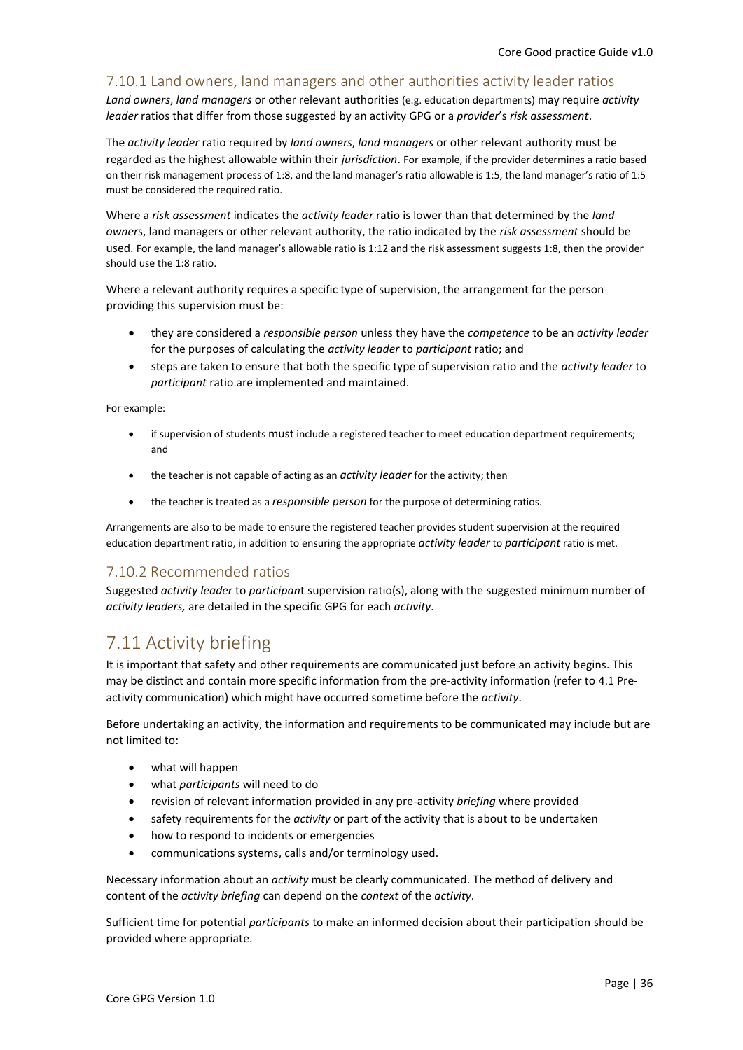### 7.10.1 Land owners, land managers and other authorities activity leader ratios

*Land owners*, *land managers* or other relevant authorities (e.g. education departments) may require *activity leader* ratios that differ from those suggested by an activity GPG or a *provider*'s *risk assessment*.

The *activity leader* ratio required by *land owners*, *land managers* or other relevant authority must be regarded as the highest allowable within their *jurisdiction*. For example, if the provider determines a ratio based on their risk management process of 1:8, and the land manager's ratio allowable is 1:5, the land manager's ratio of 1:5 must be considered the required ratio.

Where a *risk assessment* indicates the *activity leader* ratio is lower than that determined by the *land owner*s, land managers or other relevant authority, the ratio indicated by the *risk assessment* should be used. For example, the land manager's allowable ratio is 1:12 and the risk assessment suggests 1:8, then the provider should use the 1:8 ratio.

Where a relevant authority requires a specific type of supervision, the arrangement for the person providing this supervision must be:

- they are considered a *responsible person* unless they have the *competence* to be an *activity leader* for the purposes of calculating the *activity leader* to *participant* ratio; and
- steps are taken to ensure that both the specific type of supervision ratio and the *activity leader* to *participant* ratio are implemented and maintained.

For example:

- if supervision of students must include a registered teacher to meet education department requirements; and
- the teacher is not capable of acting as an *activity leader* for the activity; then
- the teacher is treated as a *responsible person* for the purpose of determining ratios.

Arrangements are also to be made to ensure the registered teacher provides student supervision at the required education department ratio, in addition to ensuring the appropriate *activity leader* to *participant* ratio is met.

### 7.10.2 Recommended ratios

Suggested *activity leader* to *participant* supervision ratio(s), along with the suggested minimum number of *activity leaders,* are detailed in the specific GPG for each *activity*.

## 7.11 Activity briefing

It is important that safety and other requirements are communicated just before an activity begins. This may be distinct and contain more specific information from the pre-activity information (refer to 4.1 Pre-activity communication) which might have occurred sometime before the *activity*.

Before undertaking an activity, the information and requirements to be communicated may include but are not limited to:

- what will happen
- what *participants* will need to do
- revision of relevant information provided in any pre-activity *briefing* where provided
- safety requirements for the *activity* or part of the activity that is about to be undertaken
- how to respond to incidents or emergencies
- communications systems, calls and/or terminology used.

Necessary information about an *activity* must be clearly communicated. The method of delivery and content of the *activity briefing* can depend on the *context* of the *activity*.

Sufficient time for potential *participants* to make an informed decision about their participation should be provided where appropriate.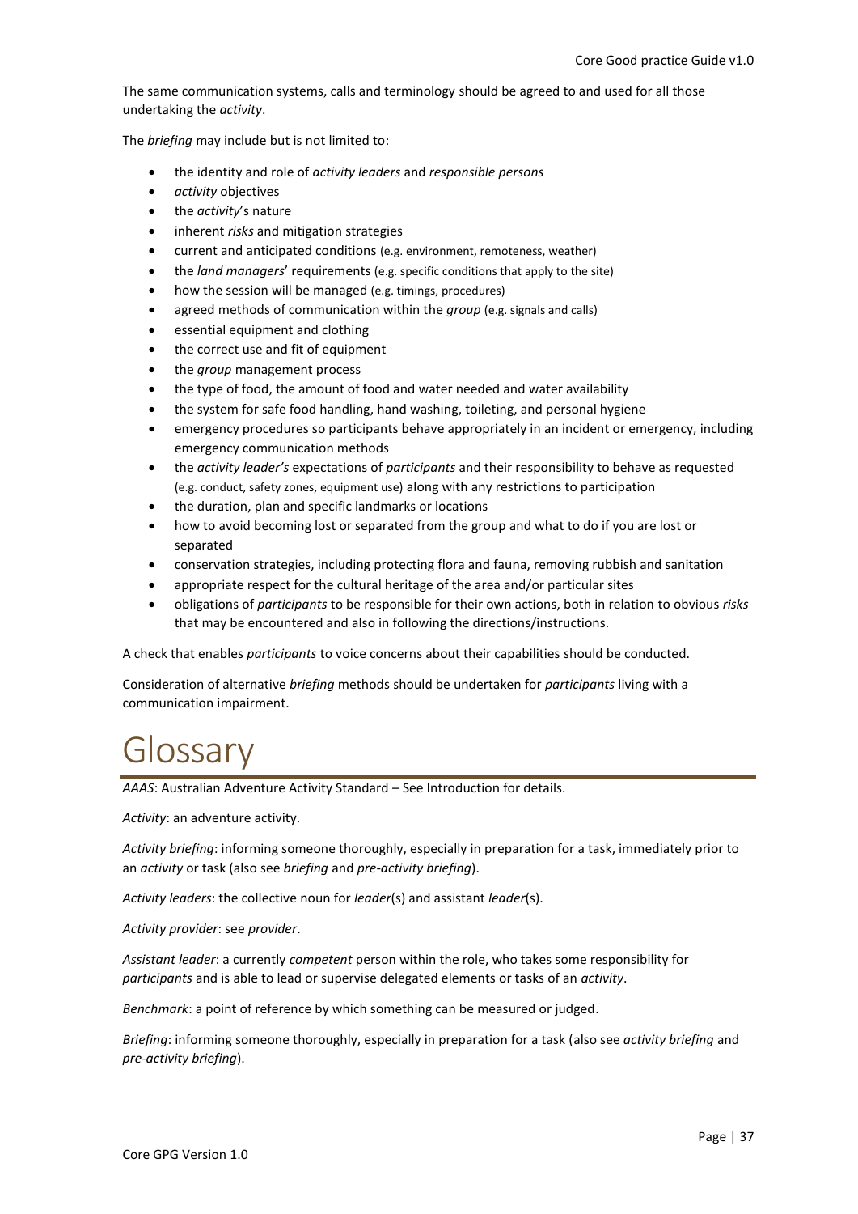The same communication systems, calls and terminology should be agreed to and used for all those undertaking the *activity*.

The *briefing* may include but is not limited to:

- the identity and role of *activity leaders* and *responsible persons*
- *activity* objectives
- the *activity*'s nature
- inherent *risks* and mitigation strategies
- current and anticipated conditions (e.g. environment, remoteness, weather)
- the *land managers*' requirements (e.g. specific conditions that apply to the site)
- how the session will be managed (e.g. timings, procedures)
- agreed methods of communication within the *group* (e.g. signals and calls)
- essential equipment and clothing
- the correct use and fit of equipment
- the *group* management process
- the type of food, the amount of food and water needed and water availability
- the system for safe food handling, hand washing, toileting, and personal hygiene
- emergency procedures so participants behave appropriately in an incident or emergency, including emergency communication methods
- the *activity leader's* expectations of *participants* and their responsibility to behave as requested (e.g. conduct, safety zones, equipment use) along with any restrictions to participation
- the duration, plan and specific landmarks or locations
- how to avoid becoming lost or separated from the group and what to do if you are lost or separated
- conservation strategies, including protecting flora and fauna, removing rubbish and sanitation
- appropriate respect for the cultural heritage of the area and/or particular sites
- obligations of *participants* to be responsible for their own actions, both in relation to obvious *risks* that may be encountered and also in following the directions/instructions.

A check that enables *participants* to voice concerns about their capabilities should be conducted.

Consideration of alternative *briefing* methods should be undertaken for *participants* living with a communication impairment.

# Glossary

*AAAS*: Australian Adventure Activity Standard – See Introduction for details.

*Activity*: an adventure activity.

*Activity briefing*: informing someone thoroughly, especially in preparation for a task, immediately prior to an *activity* or task (also see *briefing* and *pre-activity briefing*).

*Activity leaders*: the collective noun for *leader*(s) and assistant *leader*(s).

*Activity provider*: see *provider*.

*Assistant leader*: a currently *competent* person within the role, who takes some responsibility for *participants* and is able to lead or supervise delegated elements or tasks of an *activity*.

*Benchmark*: a point of reference by which something can be measured or judged.

*Briefing*: informing someone thoroughly, especially in preparation for a task (also see *activity briefing* and *pre-activity briefing*).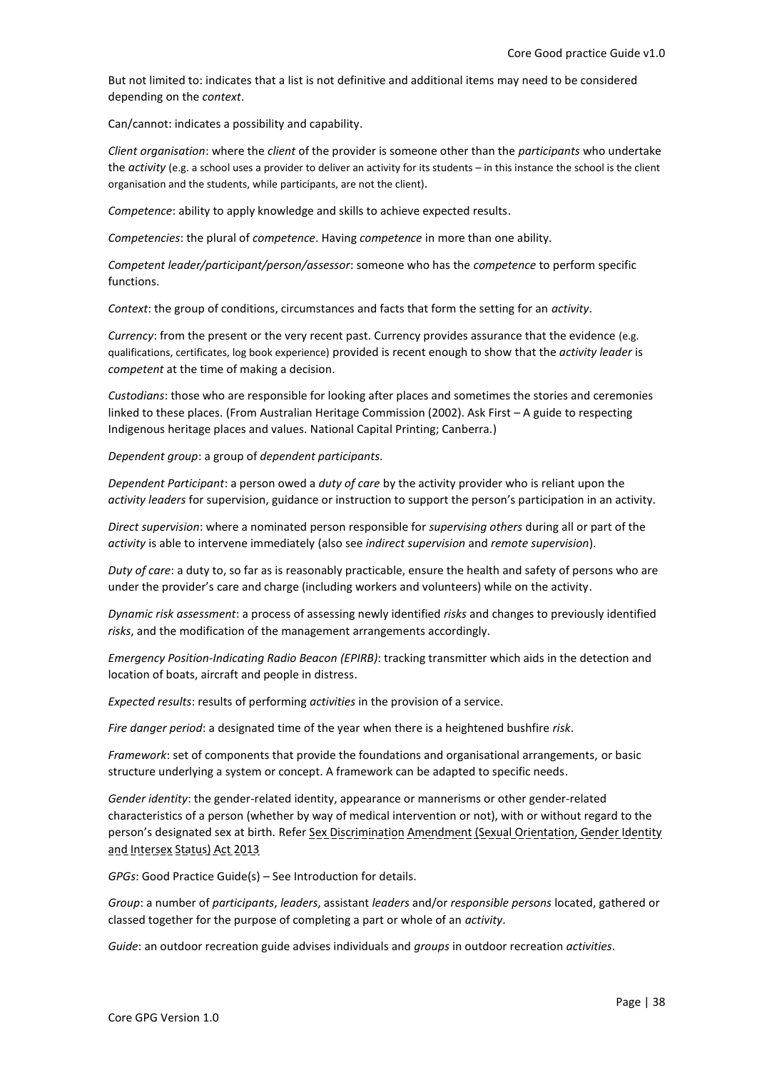But not limited to: indicates that a list is not definitive and additional items may need to be considered depending on the *context*.

Can/cannot: indicates a possibility and capability.

*Client organisation*: where the *client* of the provider is someone other than the *participants* who undertake the *activity* (e.g. a school uses a provider to deliver an activity for its students – in this instance the school is the client organisation and the students, while participants, are not the client).

*Competence*: ability to apply knowledge and skills to achieve expected results.

*Competencies*: the plural of *competence*. Having *competence* in more than one ability.

*Competent leader/participant/person/assessor*: someone who has the *competence* to perform specific functions.

*Context*: the group of conditions, circumstances and facts that form the setting for an *activity*.

*Currency*: from the present or the very recent past. Currency provides assurance that the evidence (e.g. qualifications, certificates, log book experience) provided is recent enough to show that the *activity leader* is *competent* at the time of making a decision.

*Custodians*: those who are responsible for looking after places and sometimes the stories and ceremonies linked to these places. (From Australian Heritage Commission (2002). Ask First – A guide to respecting Indigenous heritage places and values. National Capital Printing; Canberra.)

*Dependent group*: a group of *dependent participants*.

*Dependent Participant*: a person owed a *duty of care* by the activity provider who is reliant upon the *activity leaders* for supervision, guidance or instruction to support the person's participation in an activity.

*Direct supervision*: where a nominated person responsible for *supervising others* during all or part of the *activity* is able to intervene immediately (also see *indirect supervision* and *remote supervision*).

*Duty of care*: a duty to, so far as is reasonably practicable, ensure the health and safety of persons who are under the provider's care and charge (including workers and volunteers) while on the activity.

*Dynamic risk assessment*: a process of assessing newly identified *risks* and changes to previously identified *risks*, and the modification of the management arrangements accordingly.

*Emergency Position-Indicating Radio Beacon (EPIRB)*: tracking transmitter which aids in the detection and location of boats, aircraft and people in distress.

*Expected results*: results of performing *activities* in the provision of a service.

*Fire danger period*: a designated time of the year when there is a heightened bushfire *risk*.

*Framework*: set of components that provide the foundations and organisational arrangements, or basic structure underlying a system or concept. A framework can be adapted to specific needs.

*Gender identity*: the gender-related identity, appearance or mannerisms or other gender-related characteristics of a person (whether by way of medical intervention or not), with or without regard to the person's designated sex at birth. Refer Sex Discrimination Amendment (Sexual Orientation, Gender Identity and Intersex Status) Act 2013

*GPGs*: Good Practice Guide(s) – See Introduction for details.

*Group*: a number of *participants*, *leaders*, assistant *leaders* and/or *responsible persons* located, gathered or classed together for the purpose of completing a part or whole of an *activity*.

*Guide*: an outdoor recreation guide advises individuals and *groups* in outdoor recreation *activities*.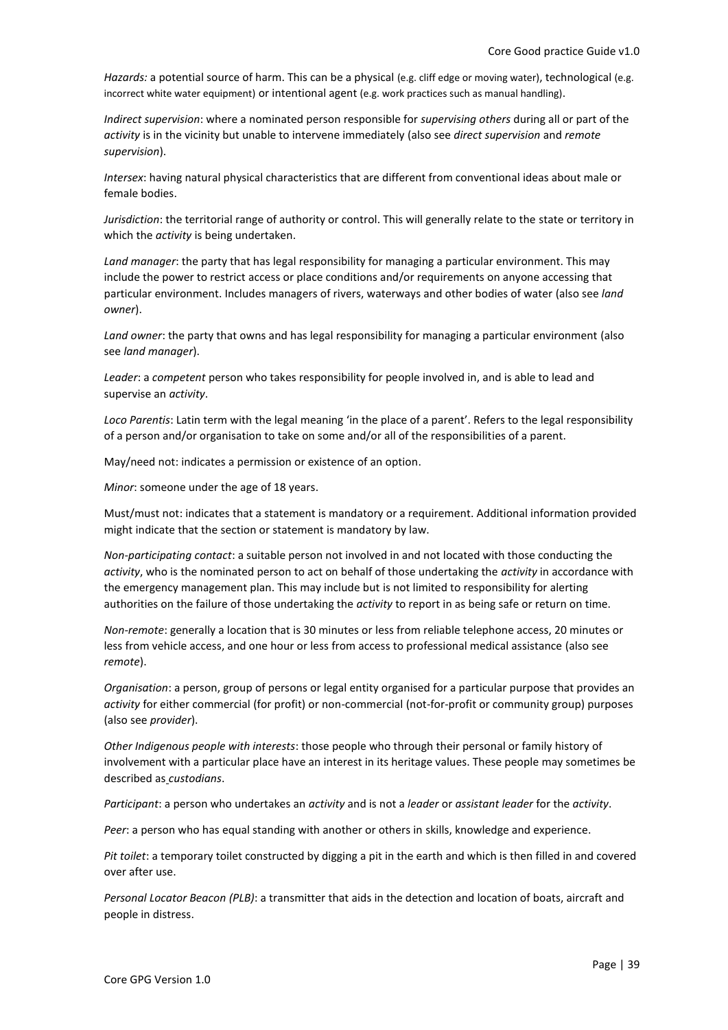*Hazards:* a potential source of harm. This can be a physical (e.g. cliff edge or moving water), technological (e.g. incorrect white water equipment) or intentional agent (e.g. work practices such as manual handling).

*Indirect supervision*: where a nominated person responsible for *supervising others* during all or part of the *activity* is in the vicinity but unable to intervene immediately (also see *direct supervision* and *remote supervision*).

*Intersex*: having natural physical characteristics that are different from conventional ideas about male or female bodies.

*Jurisdiction*: the territorial range of authority or control. This will generally relate to the state or territory in which the *activity* is being undertaken.

*Land manager*: the party that has legal responsibility for managing a particular environment. This may include the power to restrict access or place conditions and/or requirements on anyone accessing that particular environment. Includes managers of rivers, waterways and other bodies of water (also see *land owner*).

*Land owner*: the party that owns and has legal responsibility for managing a particular environment (also see *land manager*).

*Leader*: a *competent* person who takes responsibility for people involved in, and is able to lead and supervise an *activity*.

*Loco Parentis*: Latin term with the legal meaning 'in the place of a parent'. Refers to the legal responsibility of a person and/or organisation to take on some and/or all of the responsibilities of a parent.

May/need not: indicates a permission or existence of an option.

*Minor*: someone under the age of 18 years.

Must/must not: indicates that a statement is mandatory or a requirement. Additional information provided might indicate that the section or statement is mandatory by law.

*Non-participating contact*: a suitable person not involved in and not located with those conducting the *activity*, who is the nominated person to act on behalf of those undertaking the *activity* in accordance with the emergency management plan. This may include but is not limited to responsibility for alerting authorities on the failure of those undertaking the *activity* to report in as being safe or return on time.

*Non-remote*: generally a location that is 30 minutes or less from reliable telephone access, 20 minutes or less from vehicle access, and one hour or less from access to professional medical assistance (also see *remote*).

*Organisation*: a person, group of persons or legal entity organised for a particular purpose that provides an *activity* for either commercial (for profit) or non-commercial (not-for-profit or community group) purposes (also see *provider*).

*Other Indigenous people with interests*: those people who through their personal or family history of involvement with a particular place have an interest in its heritage values. These people may sometimes be described as *custodians*.

*Participant*: a person who undertakes an *activity* and is not a *leader* or *assistant leader* for the *activity*.

*Peer*: a person who has equal standing with another or others in skills, knowledge and experience.

*Pit toilet*: a temporary toilet constructed by digging a pit in the earth and which is then filled in and covered over after use.

*Personal Locator Beacon (PLB)*: a transmitter that aids in the detection and location of boats, aircraft and people in distress.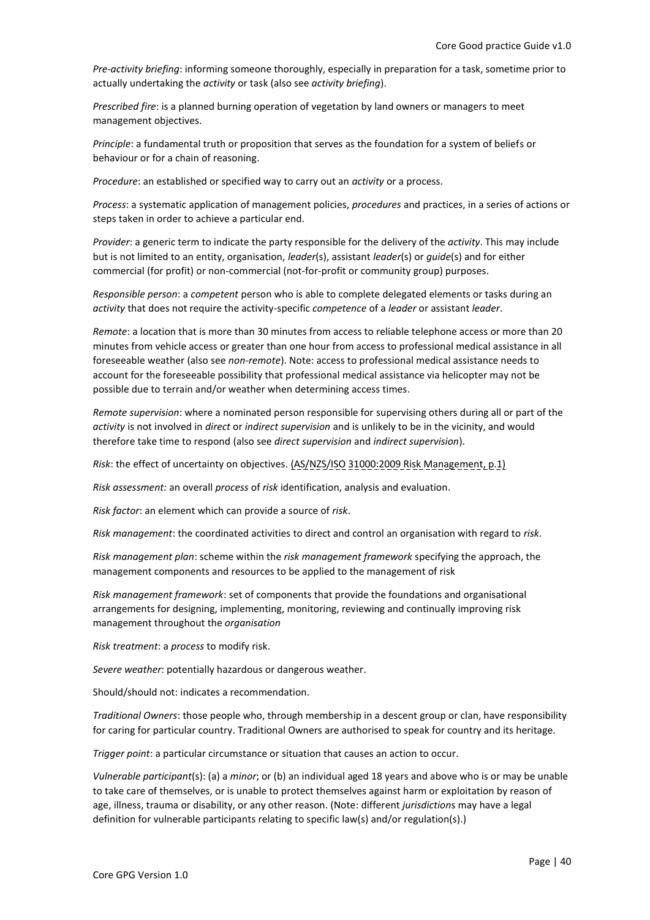*Pre-activity briefing*: informing someone thoroughly, especially in preparation for a task, sometime prior to actually undertaking the *activity* or task (also see *activity briefing*).

*Prescribed fire*: is a planned burning operation of vegetation by land owners or managers to meet management objectives.

*Principle*: a fundamental truth or proposition that serves as the foundation for a system of beliefs or behaviour or for a chain of reasoning.

*Procedure*: an established or specified way to carry out an *activity* or a process.

*Process*: a systematic application of management policies, *procedures* and practices, in a series of actions or steps taken in order to achieve a particular end.

*Provider*: a generic term to indicate the party responsible for the delivery of the *activity*. This may include but is not limited to an entity, organisation, *leader*(s), assistant *leader*(s) or *guide*(s) and for either commercial (for profit) or non-commercial (not-for-profit or community group) purposes.

*Responsible person*: a *competent* person who is able to complete delegated elements or tasks during an *activity* that does not require the activity-specific *competence* of a *leader* or assistant *leader*.

*Remote*: a location that is more than 30 minutes from access to reliable telephone access or more than 20 minutes from vehicle access or greater than one hour from access to professional medical assistance in all foreseeable weather (also see *non-remote*). Note: access to professional medical assistance needs to account for the foreseeable possibility that professional medical assistance via helicopter may not be possible due to terrain and/or weather when determining access times.

*Remote supervision*: where a nominated person responsible for supervising others during all or part of the *activity* is not involved in *direct* or *indirect supervision* and is unlikely to be in the vicinity, and would therefore take time to respond (also see *direct supervision* and *indirect supervision*).

*Risk*: the effect of uncertainty on objectives. (AS/NZS/ISO 31000:2009 Risk Management, p.1)

*Risk assessment:* an overall *process* of *risk* identification, analysis and evaluation.

*Risk factor*: an element which can provide a source of *risk*.

*Risk management*: the coordinated activities to direct and control an organisation with regard to *risk*.

*Risk management plan*: scheme within the *risk management framework* specifying the approach, the management components and resources to be applied to the management of risk

*Risk management framework*: set of components that provide the foundations and organisational arrangements for designing, implementing, monitoring, reviewing and continually improving risk management throughout the *organisation*

*Risk treatment*: a *process* to modify risk.

*Severe weather*: potentially hazardous or dangerous weather.

Should/should not: indicates a recommendation.

*Traditional Owners*: those people who, through membership in a descent group or clan, have responsibility for caring for particular country. Traditional Owners are authorised to speak for country and its heritage.

*Trigger point*: a particular circumstance or situation that causes an action to occur.

*Vulnerable participant*(s): (a) a *minor*; or (b) an individual aged 18 years and above who is or may be unable to take care of themselves, or is unable to protect themselves against harm or exploitation by reason of age, illness, trauma or disability, or any other reason. (Note: different *jurisdiction*s may have a legal definition for vulnerable participants relating to specific law(s) and/or regulation(s).)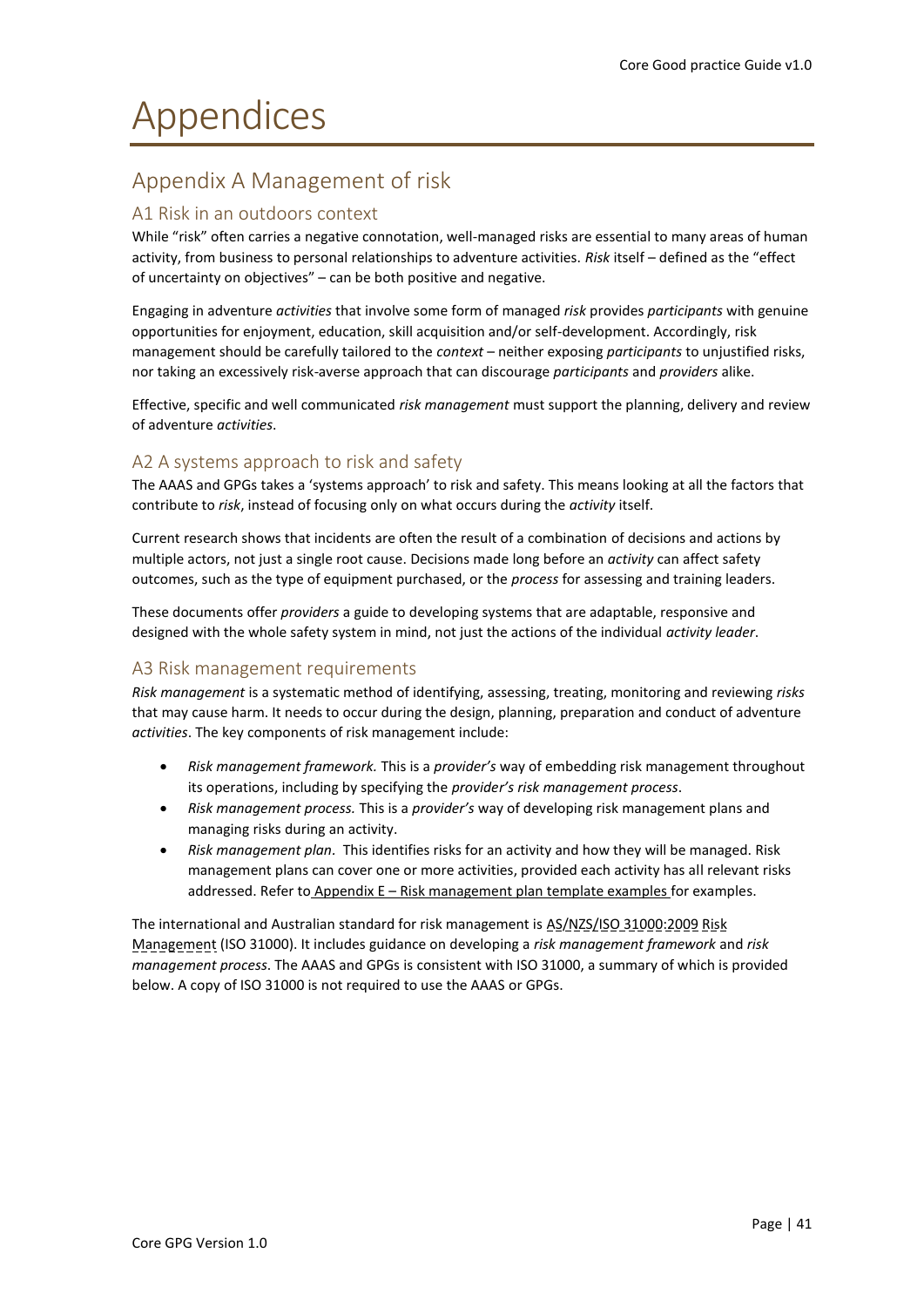# Appendices

## Appendix A Management of risk

### A1 Risk in an outdoors context

While "risk" often carries a negative connotation, well-managed risks are essential to many areas of human activity, from business to personal relationships to adventure activities. *Risk* itself – defined as the "effect of uncertainty on objectives" – can be both positive and negative.

Engaging in adventure *activities* that involve some form of managed *risk* provides *participants* with genuine opportunities for enjoyment, education, skill acquisition and/or self-development. Accordingly, risk management should be carefully tailored to the *context* – neither exposing *participants* to unjustified risks, nor taking an excessively risk-averse approach that can discourage *participants* and *providers* alike.

Effective, specific and well communicated *risk management* must support the planning, delivery and review of adventure *activities*.

### A2 A systems approach to risk and safety

The AAAS and GPGs takes a 'systems approach' to risk and safety. This means looking at all the factors that contribute to *risk*, instead of focusing only on what occurs during the *activity* itself.

Current research shows that incidents are often the result of a combination of decisions and actions by multiple actors, not just a single root cause. Decisions made long before an *activity* can affect safety outcomes, such as the type of equipment purchased, or the *process* for assessing and training leaders.

These documents offer *providers* a guide to developing systems that are adaptable, responsive and designed with the whole safety system in mind, not just the actions of the individual *activity leader*.

### A3 Risk management requirements

*Risk management* is a systematic method of identifying, assessing, treating, monitoring and reviewing *risks* that may cause harm. It needs to occur during the design, planning, preparation and conduct of adventure *activities*. The key components of risk management include:

- *Risk management framework.* This is a *provider's* way of embedding risk management throughout its operations, including by specifying the *provider's risk management process*.
- *Risk management process.* This is a *provider's* way of developing risk management plans and managing risks during an activity.
- *Risk management plan.* This identifies risks for an activity and how they will be managed. Risk management plans can cover one or more activities, provided each activity has all relevant risks addressed. Refer to Appendix E – Risk management plan template examples for examples.

The international and Australian standard for risk management is AS/NZS/ISO 31000:2009 Risk Management (ISO 31000). It includes guidance on developing a *risk management framework* and *risk management process*. The AAAS and GPGs is consistent with ISO 31000, a summary of which is provided below. A copy of ISO 31000 is not required to use the AAAS or GPGs.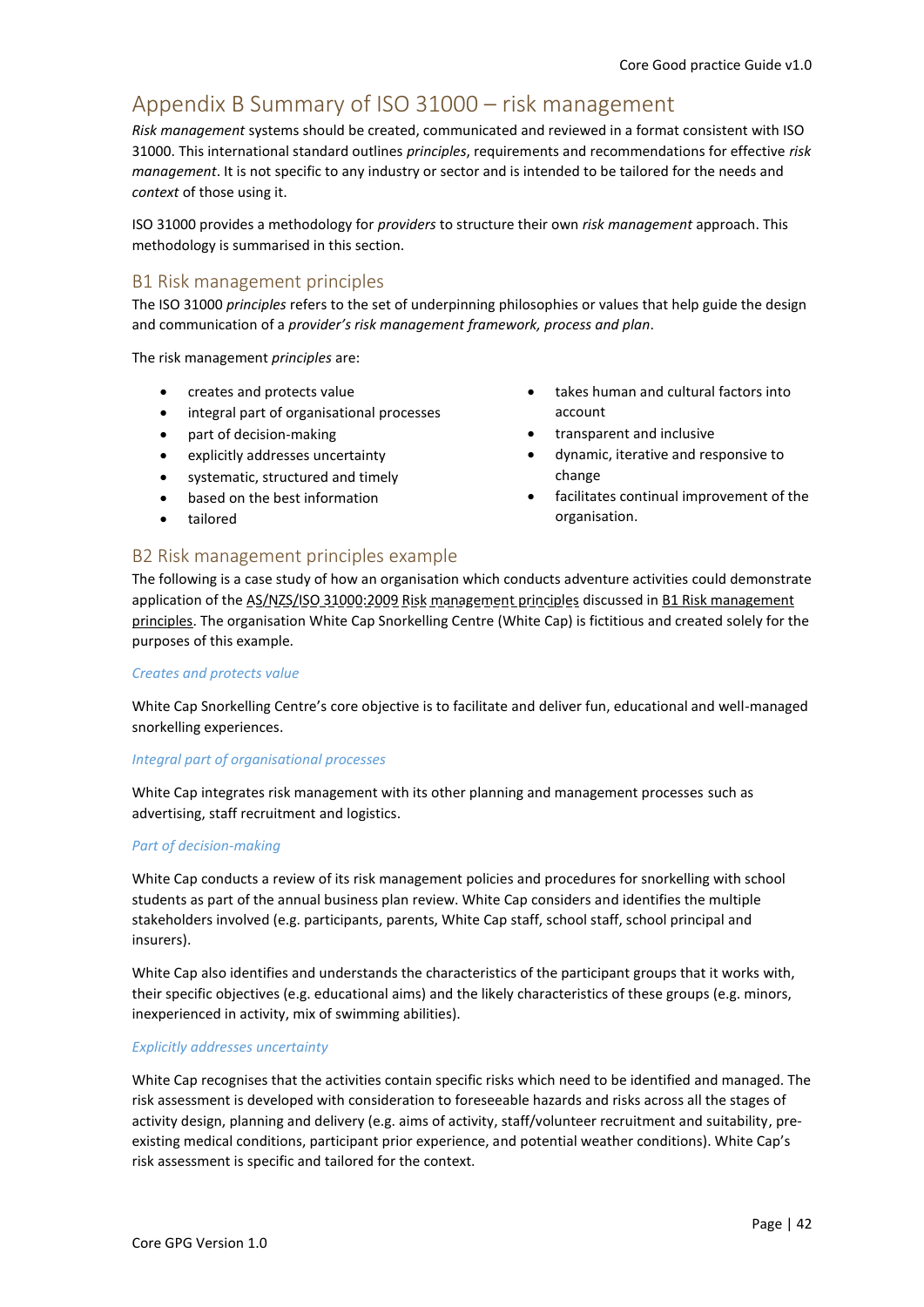# Appendix B Summary of ISO 31000 – risk management

*Risk management* systems should be created, communicated and reviewed in a format consistent with ISO 31000. This international standard outlines *principles*, requirements and recommendations for effective *risk management*. It is not specific to any industry or sector and is intended to be tailored for the needs and *context* of those using it.

ISO 31000 provides a methodology for *providers* to structure their own *risk management* approach. This methodology is summarised in this section.

## B1 Risk management principles

The ISO 31000 *principles* refers to the set of underpinning philosophies or values that help guide the design and communication of a *provider's risk management framework, process and plan*.

The risk management *principles* are:

- creates and protects value
- integral part of organisational processes
- part of decision-making
- explicitly addresses uncertainty
- systematic, structured and timely
- based on the best information
- tailored
- takes human and cultural factors into account
- transparent and inclusive
- dynamic, iterative and responsive to change
- facilitates continual improvement of the organisation.

## B2 Risk management principles example

The following is a case study of how an organisation which conducts adventure activities could demonstrate application of the AS/NZS/ISO 31000:2009 Risk management principles discussed in B1 Risk management principles. The organisation White Cap Snorkelling Centre (White Cap) is fictitious and created solely for the purposes of this example.

*Creates and protects value*

White Cap Snorkelling Centre's core objective is to facilitate and deliver fun, educational and well-managed snorkelling experiences.

*Integral part of organisational processes*

White Cap integrates risk management with its other planning and management processes such as advertising, staff recruitment and logistics.

*Part of decision-making*

White Cap conducts a review of its risk management policies and procedures for snorkelling with school students as part of the annual business plan review. White Cap considers and identifies the multiple stakeholders involved (e.g. participants, parents, White Cap staff, school staff, school principal and insurers).

White Cap also identifies and understands the characteristics of the participant groups that it works with, their specific objectives (e.g. educational aims) and the likely characteristics of these groups (e.g. minors, inexperienced in activity, mix of swimming abilities).

*Explicitly addresses uncertainty*

White Cap recognises that the activities contain specific risks which need to be identified and managed. The risk assessment is developed with consideration to foreseeable hazards and risks across all the stages of activity design, planning and delivery (e.g. aims of activity, staff/volunteer recruitment and suitability, pre-existing medical conditions, participant prior experience, and potential weather conditions). White Cap's risk assessment is specific and tailored for the context.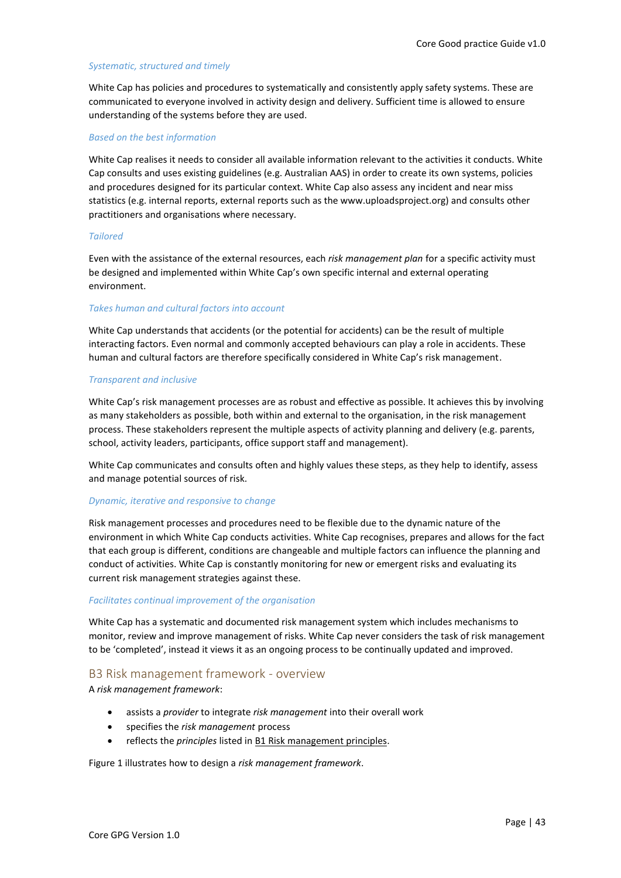#### *Systematic, structured and timely*

White Cap has policies and procedures to systematically and consistently apply safety systems. These are communicated to everyone involved in activity design and delivery. Sufficient time is allowed to ensure understanding of the systems before they are used.

#### *Based on the best information*

White Cap realises it needs to consider all available information relevant to the activities it conducts. White Cap consults and uses existing guidelines (e.g. Australian AAS) in order to create its own systems, policies and procedures designed for its particular context. White Cap also assess any incident and near miss statistics (e.g. internal reports, external reports such as the www.uploadsproject.org) and consults other practitioners and organisations where necessary.

#### *Tailored*

Even with the assistance of the external resources, each *risk management plan* for a specific activity must be designed and implemented within White Cap's own specific internal and external operating environment.

#### *Takes human and cultural factors into account*

White Cap understands that accidents (or the potential for accidents) can be the result of multiple interacting factors. Even normal and commonly accepted behaviours can play a role in accidents. These human and cultural factors are therefore specifically considered in White Cap's risk management.

#### *Transparent and inclusive*

White Cap's risk management processes are as robust and effective as possible. It achieves this by involving as many stakeholders as possible, both within and external to the organisation, in the risk management process. These stakeholders represent the multiple aspects of activity planning and delivery (e.g. parents, school, activity leaders, participants, office support staff and management).

White Cap communicates and consults often and highly values these steps, as they help to identify, assess and manage potential sources of risk.

#### *Dynamic, iterative and responsive to change*

Risk management processes and procedures need to be flexible due to the dynamic nature of the environment in which White Cap conducts activities. White Cap recognises, prepares and allows for the fact that each group is different, conditions are changeable and multiple factors can influence the planning and conduct of activities. White Cap is constantly monitoring for new or emergent risks and evaluating its current risk management strategies against these.

#### *Facilitates continual improvement of the organisation*

White Cap has a systematic and documented risk management system which includes mechanisms to monitor, review and improve management of risks. White Cap never considers the task of risk management to be 'completed', instead it views it as an ongoing process to be continually updated and improved.

## B3 Risk management framework - overview

A *risk management framework*:

- assists a *provider* to integrate *risk management* into their overall work
- specifies the *risk management* process
- reflects the *principles* listed in B1 Risk management principles.

Figure 1 illustrates how to design a *risk management framework*.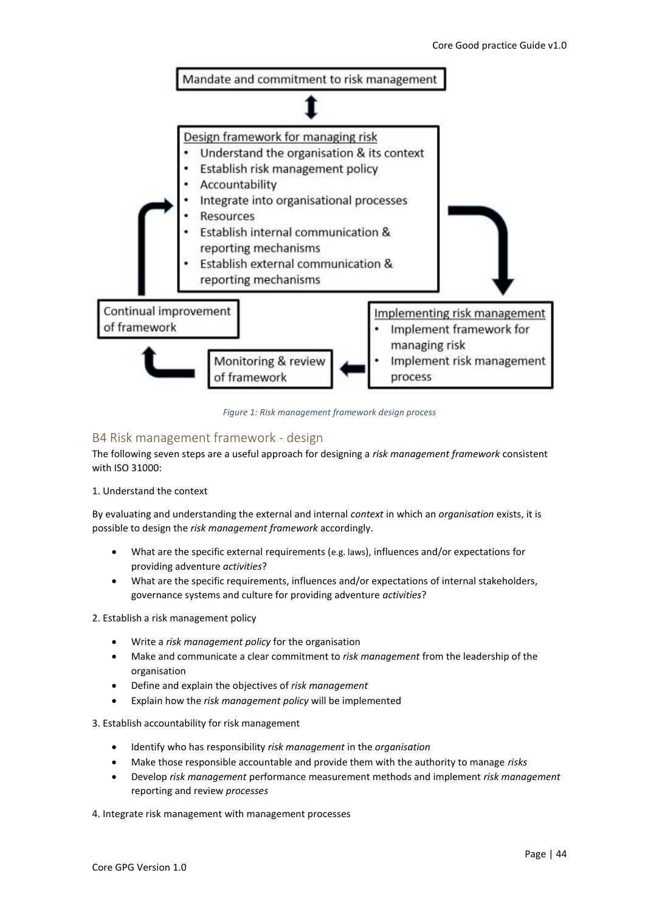**Mandate and commitment to risk management**

**Design framework for managing risk**

- Understand the organisation & its context
- Establish risk management policy
- Accountability
- Integrate into organisational processes
- Resources
- Establish internal communication & reporting mechanisms
- Establish external communication & reporting mechanisms

**Implementing risk management**

- Implement framework for managing risk
- Implement risk management process

**Monitoring & review of framework**

**Continual improvement of framework**

*Figure 1: Risk management framework design process*

## B4 Risk management framework - design

The following seven steps are a useful approach for designing a *risk management framework* consistent with ISO 31000:

1. Understand the context

By evaluating and understanding the external and internal *context* in which an *organisation* exists, it is possible to design the *risk management framework* accordingly.

- What are the specific external requirements (e.g. laws), influences and/or expectations for providing adventure *activities*?
- What are the specific requirements, influences and/or expectations of internal stakeholders, governance systems and culture for providing adventure *activities*?

2. Establish a risk management policy

- Write a *risk management policy* for the organisation
- Make and communicate a clear commitment to *risk management* from the leadership of the organisation
- Define and explain the objectives of *risk management*
- Explain how the *risk management policy* will be implemented

3. Establish accountability for risk management

- Identify who has responsibility *risk management* in the *organisation*
- Make those responsible accountable and provide them with the authority to manage *risks*
- Develop *risk management* performance measurement methods and implement *risk management* reporting and review *processes*

4. Integrate risk management with management processes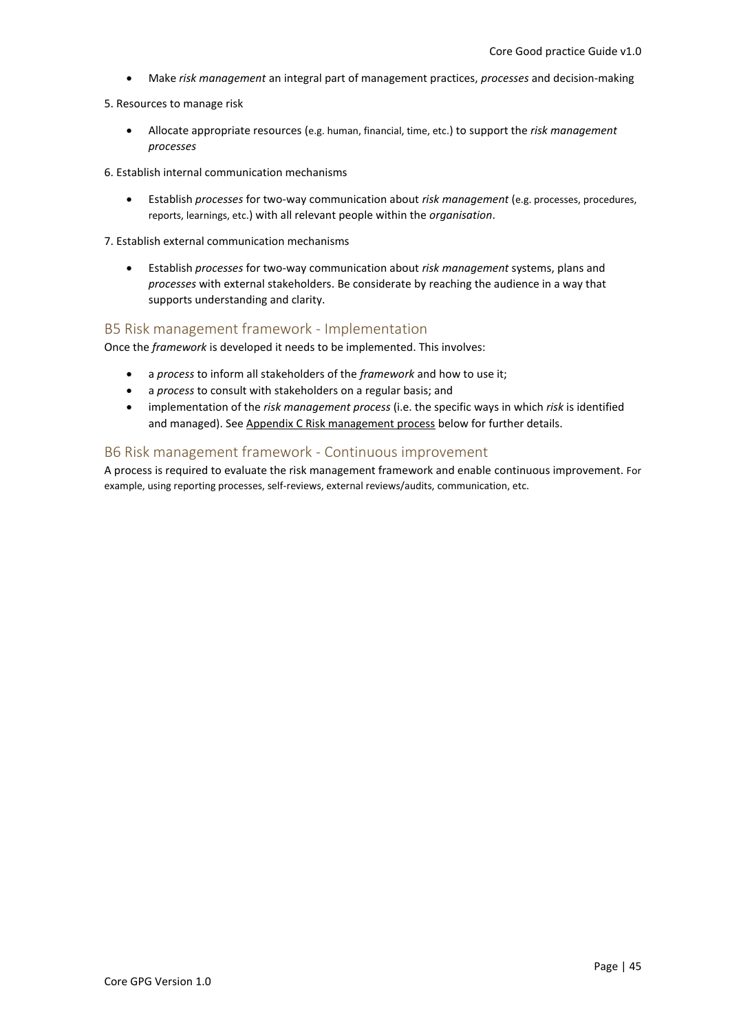- Make *risk management* an integral part of management practices, *processes* and decision-making

5. Resources to manage risk

- Allocate appropriate resources (e.g. human, financial, time, etc.) to support the *risk management processes*

6. Establish internal communication mechanisms

- Establish *processes* for two-way communication about *risk management* (e.g. processes, procedures, reports, learnings, etc.) with all relevant people within the *organisation*.

7. Establish external communication mechanisms

- Establish *processes* for two-way communication about *risk management* systems, plans and *processes* with external stakeholders. Be considerate by reaching the audience in a way that supports understanding and clarity.

## B5 Risk management framework - Implementation

Once the *framework* is developed it needs to be implemented. This involves:

- a *process* to inform all stakeholders of the *framework* and how to use it;
- a *process* to consult with stakeholders on a regular basis; and
- implementation of the *risk management process* (i.e. the specific ways in which *risk* is identified and managed). See Appendix C Risk management process below for further details.

## B6 Risk management framework - Continuous improvement

A process is required to evaluate the risk management framework and enable continuous improvement. For example, using reporting processes, self-reviews, external reviews/audits, communication, etc.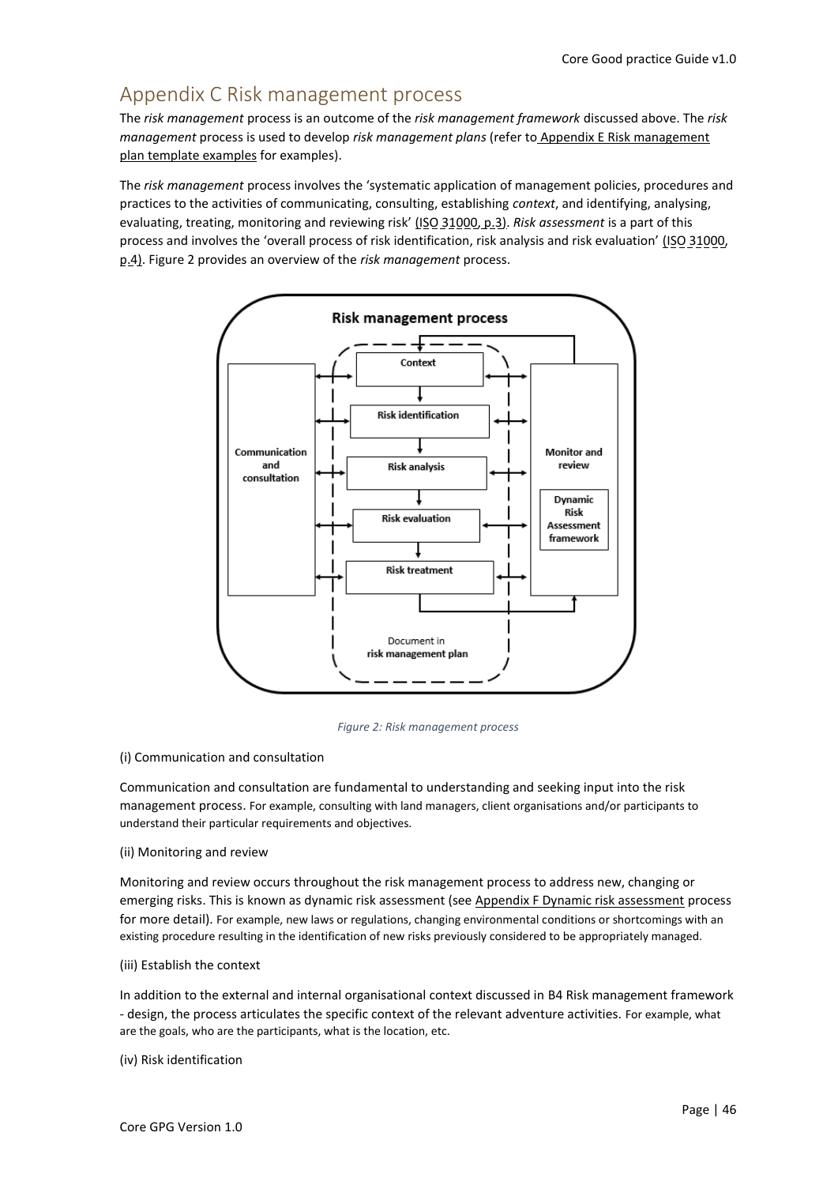## Appendix C Risk management process

The *risk management* process is an outcome of the *risk management framework* discussed above. The *risk management* process is used to develop *risk management plans* (refer to Appendix E Risk management plan template examples for examples).

The *risk management* process involves the 'systematic application of management policies, procedures and practices to the activities of communicating, consulting, establishing *context*, and identifying, analysing, evaluating, treating, monitoring and reviewing risk' (ISO 31000, p.3). *Risk assessment* is a part of this process and involves the 'overall process of risk identification, risk analysis and risk evaluation' (ISO 31000, p.4). Figure 2 provides an overview of the *risk management* process.

Figure 2: Risk management process

(i) Communication and consultation

Communication and consultation are fundamental to understanding and seeking input into the risk management process. For example, consulting with land managers, client organisations and/or participants to understand their particular requirements and objectives.

(ii) Monitoring and review

Monitoring and review occurs throughout the risk management process to address new, changing or emerging risks. This is known as dynamic risk assessment (see Appendix F Dynamic risk assessment process for more detail). For example, new laws or regulations, changing environmental conditions or shortcomings with an existing procedure resulting in the identification of new risks previously considered to be appropriately managed.

(iii) Establish the context

In addition to the external and internal organisational context discussed in B4 Risk management framework - design, the process articulates the specific context of the relevant adventure activities. For example, what are the goals, who are the participants, what is the location, etc.

(iv) Risk identification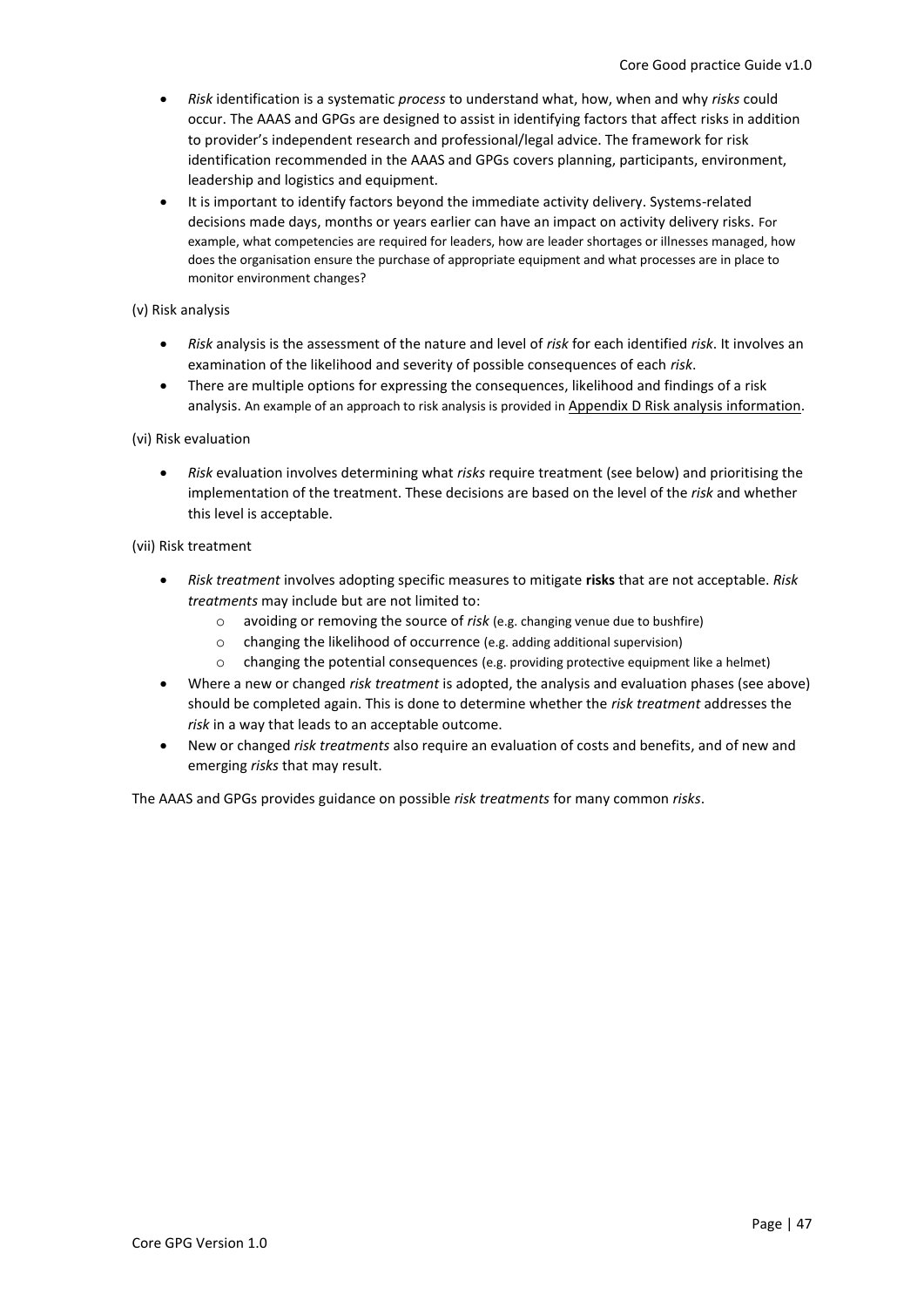- *Risk* identification is a systematic *process* to understand what, how, when and why *risks* could occur. The AAAS and GPGs are designed to assist in identifying factors that affect risks in addition to provider's independent research and professional/legal advice. The framework for risk identification recommended in the AAAS and GPGs covers planning, participants, environment, leadership and logistics and equipment.
- It is important to identify factors beyond the immediate activity delivery. Systems-related decisions made days, months or years earlier can have an impact on activity delivery risks. For example, what competencies are required for leaders, how are leader shortages or illnesses managed, how does the organisation ensure the purchase of appropriate equipment and what processes are in place to monitor environment changes?

(v) Risk analysis

- *Risk* analysis is the assessment of the nature and level of *risk* for each identified *risk*. It involves an examination of the likelihood and severity of possible consequences of each *risk*.
- There are multiple options for expressing the consequences, likelihood and findings of a risk analysis. An example of an approach to risk analysis is provided in Appendix D Risk analysis information.

(vi) Risk evaluation

- *Risk* evaluation involves determining what *risks* require treatment (see below) and prioritising the implementation of the treatment. These decisions are based on the level of the *risk* and whether this level is acceptable.

(vii) Risk treatment

- *Risk treatment* involves adopting specific measures to mitigate **risks** that are not acceptable. *Risk treatments* may include but are not limited to:
  - avoiding or removing the source of *risk* (e.g. changing venue due to bushfire)
  - changing the likelihood of occurrence (e.g. adding additional supervision)
  - changing the potential consequences (e.g. providing protective equipment like a helmet)
- Where a new or changed *risk treatment* is adopted, the analysis and evaluation phases (see above) should be completed again. This is done to determine whether the *risk treatment* addresses the *risk* in a way that leads to an acceptable outcome.
- New or changed *risk treatments* also require an evaluation of costs and benefits, and of new and emerging *risks* that may result.

The AAAS and GPGs provides guidance on possible *risk treatments* for many common *risks*.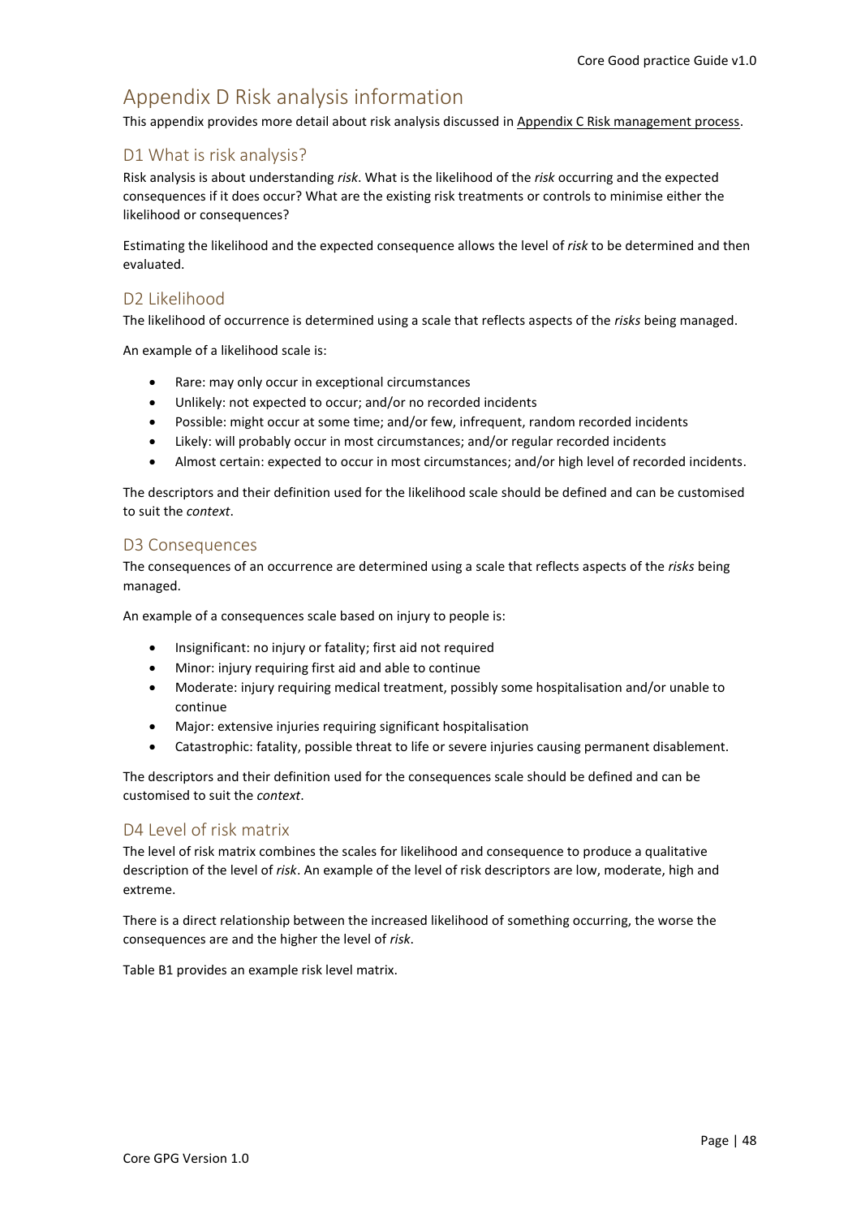# Appendix D Risk analysis information

This appendix provides more detail about risk analysis discussed in Appendix C Risk management process.

## D1 What is risk analysis?

Risk analysis is about understanding *risk*. What is the likelihood of the *risk* occurring and the expected consequences if it does occur? What are the existing risk treatments or controls to minimise either the likelihood or consequences?

Estimating the likelihood and the expected consequence allows the level of *risk* to be determined and then evaluated.

## D2 Likelihood

The likelihood of occurrence is determined using a scale that reflects aspects of the *risks* being managed.

An example of a likelihood scale is:

- Rare: may only occur in exceptional circumstances
- Unlikely: not expected to occur; and/or no recorded incidents
- Possible: might occur at some time; and/or few, infrequent, random recorded incidents
- Likely: will probably occur in most circumstances; and/or regular recorded incidents
- Almost certain: expected to occur in most circumstances; and/or high level of recorded incidents.

The descriptors and their definition used for the likelihood scale should be defined and can be customised to suit the *context*.

## D3 Consequences

The consequences of an occurrence are determined using a scale that reflects aspects of the *risks* being managed.

An example of a consequences scale based on injury to people is:

- Insignificant: no injury or fatality; first aid not required
- Minor: injury requiring first aid and able to continue
- Moderate: injury requiring medical treatment, possibly some hospitalisation and/or unable to continue
- Major: extensive injuries requiring significant hospitalisation
- Catastrophic: fatality, possible threat to life or severe injuries causing permanent disablement.

The descriptors and their definition used for the consequences scale should be defined and can be customised to suit the *context*.

## D4 Level of risk matrix

The level of risk matrix combines the scales for likelihood and consequence to produce a qualitative description of the level of *risk*. An example of the level of risk descriptors are low, moderate, high and extreme.

There is a direct relationship between the increased likelihood of something occurring, the worse the consequences are and the higher the level of *risk*.

Table B1 provides an example risk level matrix.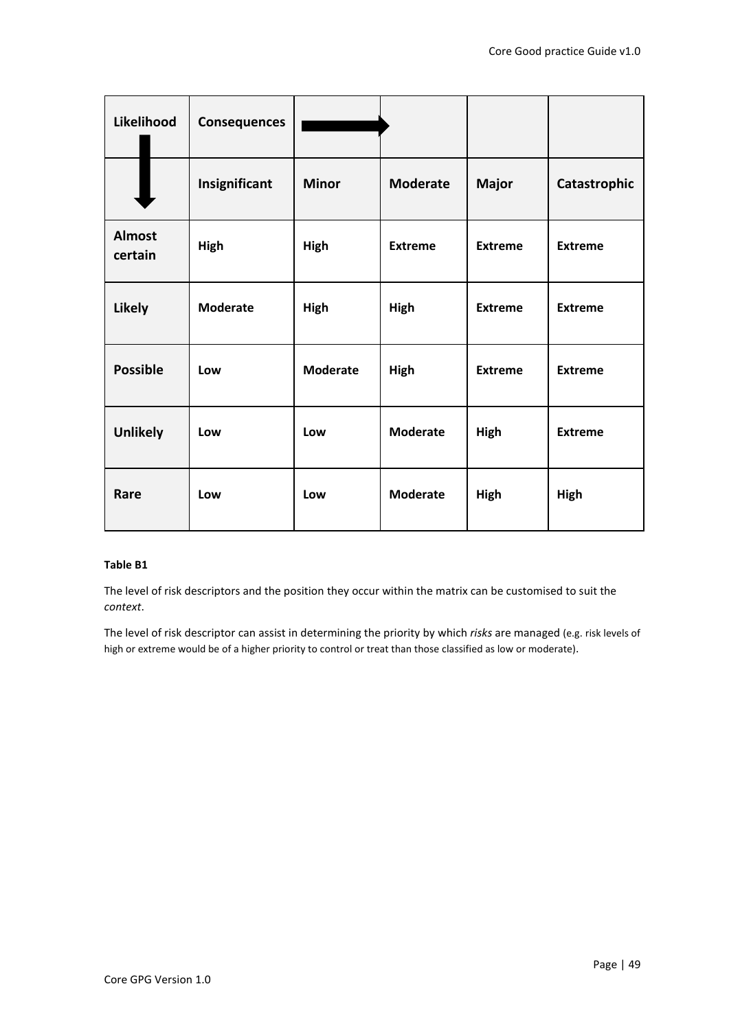| Likelihood | Consequences | | | | |
|---|---|---|---|---|---|
| | **Insignificant** | **Minor** | **Moderate** | **Major** | **Catastrophic** |
| **Almost certain** | **High** | **High** | **Extreme** | **Extreme** | **Extreme** |
| **Likely** | **Moderate** | **High** | **High** | **Extreme** | **Extreme** |
| **Possible** | **Low** | **Moderate** | **High** | **Extreme** | **Extreme** |
| **Unlikely** | **Low** | **Low** | **Moderate** | **High** | **Extreme** |
| **Rare** | **Low** | **Low** | **Moderate** | **High** | **High** |

**Table B1**

The level of risk descriptors and the position they occur within the matrix can be customised to suit the *context*.

The level of risk descriptor can assist in determining the priority by which *risks* are managed (e.g. risk levels of high or extreme would be of a higher priority to control or treat than those classified as low or moderate).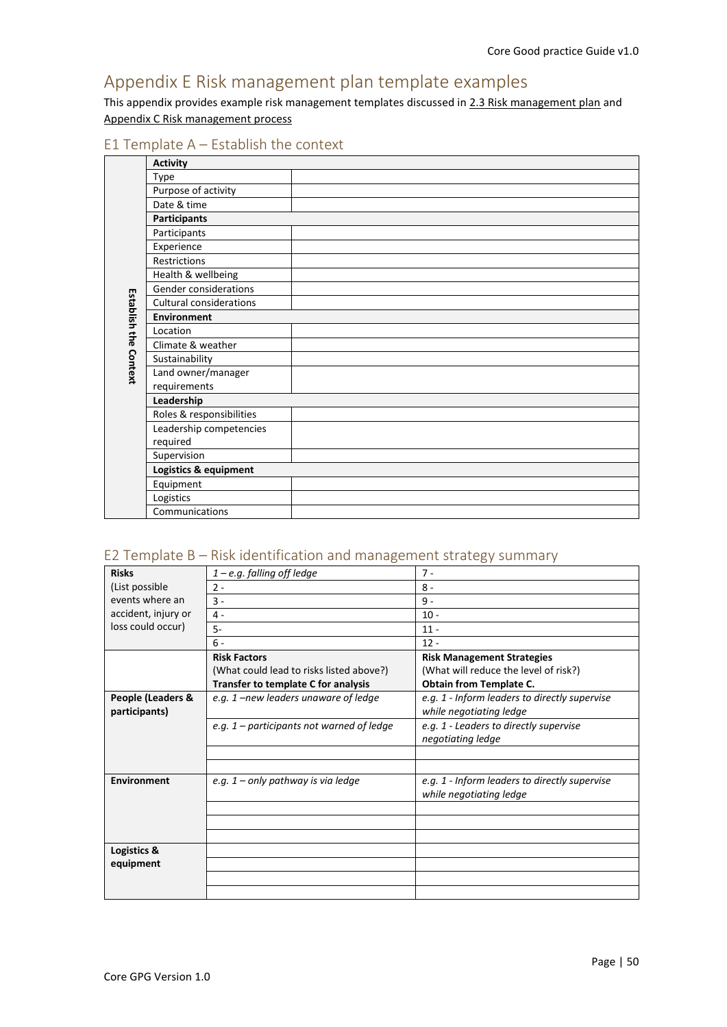# Appendix E Risk management plan template examples

This appendix provides example risk management templates discussed in 2.3 Risk management plan and Appendix C Risk management process

## E1 Template A – Establish the context

| | | |
|---|---|---|
| **Establish the Context** | **Activity** | |
| | Type | |
| | Purpose of activity | |
| | Date & time | |
| | **Participants** | |
| | Participants | |
| | Experience | |
| | Restrictions | |
| | Health & wellbeing | |
| | Gender considerations | |
| | Cultural considerations | |
| | **Environment** | |
| | Location | |
| | Climate & weather | |
| | Sustainability | |
| | Land owner/manager requirements | |
| | **Leadership** | |
| | Roles & responsibilities | |
| | Leadership competencies required | |
| | Supervision | |
| | **Logistics & equipment** | |
| | Equipment | |
| | Logistics | |
| | Communications | |

## E2 Template B – Risk identification and management strategy summary

| | | |
|---|---|---|
| **Risks** (List possible events where an accident, injury or loss could occur) | *1 – e.g. falling off ledge* | 7 - |
| | 2 - | 8 - |
| | 3 - | 9 - |
| | 4 - | 10 - |
| | 5- | 11 - |
| | 6 - | 12 - |
| | **Risk Factors** (What could lead to risks listed above?) **Transfer to template C for analysis** | **Risk Management Strategies** (What will reduce the level of risk?) **Obtain from Template C.** |
| **People (Leaders & participants)** | *e.g. 1 –new leaders unaware of ledge* | *e.g. 1 - Inform leaders to directly supervise while negotiating ledge* |
| | *e.g. 1 – participants not warned of ledge* | *e.g. 1 - Leaders to directly supervise negotiating ledge* |
| | | |
| | | |
| **Environment** | *e.g. 1 – only pathway is via ledge* | *e.g. 1 - Inform leaders to directly supervise while negotiating ledge* |
| | | |
| | | |
| | | |
| **Logistics & equipment** | | |
| | | |
| | | |
| | | |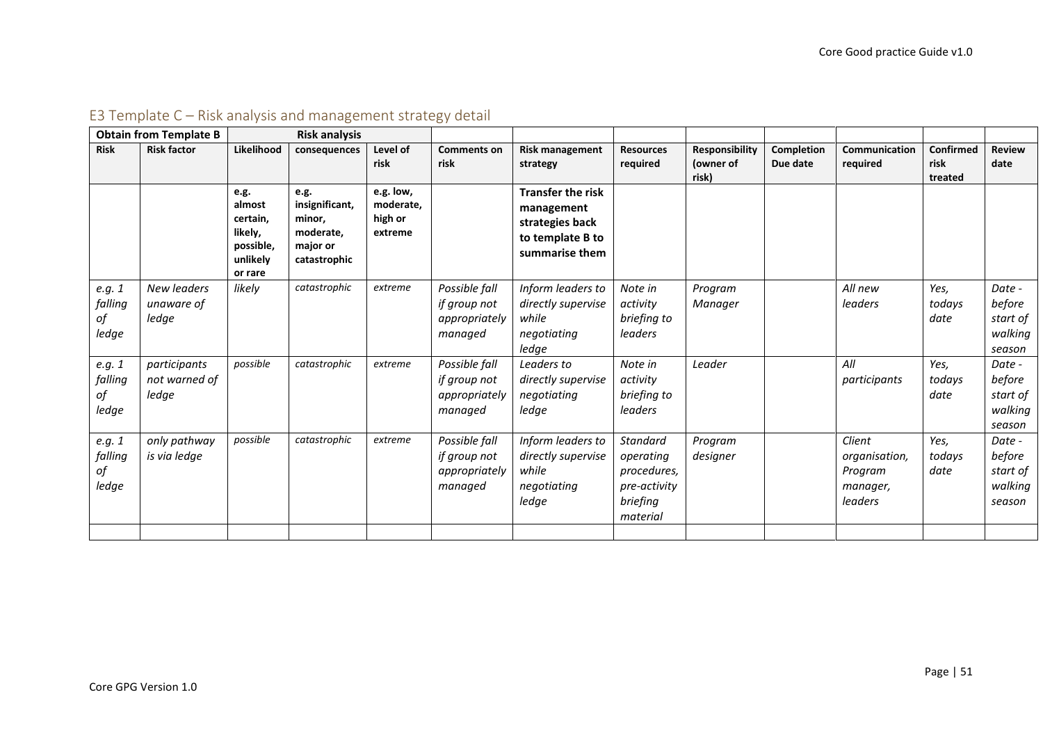## E3 Template C – Risk analysis and management strategy detail

| Obtain from Template B | | Risk analysis | | | | | | | | | | |
|---|---|---|---|---|---|---|---|---|---|---|---|---|
| **Risk** | **Risk factor** | **Likelihood** | **consequences** | **Level of risk** | **Comments on risk** | **Risk management strategy** | **Resources required** | **Responsibility (owner of risk)** | **Completion Due date** | **Communication required** | **Confirmed risk treated** | **Review date** |
| | | **e.g. almost certain, likely, possible, unlikely or rare** | **e.g. insignificant, minor, moderate, major or catastrophic** | **e.g. low, moderate, high or extreme** | | **Transfer the risk management strategies back to template B to summarise them** | | | | | | |
| *e.g. 1 falling of ledge* | *New leaders unaware of ledge* | *likely* | *catastrophic* | *extreme* | *Possible fall if group not appropriately managed* | *Inform leaders to directly supervise while negotiating ledge* | *Note in activity briefing to leaders* | *Program Manager* | | *All new leaders* | *Yes, todays date* | *Date - before start of walking season* |
| *e.g. 1 falling of ledge* | *participants not warned of ledge* | *possible* | *catastrophic* | *extreme* | *Possible fall if group not appropriately managed* | *Leaders to directly supervise negotiating ledge* | *Note in activity briefing to leaders* | *Leader* | | *All participants* | *Yes, todays date* | *Date - before start of walking season* |
| *e.g. 1 falling of ledge* | *only pathway is via ledge* | *possible* | *catastrophic* | *extreme* | *Possible fall if group not appropriately managed* | *Inform leaders to directly supervise while negotiating ledge* | *Standard operating procedures, pre-activity briefing material* | *Program designer* | | *Client organisation, Program manager, leaders* | *Yes, todays date* | *Date - before start of walking season* |
| | | | | | | | | | | | | |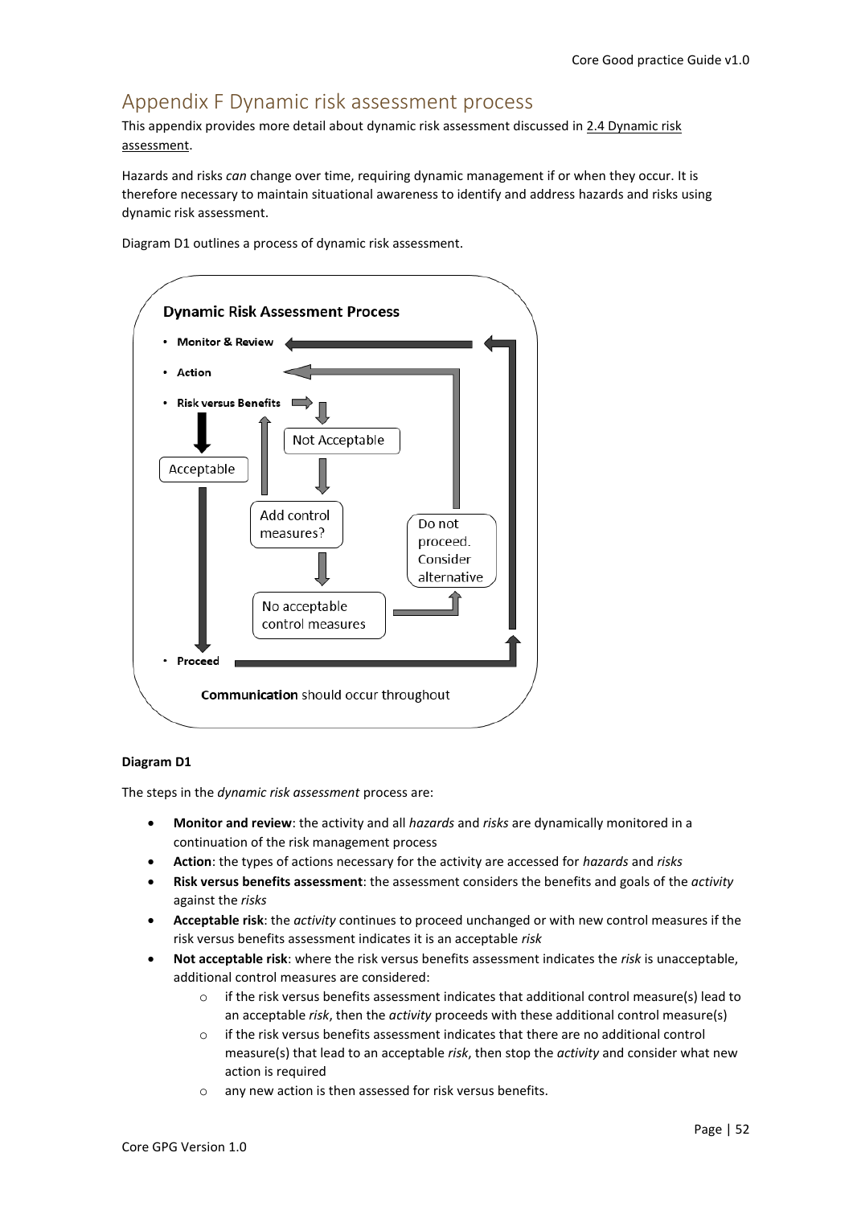# Appendix F Dynamic risk assessment process

This appendix provides more detail about dynamic risk assessment discussed in 2.4 Dynamic risk assessment.

Hazards and risks *can* change over time, requiring dynamic management if or when they occur. It is therefore necessary to maintain situational awareness to identify and address hazards and risks using dynamic risk assessment.

Diagram D1 outlines a process of dynamic risk assessment.

**Dynamic Risk Assessment Process**

- **Monitor & Review**
- **Action**
- **Risk versus Benefits**

Acceptable

Not Acceptable

Add control measures?

No acceptable control measures

Do not proceed. Consider alternative

- **Proceed**

**Communication** should occur throughout

**Diagram D1**

The steps in the *dynamic risk assessment* process are:

- **Monitor and review**: the activity and all *hazards* and *risks* are dynamically monitored in a continuation of the risk management process
- **Action**: the types of actions necessary for the activity are accessed for *hazards* and *risks*
- **Risk versus benefits assessment**: the assessment considers the benefits and goals of the *activity* against the *risks*
- **Acceptable risk**: the *activity* continues to proceed unchanged or with new control measures if the risk versus benefits assessment indicates it is an acceptable *risk*
- **Not acceptable risk**: where the risk versus benefits assessment indicates the *risk* is unacceptable, additional control measures are considered:
  - if the risk versus benefits assessment indicates that additional control measure(s) lead to an acceptable *risk*, then the *activity* proceeds with these additional control measure(s)
  - if the risk versus benefits assessment indicates that there are no additional control measure(s) that lead to an acceptable *risk*, then stop the *activity* and consider what new action is required
  - any new action is then assessed for risk versus benefits.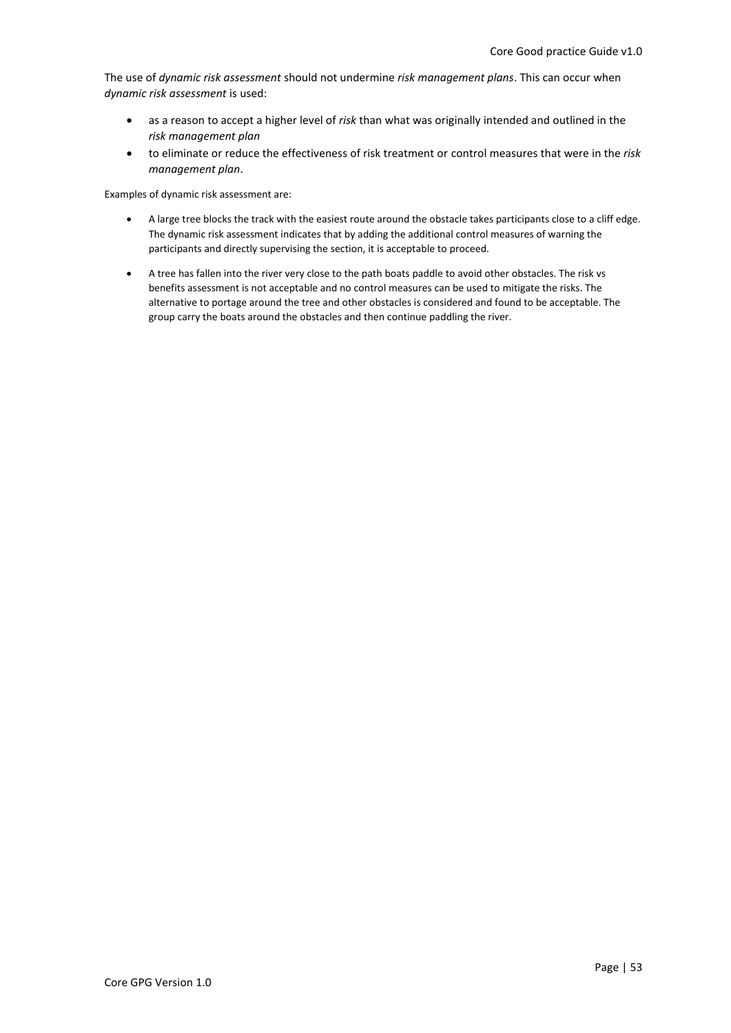The use of *dynamic risk assessment* should not undermine *risk management plans*. This can occur when *dynamic risk assessment* is used:

- as a reason to accept a higher level of *risk* than what was originally intended and outlined in the *risk management plan*
- to eliminate or reduce the effectiveness of risk treatment or control measures that were in the *risk management plan*.

Examples of dynamic risk assessment are:

- A large tree blocks the track with the easiest route around the obstacle takes participants close to a cliff edge. The dynamic risk assessment indicates that by adding the additional control measures of warning the participants and directly supervising the section, it is acceptable to proceed.
- A tree has fallen into the river very close to the path boats paddle to avoid other obstacles. The risk vs benefits assessment is not acceptable and no control measures can be used to mitigate the risks. The alternative to portage around the tree and other obstacles is considered and found to be acceptable. The group carry the boats around the obstacles and then continue paddling the river.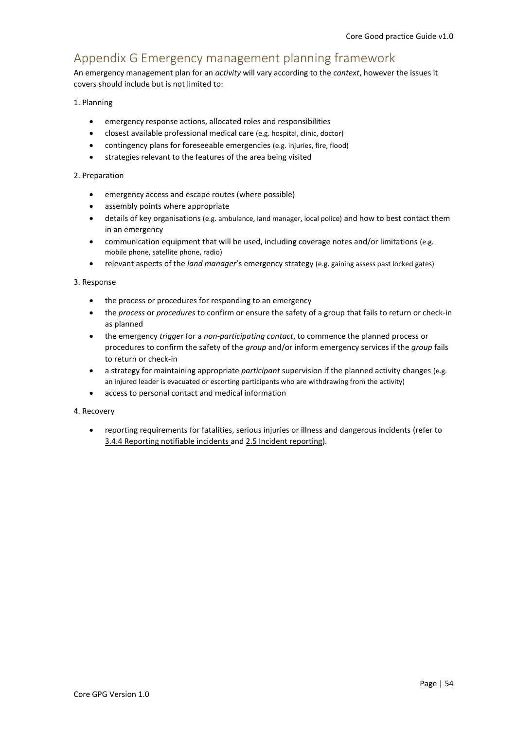## Appendix G Emergency management planning framework

An emergency management plan for an *activity* will vary according to the *context*, however the issues it covers should include but is not limited to:

1. Planning

- emergency response actions, allocated roles and responsibilities
- closest available professional medical care (e.g. hospital, clinic, doctor)
- contingency plans for foreseeable emergencies (e.g. injuries, fire, flood)
- strategies relevant to the features of the area being visited

2. Preparation

- emergency access and escape routes (where possible)
- assembly points where appropriate
- details of key organisations (e.g. ambulance, land manager, local police) and how to best contact them in an emergency
- communication equipment that will be used, including coverage notes and/or limitations (e.g. mobile phone, satellite phone, radio)
- relevant aspects of the *land manager*'s emergency strategy (e.g. gaining assess past locked gates)

3. Response

- the process or procedures for responding to an emergency
- the *process* or *procedures* to confirm or ensure the safety of a group that fails to return or check-in as planned
- the emergency *trigger* for a *non-participating contact*, to commence the planned process or procedures to confirm the safety of the *group* and/or inform emergency services if the *group* fails to return or check-in
- a strategy for maintaining appropriate *participant* supervision if the planned activity changes (e.g. an injured leader is evacuated or escorting participants who are withdrawing from the activity)
- access to personal contact and medical information

4. Recovery

- reporting requirements for fatalities, serious injuries or illness and dangerous incidents (refer to 3.4.4 Reporting notifiable incidents and 2.5 Incident reporting).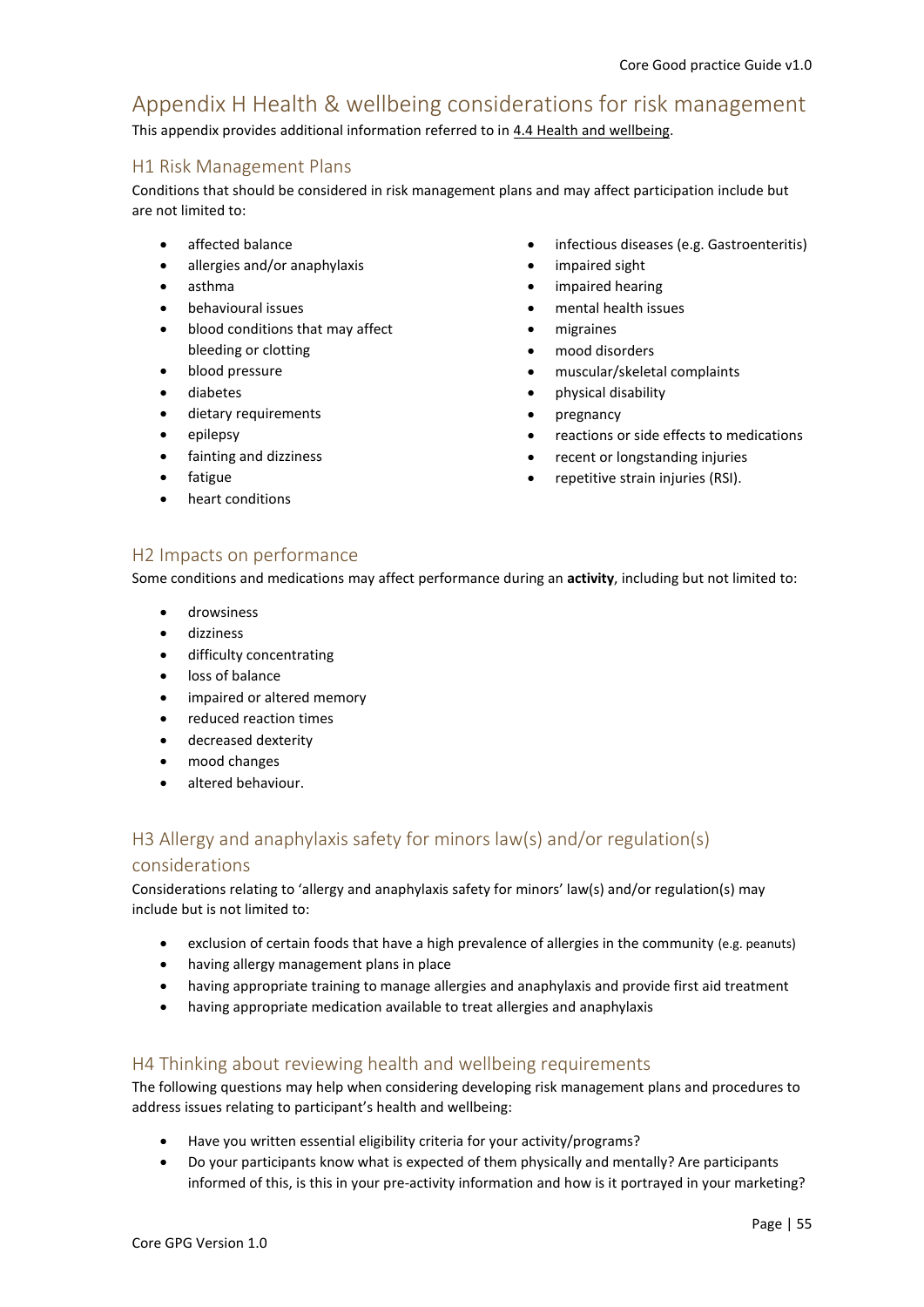# Appendix H Health & wellbeing considerations for risk management

This appendix provides additional information referred to in 4.4 Health and wellbeing.

## H1 Risk Management Plans

Conditions that should be considered in risk management plans and may affect participation include but are not limited to:

- affected balance
- allergies and/or anaphylaxis
- asthma
- behavioural issues
- blood conditions that may affect bleeding or clotting
- blood pressure
- diabetes
- dietary requirements
- epilepsy
- fainting and dizziness
- fatigue
- heart conditions
- infectious diseases (e.g. Gastroenteritis)
- impaired sight
- impaired hearing
- mental health issues
- migraines
- mood disorders
- muscular/skeletal complaints
- physical disability
- pregnancy
- reactions or side effects to medications
- recent or longstanding injuries
- repetitive strain injuries (RSI).

## H2 Impacts on performance

Some conditions and medications may affect performance during an **activity**, including but not limited to:

- drowsiness
- dizziness
- difficulty concentrating
- loss of balance
- impaired or altered memory
- reduced reaction times
- decreased dexterity
- mood changes
- altered behaviour.

## H3 Allergy and anaphylaxis safety for minors law(s) and/or regulation(s) considerations

Considerations relating to 'allergy and anaphylaxis safety for minors' law(s) and/or regulation(s) may include but is not limited to:

- exclusion of certain foods that have a high prevalence of allergies in the community (e.g. peanuts)
- having allergy management plans in place
- having appropriate training to manage allergies and anaphylaxis and provide first aid treatment
- having appropriate medication available to treat allergies and anaphylaxis

## H4 Thinking about reviewing health and wellbeing requirements

The following questions may help when considering developing risk management plans and procedures to address issues relating to participant's health and wellbeing:

- Have you written essential eligibility criteria for your activity/programs?
- Do your participants know what is expected of them physically and mentally? Are participants informed of this, is this in your pre-activity information and how is it portrayed in your marketing?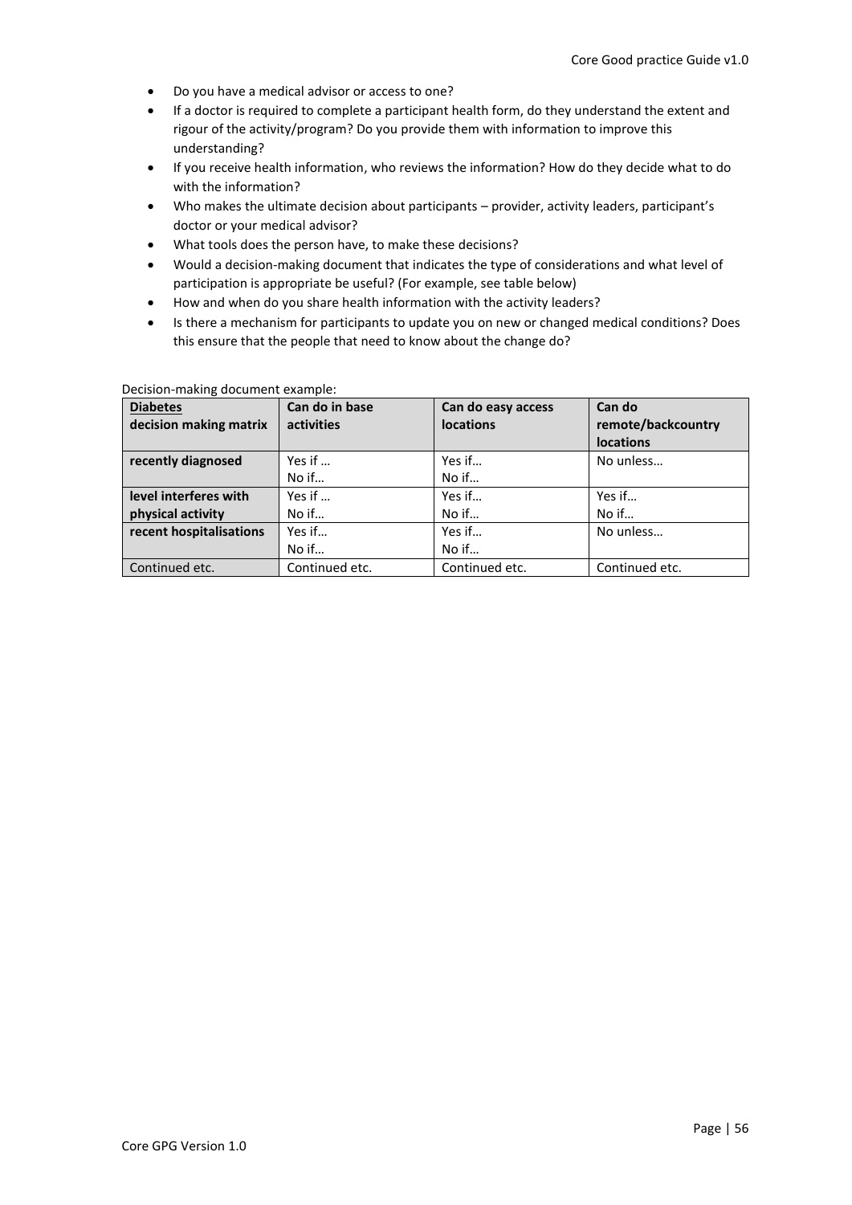- Do you have a medical advisor or access to one?
- If a doctor is required to complete a participant health form, do they understand the extent and rigour of the activity/program? Do you provide them with information to improve this understanding?
- If you receive health information, who reviews the information? How do they decide what to do with the information?
- Who makes the ultimate decision about participants – provider, activity leaders, participant's doctor or your medical advisor?
- What tools does the person have, to make these decisions?
- Would a decision-making document that indicates the type of considerations and what level of participation is appropriate be useful? (For example, see table below)
- How and when do you share health information with the activity leaders?
- Is there a mechanism for participants to update you on new or changed medical conditions? Does this ensure that the people that need to know about the change do?

Decision-making document example:

| **Diabetes** decision making matrix | Can do in base activities | Can do easy access locations | Can do remote/backcountry locations |
|---|---|---|---|
| **recently diagnosed** | Yes if … No if… | Yes if… No if… | No unless… |
| **level interferes with physical activity** | Yes if … No if… | Yes if… No if… | Yes if… No if… |
| **recent hospitalisations** | Yes if… No if… | Yes if… No if… | No unless… |
| Continued etc. | Continued etc. | Continued etc. | Continued etc. |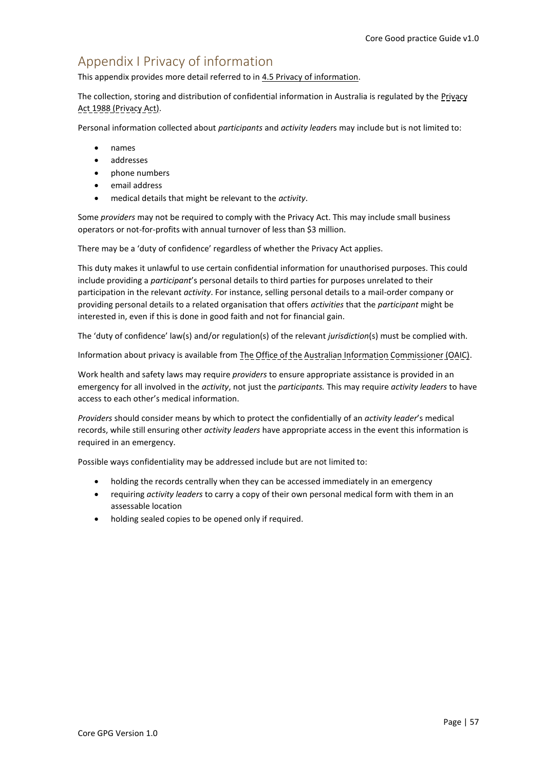# Appendix I Privacy of information

This appendix provides more detail referred to in 4.5 Privacy of information.

The collection, storing and distribution of confidential information in Australia is regulated by the Privacy Act 1988 (Privacy Act).

Personal information collected about *participants* and *activity leader*s may include but is not limited to:

- names
- addresses
- phone numbers
- email address
- medical details that might be relevant to the *activity*.

Some *providers* may not be required to comply with the Privacy Act. This may include small business operators or not-for-profits with annual turnover of less than $3 million.

There may be a 'duty of confidence' regardless of whether the Privacy Act applies.

This duty makes it unlawful to use certain confidential information for unauthorised purposes. This could include providing a *participant*'s personal details to third parties for purposes unrelated to their participation in the relevant *activity*. For instance, selling personal details to a mail-order company or providing personal details to a related organisation that offers *activities* that the *participant* might be interested in, even if this is done in good faith and not for financial gain.

The 'duty of confidence' law(s) and/or regulation(s) of the relevant *jurisdiction*(s) must be complied with.

Information about privacy is available from The Office of the Australian Information Commissioner (OAIC).

Work health and safety laws may require *providers* to ensure appropriate assistance is provided in an emergency for all involved in the *activity*, not just the *participants.* This may require *activity leaders* to have access to each other's medical information.

*Providers* should consider means by which to protect the confidentially of an *activity leader*'s medical records, while still ensuring other *activity leaders* have appropriate access in the event this information is required in an emergency.

Possible ways confidentiality may be addressed include but are not limited to:

- holding the records centrally when they can be accessed immediately in an emergency
- requiring *activity leaders* to carry a copy of their own personal medical form with them in an assessable location
- holding sealed copies to be opened only if required.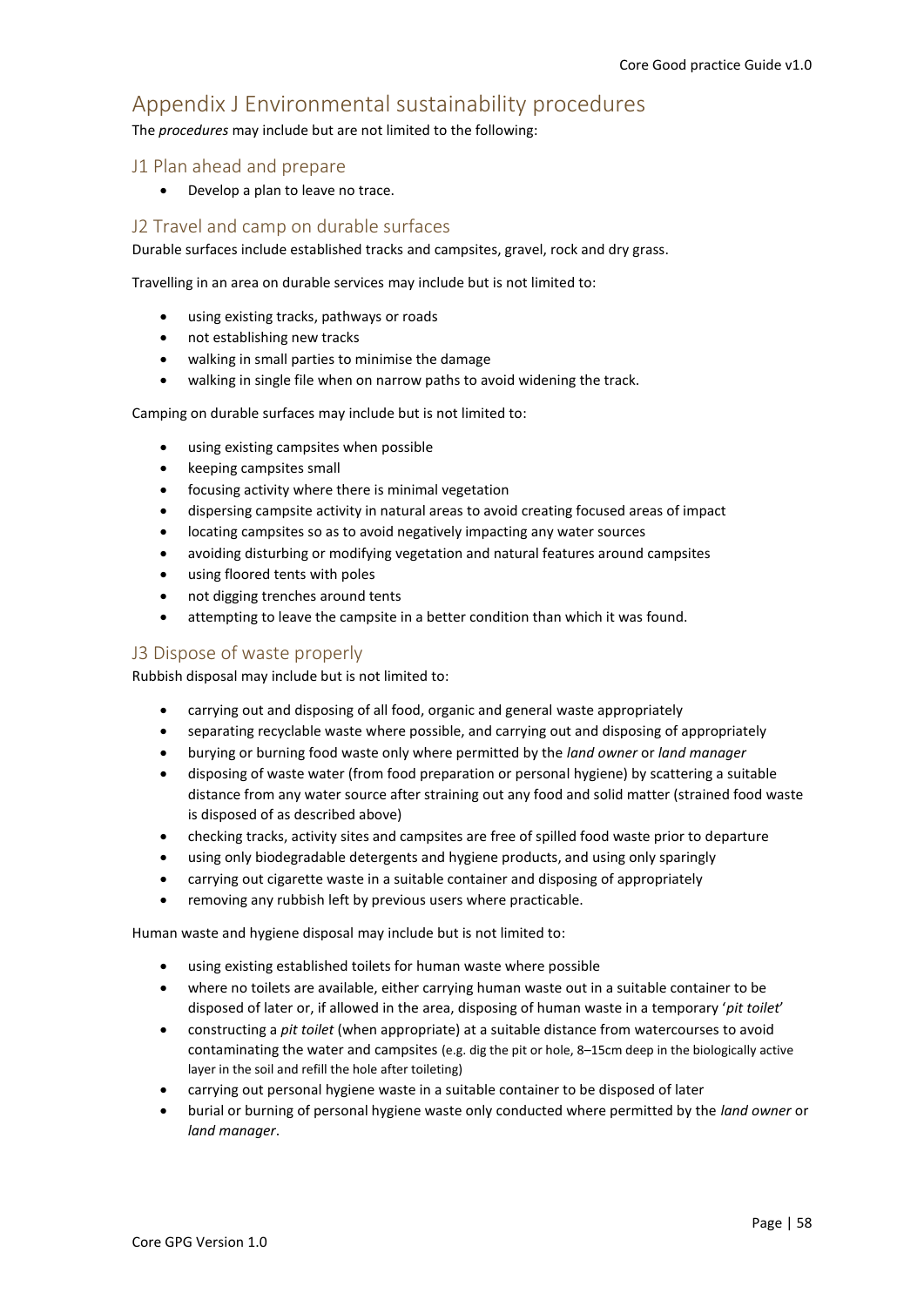# Appendix J Environmental sustainability procedures

The *procedures* may include but are not limited to the following:

## J1 Plan ahead and prepare

- Develop a plan to leave no trace.

## J2 Travel and camp on durable surfaces

Durable surfaces include established tracks and campsites, gravel, rock and dry grass.

Travelling in an area on durable services may include but is not limited to:

- using existing tracks, pathways or roads
- not establishing new tracks
- walking in small parties to minimise the damage
- walking in single file when on narrow paths to avoid widening the track.

Camping on durable surfaces may include but is not limited to:

- using existing campsites when possible
- keeping campsites small
- focusing activity where there is minimal vegetation
- dispersing campsite activity in natural areas to avoid creating focused areas of impact
- locating campsites so as to avoid negatively impacting any water sources
- avoiding disturbing or modifying vegetation and natural features around campsites
- using floored tents with poles
- not digging trenches around tents
- attempting to leave the campsite in a better condition than which it was found.

## J3 Dispose of waste properly

Rubbish disposal may include but is not limited to:

- carrying out and disposing of all food, organic and general waste appropriately
- separating recyclable waste where possible, and carrying out and disposing of appropriately
- burying or burning food waste only where permitted by the *land owner* or *land manager*
- disposing of waste water (from food preparation or personal hygiene) by scattering a suitable distance from any water source after straining out any food and solid matter (strained food waste is disposed of as described above)
- checking tracks, activity sites and campsites are free of spilled food waste prior to departure
- using only biodegradable detergents and hygiene products, and using only sparingly
- carrying out cigarette waste in a suitable container and disposing of appropriately
- removing any rubbish left by previous users where practicable.

Human waste and hygiene disposal may include but is not limited to:

- using existing established toilets for human waste where possible
- where no toilets are available, either carrying human waste out in a suitable container to be disposed of later or, if allowed in the area, disposing of human waste in a temporary '*pit toilet*'
- constructing a *pit toilet* (when appropriate) at a suitable distance from watercourses to avoid contaminating the water and campsites (e.g. dig the pit or hole, 8–15cm deep in the biologically active layer in the soil and refill the hole after toileting)
- carrying out personal hygiene waste in a suitable container to be disposed of later
- burial or burning of personal hygiene waste only conducted where permitted by the *land owner* or *land manager*.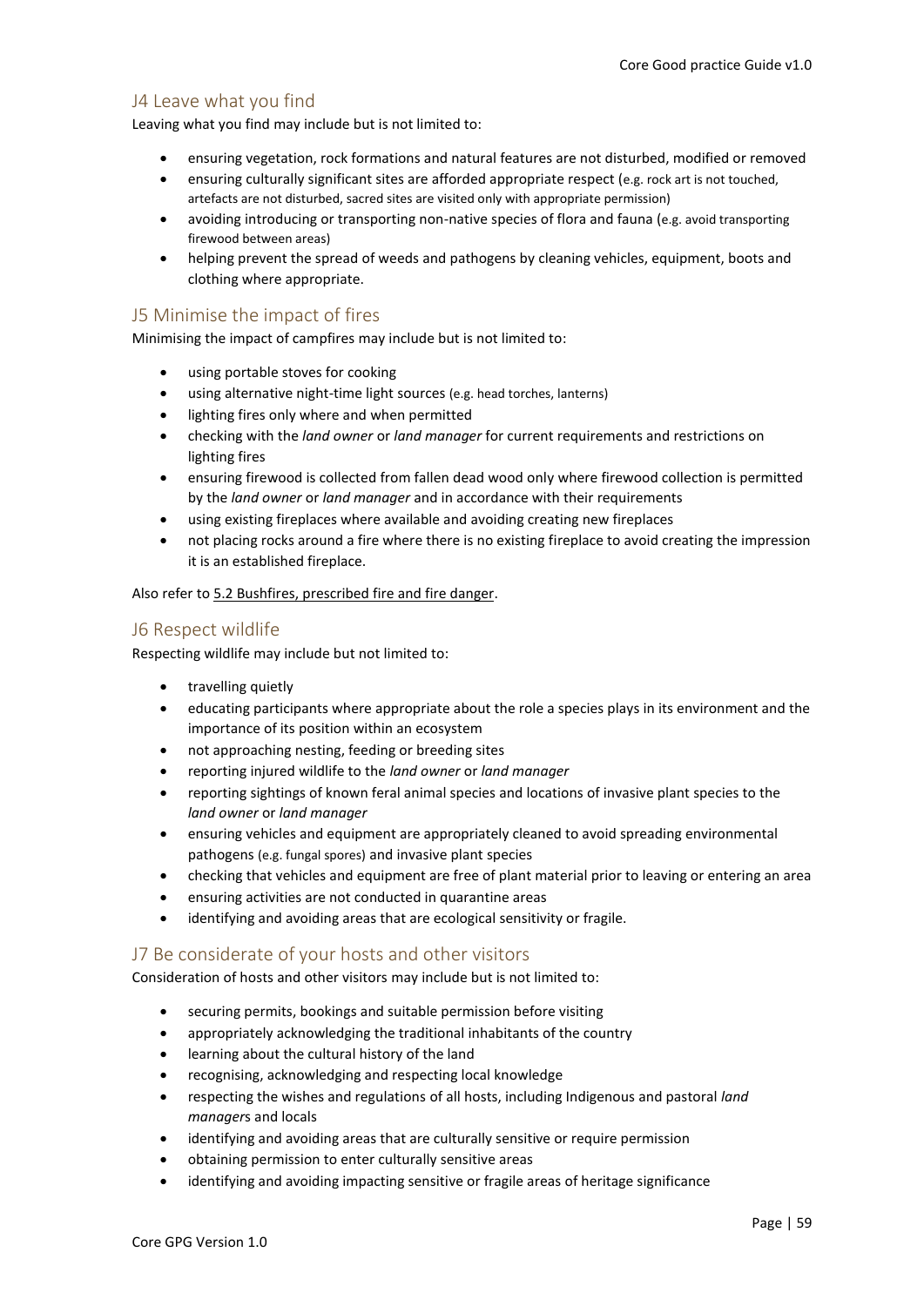## J4 Leave what you find

Leaving what you find may include but is not limited to:

- ensuring vegetation, rock formations and natural features are not disturbed, modified or removed
- ensuring culturally significant sites are afforded appropriate respect (e.g. rock art is not touched, artefacts are not disturbed, sacred sites are visited only with appropriate permission)
- avoiding introducing or transporting non-native species of flora and fauna (e.g. avoid transporting firewood between areas)
- helping prevent the spread of weeds and pathogens by cleaning vehicles, equipment, boots and clothing where appropriate.

## J5 Minimise the impact of fires

Minimising the impact of campfires may include but is not limited to:

- using portable stoves for cooking
- using alternative night-time light sources (e.g. head torches, lanterns)
- lighting fires only where and when permitted
- checking with the *land owner* or *land manager* for current requirements and restrictions on lighting fires
- ensuring firewood is collected from fallen dead wood only where firewood collection is permitted by the *land owner* or *land manager* and in accordance with their requirements
- using existing fireplaces where available and avoiding creating new fireplaces
- not placing rocks around a fire where there is no existing fireplace to avoid creating the impression it is an established fireplace.

Also refer to 5.2 Bushfires, prescribed fire and fire danger.

## J6 Respect wildlife

Respecting wildlife may include but not limited to:

- travelling quietly
- educating participants where appropriate about the role a species plays in its environment and the importance of its position within an ecosystem
- not approaching nesting, feeding or breeding sites
- reporting injured wildlife to the *land owner* or *land manager*
- reporting sightings of known feral animal species and locations of invasive plant species to the *land owner* or *land manager*
- ensuring vehicles and equipment are appropriately cleaned to avoid spreading environmental pathogens (e.g. fungal spores) and invasive plant species
- checking that vehicles and equipment are free of plant material prior to leaving or entering an area
- ensuring activities are not conducted in quarantine areas
- identifying and avoiding areas that are ecological sensitivity or fragile.

## J7 Be considerate of your hosts and other visitors

Consideration of hosts and other visitors may include but is not limited to:

- securing permits, bookings and suitable permission before visiting
- appropriately acknowledging the traditional inhabitants of the country
- learning about the cultural history of the land
- recognising, acknowledging and respecting local knowledge
- respecting the wishes and regulations of all hosts, including Indigenous and pastoral *land managers* and locals
- identifying and avoiding areas that are culturally sensitive or require permission
- obtaining permission to enter culturally sensitive areas
- identifying and avoiding impacting sensitive or fragile areas of heritage significance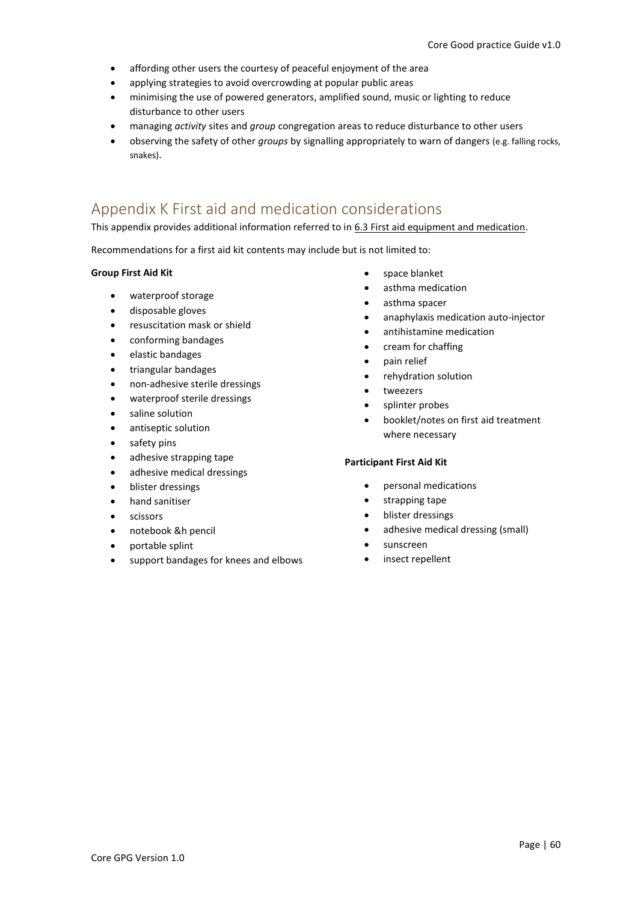- affording other users the courtesy of peaceful enjoyment of the area
- applying strategies to avoid overcrowding at popular public areas
- minimising the use of powered generators, amplified sound, music or lighting to reduce disturbance to other users
- managing *activity* sites and *group* congregation areas to reduce disturbance to other users
- observing the safety of other *groups* by signalling appropriately to warn of dangers (e.g. falling rocks, snakes).

## Appendix K First aid and medication considerations

This appendix provides additional information referred to in 6.3 First aid equipment and medication.

Recommendations for a first aid kit contents may include but is not limited to:

**Group First Aid Kit**

- waterproof storage
- disposable gloves
- resuscitation mask or shield
- conforming bandages
- elastic bandages
- triangular bandages
- non-adhesive sterile dressings
- waterproof sterile dressings
- saline solution
- antiseptic solution
- safety pins
- adhesive strapping tape
- adhesive medical dressings
- blister dressings
- hand sanitiser
- scissors
- notebook &h pencil
- portable splint
- support bandages for knees and elbows
- space blanket
- asthma medication
- asthma spacer
- anaphylaxis medication auto-injector
- antihistamine medication
- cream for chaffing
- pain relief
- rehydration solution
- tweezers
- splinter probes
- booklet/notes on first aid treatment where necessary

**Participant First Aid Kit**

- personal medications
- strapping tape
- blister dressings
- adhesive medical dressing (small)
- sunscreen
- insect repellent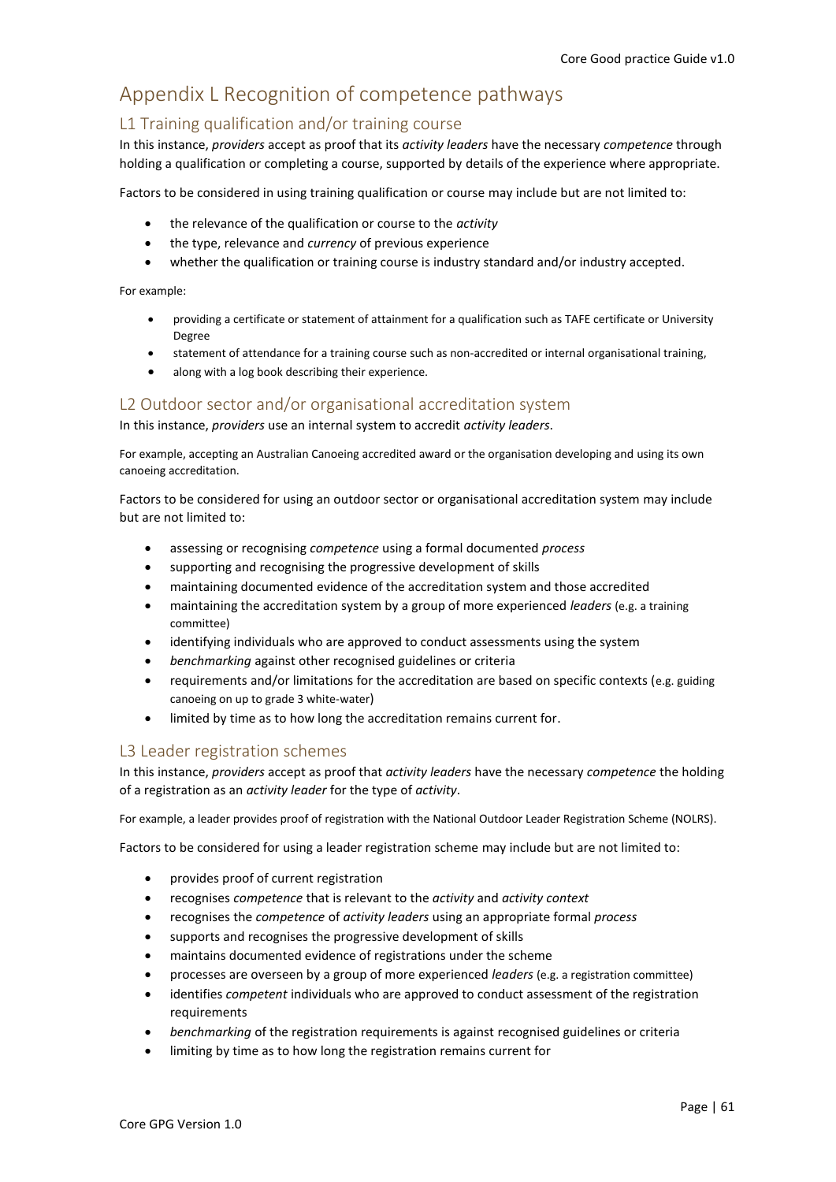# Appendix L Recognition of competence pathways

## L1 Training qualification and/or training course

In this instance, *providers* accept as proof that its *activity leaders* have the necessary *competence* through holding a qualification or completing a course, supported by details of the experience where appropriate.

Factors to be considered in using training qualification or course may include but are not limited to:

- the relevance of the qualification or course to the *activity*
- the type, relevance and *currency* of previous experience
- whether the qualification or training course is industry standard and/or industry accepted.

For example:

- providing a certificate or statement of attainment for a qualification such as TAFE certificate or University Degree
- statement of attendance for a training course such as non-accredited or internal organisational training,
- along with a log book describing their experience.

## L2 Outdoor sector and/or organisational accreditation system

In this instance, *providers* use an internal system to accredit *activity leaders*.

For example, accepting an Australian Canoeing accredited award or the organisation developing and using its own canoeing accreditation.

Factors to be considered for using an outdoor sector or organisational accreditation system may include but are not limited to:

- assessing or recognising *competence* using a formal documented *process*
- supporting and recognising the progressive development of skills
- maintaining documented evidence of the accreditation system and those accredited
- maintaining the accreditation system by a group of more experienced *leaders* (e.g. a training committee)
- identifying individuals who are approved to conduct assessments using the system
- *benchmarking* against other recognised guidelines or criteria
- requirements and/or limitations for the accreditation are based on specific contexts (e.g. guiding canoeing on up to grade 3 white-water)
- limited by time as to how long the accreditation remains current for.

## L3 Leader registration schemes

In this instance, *providers* accept as proof that *activity leaders* have the necessary *competence* the holding of a registration as an *activity leader* for the type of *activity*.

For example, a leader provides proof of registration with the National Outdoor Leader Registration Scheme (NOLRS).

Factors to be considered for using a leader registration scheme may include but are not limited to:

- provides proof of current registration
- recognises *competence* that is relevant to the *activity* and *activity context*
- recognises the *competence* of *activity leaders* using an appropriate formal *process*
- supports and recognises the progressive development of skills
- maintains documented evidence of registrations under the scheme
- processes are overseen by a group of more experienced *leaders* (e.g. a registration committee)
- identifies *competent* individuals who are approved to conduct assessment of the registration requirements
- *benchmarking* of the registration requirements is against recognised guidelines or criteria
- limiting by time as to how long the registration remains current for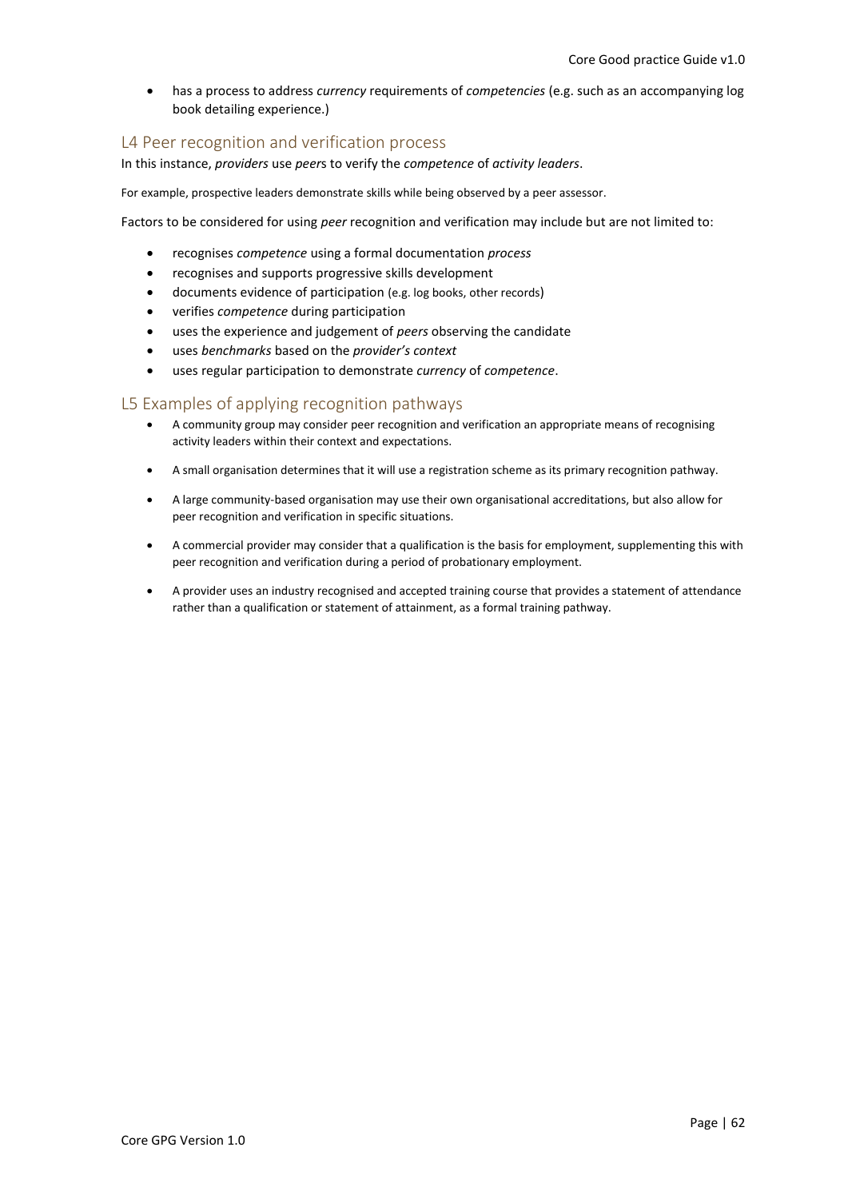- has a process to address *currency* requirements of *competencies* (e.g. such as an accompanying log book detailing experience.)

## L4 Peer recognition and verification process

In this instance, *providers* use *peer*s to verify the *competence* of *activity leaders*.

For example, prospective leaders demonstrate skills while being observed by a peer assessor.

Factors to be considered for using *peer* recognition and verification may include but are not limited to:

- recognises *competence* using a formal documentation *process*
- recognises and supports progressive skills development
- documents evidence of participation (e.g. log books, other records)
- verifies *competence* during participation
- uses the experience and judgement of *peers* observing the candidate
- uses *benchmarks* based on the *provider's context*
- uses regular participation to demonstrate *currency* of *competence*.

## L5 Examples of applying recognition pathways

- A community group may consider peer recognition and verification an appropriate means of recognising activity leaders within their context and expectations.
- A small organisation determines that it will use a registration scheme as its primary recognition pathway.
- A large community-based organisation may use their own organisational accreditations, but also allow for peer recognition and verification in specific situations.
- A commercial provider may consider that a qualification is the basis for employment, supplementing this with peer recognition and verification during a period of probationary employment.
- A provider uses an industry recognised and accepted training course that provides a statement of attendance rather than a qualification or statement of attainment, as a formal training pathway.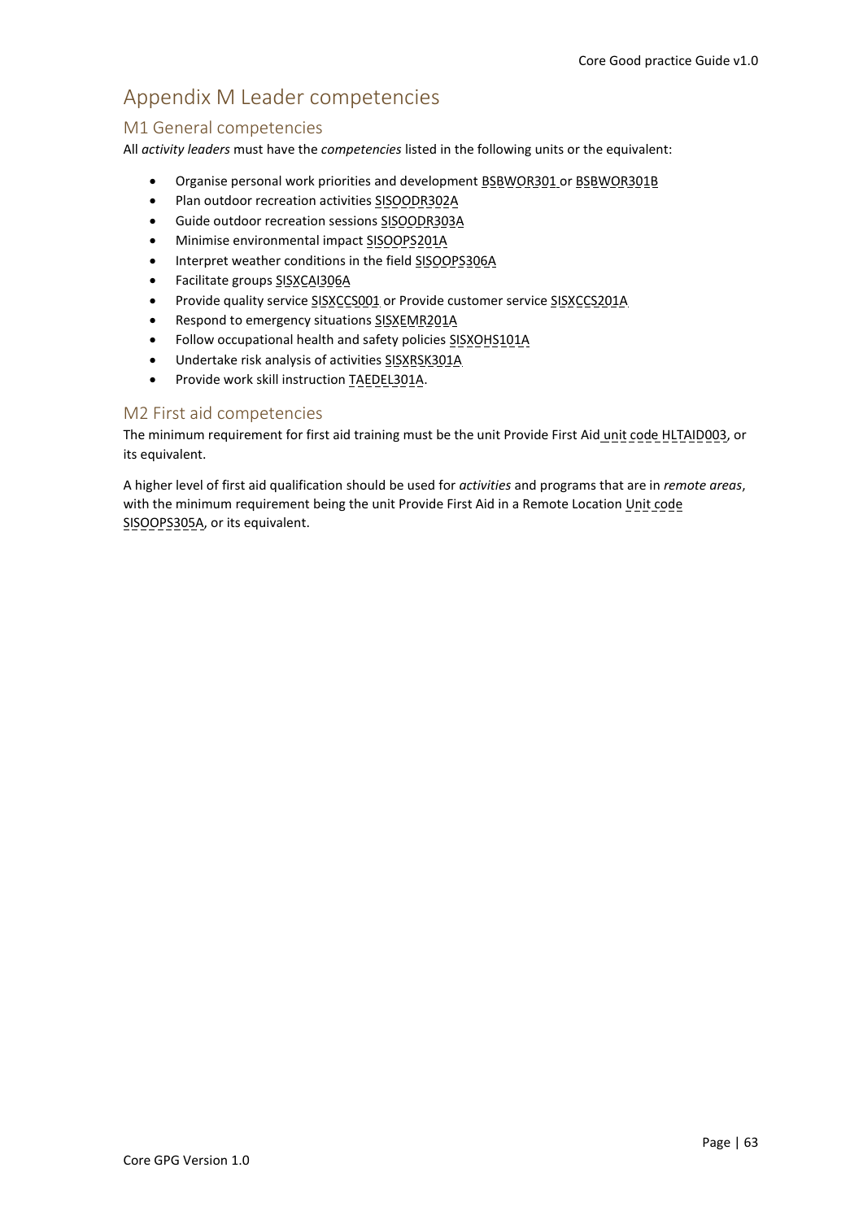# Appendix M Leader competencies

## M1 General competencies

All *activity leaders* must have the *competencies* listed in the following units or the equivalent:

- Organise personal work priorities and development BSBWOR301 or BSBWOR301B
- Plan outdoor recreation activities SISOODR302A
- Guide outdoor recreation sessions SISOODR303A
- Minimise environmental impact SISOOPS201A
- Interpret weather conditions in the field SISOOPS306A
- Facilitate groups SISXCAI306A
- Provide quality service SISXCCS001 or Provide customer service SISXCCS201A
- Respond to emergency situations SISXEMR201A
- Follow occupational health and safety policies SISXOHS101A
- Undertake risk analysis of activities SISXRSK301A
- Provide work skill instruction TAEDEL301A.

## M2 First aid competencies

The minimum requirement for first aid training must be the unit Provide First Aid unit code HLTAID003, or its equivalent.

A higher level of first aid qualification should be used for *activities* and programs that are in *remote areas*, with the minimum requirement being the unit Provide First Aid in a Remote Location Unit code SISOOPS305A, or its equivalent.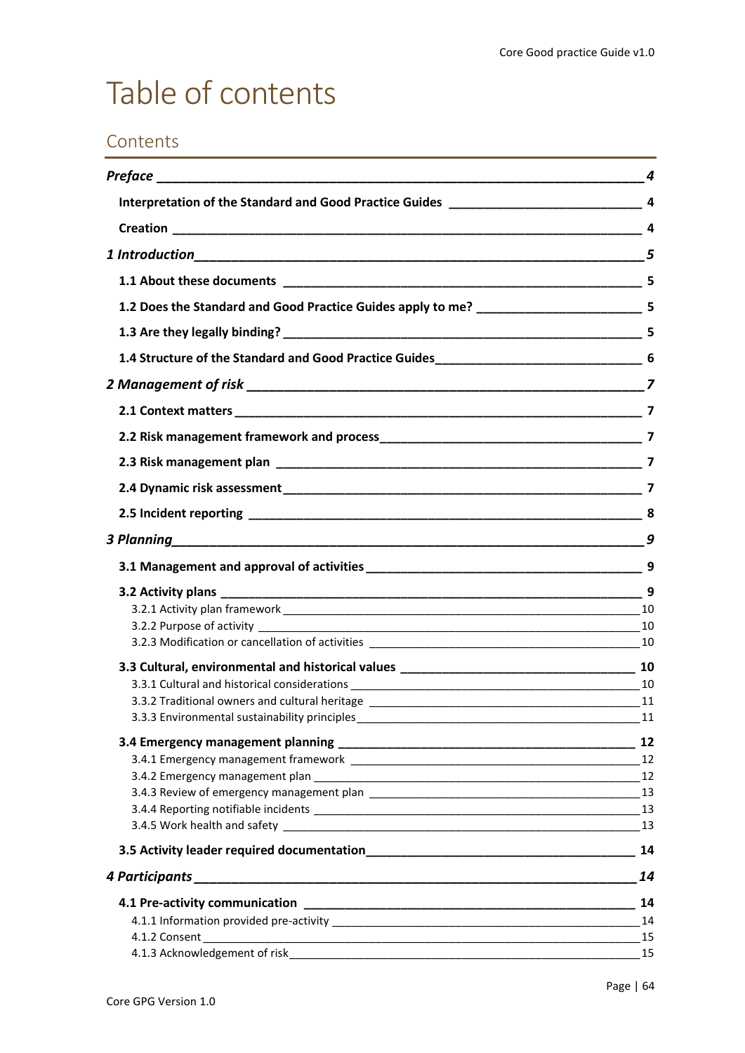# Table of contents

## Contents

*Preface* ___ *4*

**Interpretation of the Standard and Good Practice Guides** ___ **4**

**Creation** ___ **4**

*1 Introduction* ___ *5*

**1.1 About these documents** ___ **5**

**1.2 Does the Standard and Good Practice Guides apply to me?** ___ **5**

**1.3 Are they legally binding?** ___ **5**

**1.4 Structure of the Standard and Good Practice Guides** ___ **6**

*2 Management of risk* ___ *7*

**2.1 Context matters** ___ **7**

**2.2 Risk management framework and process** ___ **7**

**2.3 Risk management plan** ___ **7**

**2.4 Dynamic risk assessment** ___ **7**

**2.5 Incident reporting** ___ **8**

*3 Planning* ___ *9*

**3.1 Management and approval of activities** ___ **9**

**3.2 Activity plans** ___ **9**

3.2.1 Activity plan framework ___ 10

3.2.2 Purpose of activity ___ 10

3.2.3 Modification or cancellation of activities ___ 10

**3.3 Cultural, environmental and historical values** ___ **10**

3.3.1 Cultural and historical considerations ___ 10

3.3.2 Traditional owners and cultural heritage ___ 11

3.3.3 Environmental sustainability principles ___ 11

**3.4 Emergency management planning** ___ **12**

3.4.1 Emergency management framework ___ 12

3.4.2 Emergency management plan ___ 12

3.4.3 Review of emergency management plan ___ 13

3.4.4 Reporting notifiable incidents ___ 13

3.4.5 Work health and safety ___ 13

**3.5 Activity leader required documentation** ___ **14**

*4 Participants* ___ *14*

**4.1 Pre-activity communication** ___ **14**

4.1.1 Information provided pre-activity ___ 14

4.1.2 Consent ___ 15

4.1.3 Acknowledgement of risk ___ 15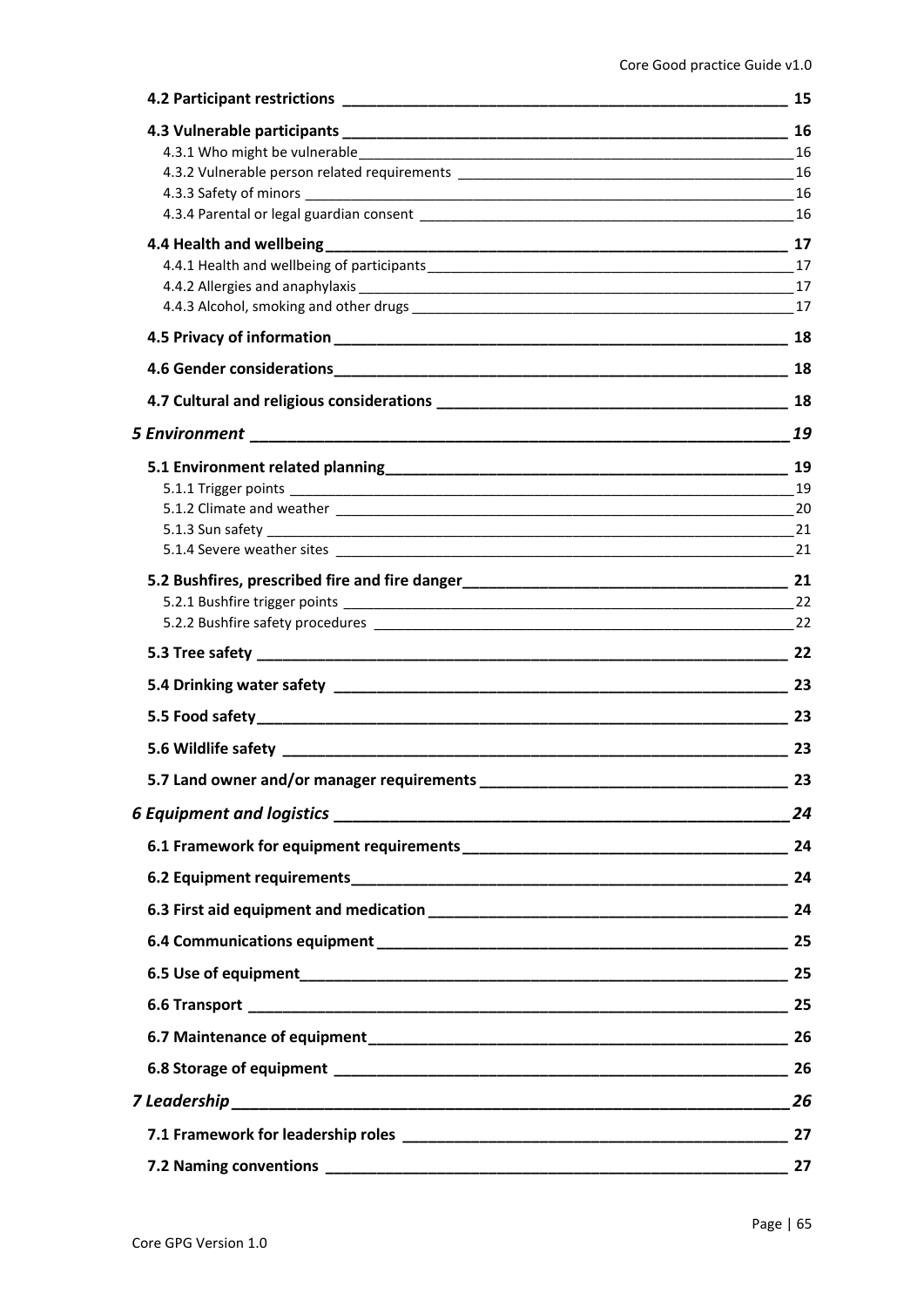**4.2 Participant restrictions** 15

**4.3 Vulnerable participants** 16

4.3.1 Who might be vulnerable 16

4.3.2 Vulnerable person related requirements 16

4.3.3 Safety of minors 16

4.3.4 Parental or legal guardian consent 16

**4.4 Health and wellbeing** 17

4.4.1 Health and wellbeing of participants 17

4.4.2 Allergies and anaphylaxis 17

4.4.3 Alcohol, smoking and other drugs 17

**4.5 Privacy of information** 18

**4.6 Gender considerations** 18

**4.7 Cultural and religious considerations** 18

***5 Environment*** ***19***

**5.1 Environment related planning** 19

5.1.1 Trigger points 19

5.1.2 Climate and weather 20

5.1.3 Sun safety 21

5.1.4 Severe weather sites 21

**5.2 Bushfires, prescribed fire and fire danger** 21

5.2.1 Bushfire trigger points 22

5.2.2 Bushfire safety procedures 22

**5.3 Tree safety** 22

**5.4 Drinking water safety** 23

**5.5 Food safety** 23

**5.6 Wildlife safety** 23

**5.7 Land owner and/or manager requirements** 23

***6 Equipment and logistics*** ***24***

**6.1 Framework for equipment requirements** 24

**6.2 Equipment requirements** 24

**6.3 First aid equipment and medication** 24

**6.4 Communications equipment** 25

**6.5 Use of equipment** 25

**6.6 Transport** 25

**6.7 Maintenance of equipment** 26

**6.8 Storage of equipment** 26

***7 Leadership*** ***26***

**7.1 Framework for leadership roles** 27

**7.2 Naming conventions** 27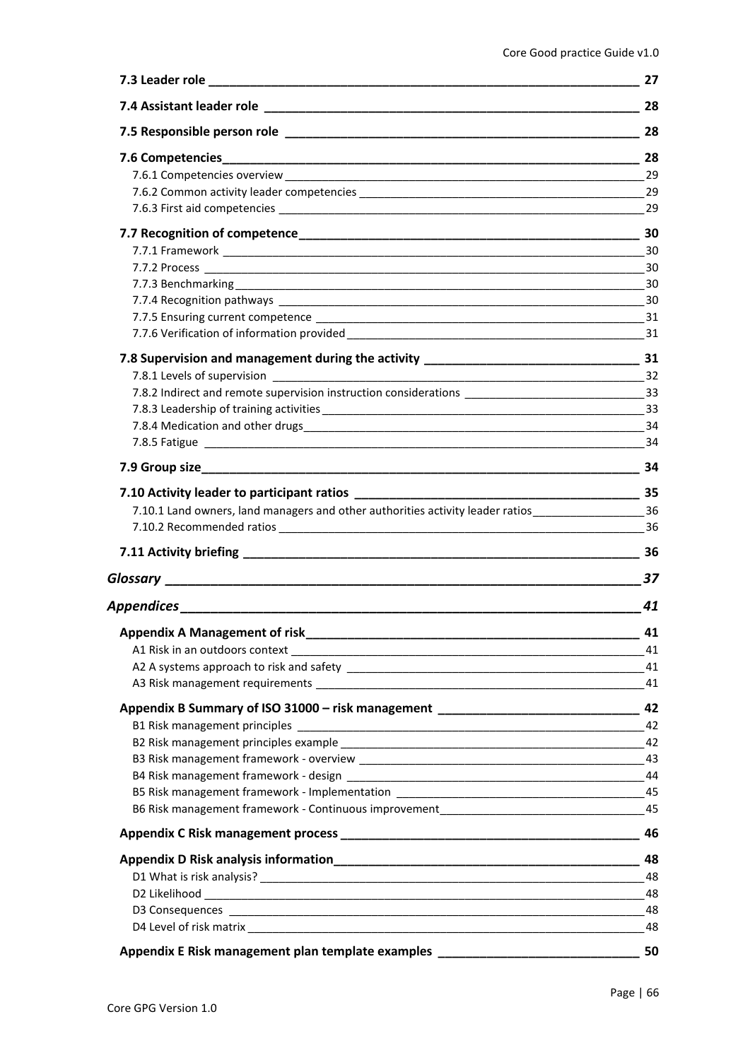**7.3 Leader role** 27

**7.4 Assistant leader role** 28

**7.5 Responsible person role** 28

**7.6 Competencies** 28

7.6.1 Competencies overview 29

7.6.2 Common activity leader competencies 29

7.6.3 First aid competencies 29

**7.7 Recognition of competence** 30

7.7.1 Framework 30

7.7.2 Process 30

7.7.3 Benchmarking 30

7.7.4 Recognition pathways 30

7.7.5 Ensuring current competence 31

7.7.6 Verification of information provided 31

**7.8 Supervision and management during the activity** 31

7.8.1 Levels of supervision 32

7.8.2 Indirect and remote supervision instruction considerations 33

7.8.3 Leadership of training activities 33

7.8.4 Medication and other drugs 34

7.8.5 Fatigue 34

**7.9 Group size** 34

**7.10 Activity leader to participant ratios** 35

7.10.1 Land owners, land managers and other authorities activity leader ratios 36

7.10.2 Recommended ratios 36

**7.11 Activity briefing** 36

***Glossary*** 37

***Appendices*** 41

**Appendix A Management of risk** 41

A1 Risk in an outdoors context 41

A2 A systems approach to risk and safety 41

A3 Risk management requirements 41

**Appendix B Summary of ISO 31000 – risk management** 42

B1 Risk management principles 42

B2 Risk management principles example 42

B3 Risk management framework - overview 43

B4 Risk management framework - design 44

B5 Risk management framework - Implementation 45

B6 Risk management framework - Continuous improvement 45

**Appendix C Risk management process** 46

**Appendix D Risk analysis information** 48

D1 What is risk analysis? 48

D2 Likelihood 48

D3 Consequences 48

D4 Level of risk matrix 48

**Appendix E Risk management plan template examples** 50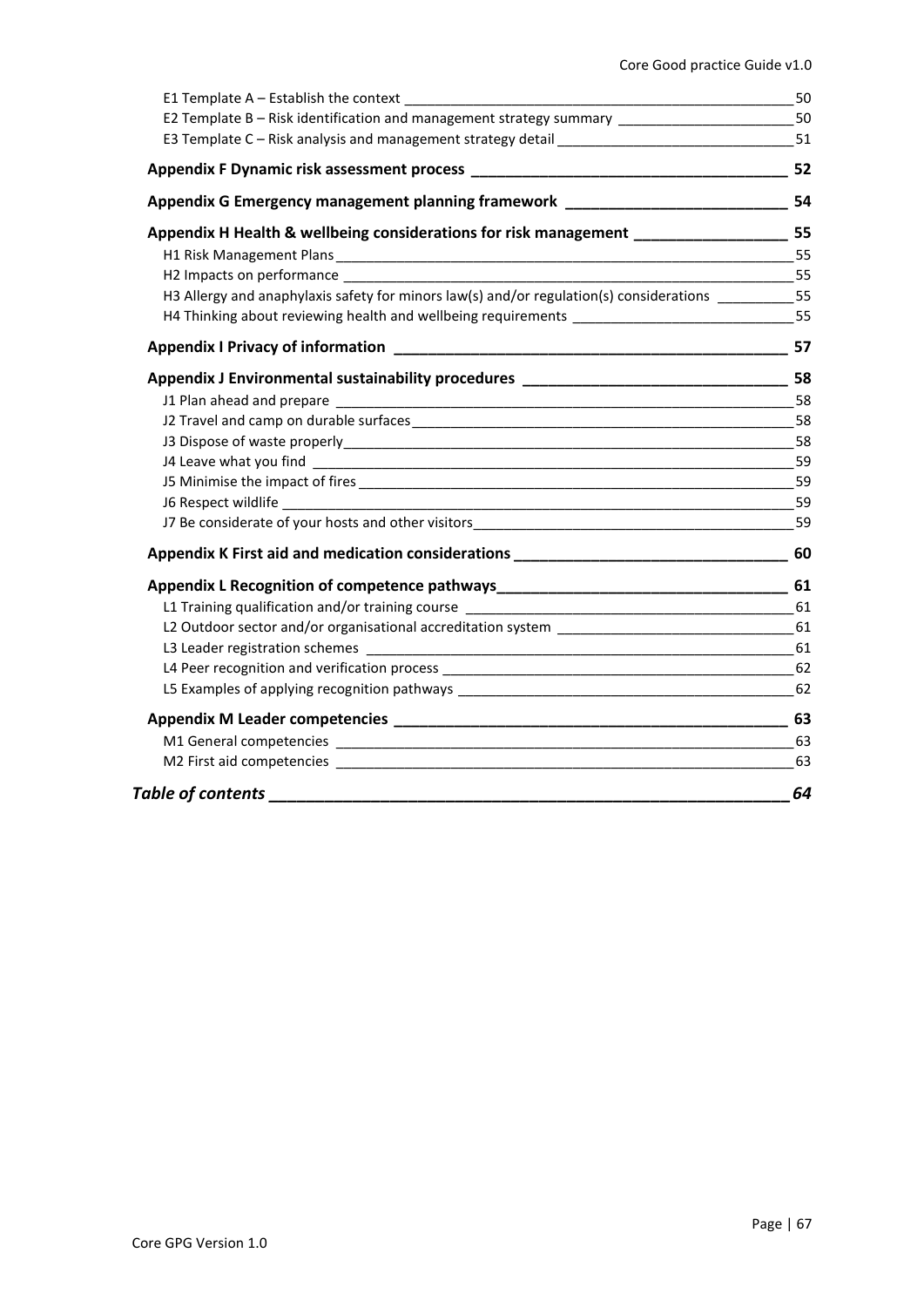E1 Template A – Establish the context ____ 50
E2 Template B – Risk identification and management strategy summary ____ 50
E3 Template C – Risk analysis and management strategy detail ____ 51

**Appendix F Dynamic risk assessment process ____ 52**

**Appendix G Emergency management planning framework ____ 54**

**Appendix H Health & wellbeing considerations for risk management ____ 55**

H1 Risk Management Plans ____ 55
H2 Impacts on performance ____ 55
H3 Allergy and anaphylaxis safety for minors law(s) and/or regulation(s) considerations ____ 55
H4 Thinking about reviewing health and wellbeing requirements ____ 55

**Appendix I Privacy of information ____ 57**

**Appendix J Environmental sustainability procedures ____ 58**

J1 Plan ahead and prepare ____ 58
J2 Travel and camp on durable surfaces ____ 58
J3 Dispose of waste properly ____ 58
J4 Leave what you find ____ 59
J5 Minimise the impact of fires ____ 59
J6 Respect wildlife ____ 59
J7 Be considerate of your hosts and other visitors ____ 59

**Appendix K First aid and medication considerations ____ 60**

**Appendix L Recognition of competence pathways ____ 61**

L1 Training qualification and/or training course ____ 61
L2 Outdoor sector and/or organisational accreditation system ____ 61
L3 Leader registration schemes ____ 61
L4 Peer recognition and verification process ____ 62
L5 Examples of applying recognition pathways ____ 62

**Appendix M Leader competencies ____ 63**

M1 General competencies ____ 63
M2 First aid competencies ____ 63

***Table of contents ____ 64***